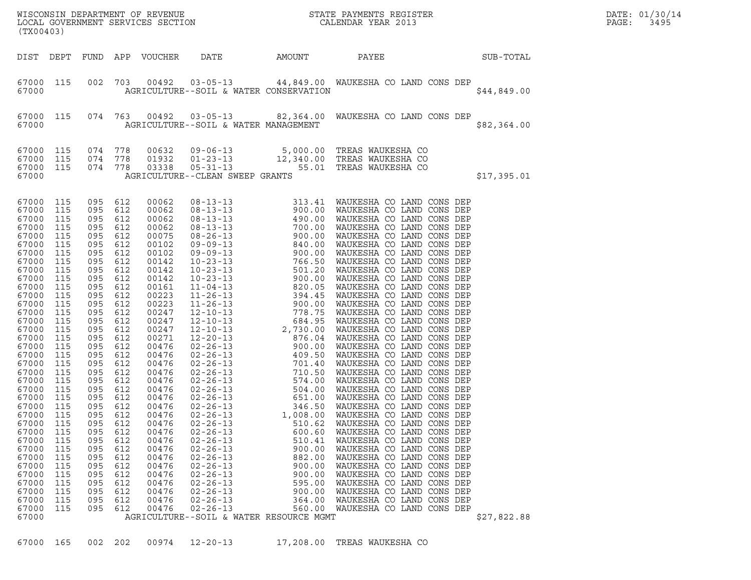WISCONSIN DEPARTMENT OF REVENUE
LOCAL GOVERNMENT SERVICES SECTION
(TX00403)

STATE PAYMENTS REGISTER
CALENDAR YEAR 2013

DATE: 01/30/14

| DIST | DEPT | FUND | APP | VOUCHER | DATE | AMOUNT | PAYEE | SUB-TOTAL |
|---|---|---|---|---|---|---|---|---|
| 67000 | 115 | 002 | 703 | 00492 | 03-05-13 | 44,849.00 | WAUKESHA CO LAND CONS DEP | |
| 67000 | | | | AGRICULTURE--SOIL & WATER CONSERVATION | | | | $44,849.00 |
| 67000 | 115 | 074 | 763 | 00492 | 03-05-13 | 82,364.00 | WAUKESHA CO LAND CONS DEP | |
| 67000 | | | | AGRICULTURE--SOIL & WATER MANAGEMENT | | | | $82,364.00 |
| 67000 | 115 | 074 | 778 | 00632 | 09-06-13 | 5,000.00 | TREAS WAUKESHA CO | |
| 67000 | 115 | 074 | 778 | 01932 | 01-23-13 | 12,340.00 | TREAS WAUKESHA CO | |
| 67000 | 115 | 074 | 778 | 03338 | 05-31-13 | 55.01 | TREAS WAUKESHA CO | |
| 67000 | | | | AGRICULTURE--CLEAN SWEEP GRANTS | | | | $17,395.01 |
| 67000 | 115 | 095 | 612 | 00062 | 08-13-13 | 313.41 | WAUKESHA CO LAND CONS DEP | |
| 67000 | 115 | 095 | 612 | 00062 | 08-13-13 | 900.00 | WAUKESHA CO LAND CONS DEP | |
| 67000 | 115 | 095 | 612 | 00062 | 08-13-13 | 490.00 | WAUKESHA CO LAND CONS DEP | |
| 67000 | 115 | 095 | 612 | 00062 | 08-13-13 | 700.00 | WAUKESHA CO LAND CONS DEP | |
| 67000 | 115 | 095 | 612 | 00075 | 08-26-13 | 900.00 | WAUKESHA CO LAND CONS DEP | |
| 67000 | 115 | 095 | 612 | 00102 | 09-09-13 | 840.00 | WAUKESHA CO LAND CONS DEP | |
| 67000 | 115 | 095 | 612 | 00102 | 09-09-13 | 900.00 | WAUKESHA CO LAND CONS DEP | |
| 67000 | 115 | 095 | 612 | 00142 | 10-23-13 | 766.50 | WAUKESHA CO LAND CONS DEP | |
| 67000 | 115 | 095 | 612 | 00142 | 10-23-13 | 501.20 | WAUKESHA CO LAND CONS DEP | |
| 67000 | 115 | 095 | 612 | 00142 | 10-23-13 | 900.00 | WAUKESHA CO LAND CONS DEP | |
| 67000 | 115 | 095 | 612 | 00161 | 11-04-13 | 820.05 | WAUKESHA CO LAND CONS DEP | |
| 67000 | 115 | 095 | 612 | 00223 | 11-26-13 | 394.45 | WAUKESHA CO LAND CONS DEP | |
| 67000 | 115 | 095 | 612 | 00223 | 11-26-13 | 900.00 | WAUKESHA CO LAND CONS DEP | |
| 67000 | 115 | 095 | 612 | 00247 | 12-10-13 | 778.75 | WAUKESHA CO LAND CONS DEP | |
| 67000 | 115 | 095 | 612 | 00247 | 12-10-13 | 684.95 | WAUKESHA CO LAND CONS DEP | |
| 67000 | 115 | 095 | 612 | 00247 | 12-10-13 | 2,730.00 | WAUKESHA CO LAND CONS DEP | |
| 67000 | 115 | 095 | 612 | 00271 | 12-20-13 | 876.04 | WAUKESHA CO LAND CONS DEP | |
| 67000 | 115 | 095 | 612 | 00476 | 02-26-13 | 900.00 | WAUKESHA CO LAND CONS DEP | |
| 67000 | 115 | 095 | 612 | 00476 | 02-26-13 | 409.50 | WAUKESHA CO LAND CONS DEP | |
| 67000 | 115 | 095 | 612 | 00476 | 02-26-13 | 701.40 | WAUKESHA CO LAND CONS DEP | |
| 67000 | 115 | 095 | 612 | 00476 | 02-26-13 | 710.50 | WAUKESHA CO LAND CONS DEP | |
| 67000 | 115 | 095 | 612 | 00476 | 02-26-13 | 574.00 | WAUKESHA CO LAND CONS DEP | |
| 67000 | 115 | 095 | 612 | 00476 | 02-26-13 | 504.00 | WAUKESHA CO LAND CONS DEP | |
| 67000 | 115 | 095 | 612 | 00476 | 02-26-13 | 651.00 | WAUKESHA CO LAND CONS DEP | |
| 67000 | 115 | 095 | 612 | 00476 | 02-26-13 | 346.50 | WAUKESHA CO LAND CONS DEP | |
| 67000 | 115 | 095 | 612 | 00476 | 02-26-13 | 1,008.00 | WAUKESHA CO LAND CONS DEP | |
| 67000 | 115 | 095 | 612 | 00476 | 02-26-13 | 510.62 | WAUKESHA CO LAND CONS DEP | |
| 67000 | 115 | 095 | 612 | 00476 | 02-26-13 | 600.60 | WAUKESHA CO LAND CONS DEP | |
| 67000 | 115 | 095 | 612 | 00476 | 02-26-13 | 510.41 | WAUKESHA CO LAND CONS DEP | |
| 67000 | 115 | 095 | 612 | 00476 | 02-26-13 | 900.00 | WAUKESHA CO LAND CONS DEP | |
| 67000 | 115 | 095 | 612 | 00476 | 02-26-13 | 882.00 | WAUKESHA CO LAND CONS DEP | |
| 67000 | 115 | 095 | 612 | 00476 | 02-26-13 | 900.00 | WAUKESHA CO LAND CONS DEP | |
| 67000 | 115 | 095 | 612 | 00476 | 02-26-13 | 900.00 | WAUKESHA CO LAND CONS DEP | |
| 67000 | 115 | 095 | 612 | 00476 | 02-26-13 | 595.00 | WAUKESHA CO LAND CONS DEP | |
| 67000 | 115 | 095 | 612 | 00476 | 02-26-13 | 900.00 | WAUKESHA CO LAND CONS DEP | |
| 67000 | 115 | 095 | 612 | 00476 | 02-26-13 | 364.00 | WAUKESHA CO LAND CONS DEP | |
| 67000 | 115 | 095 | 612 | 00476 | 02-26-13 | 560.00 | WAUKESHA CO LAND CONS DEP | |
| 67000 | | | | AGRICULTURE--SOIL & WATER RESOURCE MGMT | | | | $27,822.88 |
| 67000 | 165 | 002 | 202 | 00974 | 12-20-13 | 17,208.00 | TREAS WAUKESHA CO | |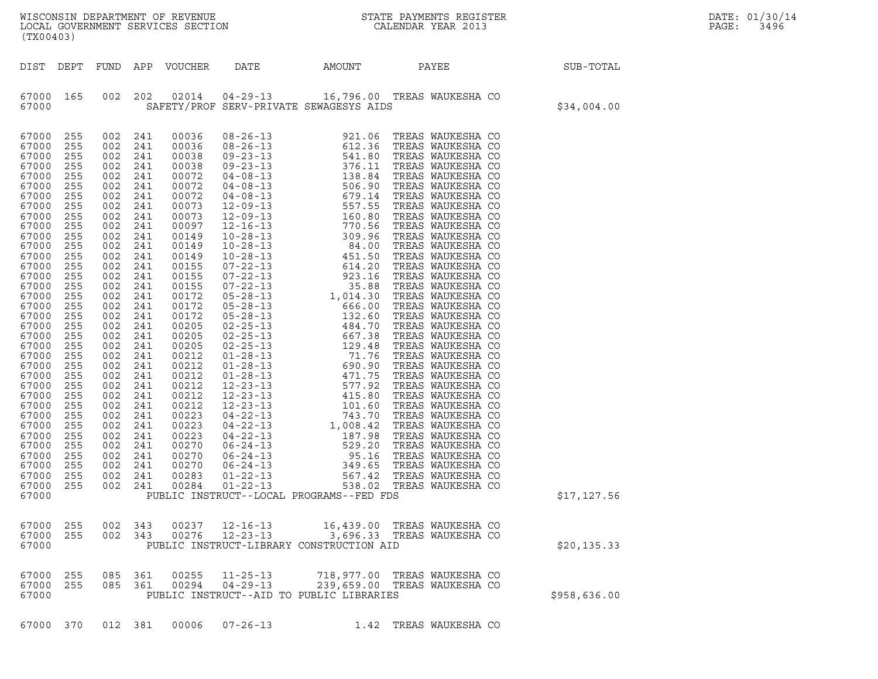WISCONSIN DEPARTMENT OF REVENUE
LOCAL GOVERNMENT SERVICES SECTION
(TX00403)

STATE PAYMENTS REGISTER
CALENDAR YEAR 2013

DATE: 01/30/14
PAGE: 3496

| DIST | DEPT | FUND | APP | VOUCHER | DATE | AMOUNT | PAYEE | SUB-TOTAL |
|---|---|---|---|---|---|---|---|---|
| 67000 | 165 | 002 | 202 | 02014 | 04-29-13 | 16,796.00 | TREAS WAUKESHA CO | |
| 67000 | | | | SAFETY/PROF SERV-PRIVATE SEWAGESYS AIDS | | | | $34,004.00 |
| 67000 | 255 | 002 | 241 | 00036 | 08-26-13 | 921.06 | TREAS WAUKESHA CO | |
| 67000 | 255 | 002 | 241 | 00036 | 08-26-13 | 612.36 | TREAS WAUKESHA CO | |
| 67000 | 255 | 002 | 241 | 00038 | 09-23-13 | 541.80 | TREAS WAUKESHA CO | |
| 67000 | 255 | 002 | 241 | 00038 | 09-23-13 | 376.11 | TREAS WAUKESHA CO | |
| 67000 | 255 | 002 | 241 | 00072 | 04-08-13 | 138.84 | TREAS WAUKESHA CO | |
| 67000 | 255 | 002 | 241 | 00072 | 04-08-13 | 506.90 | TREAS WAUKESHA CO | |
| 67000 | 255 | 002 | 241 | 00072 | 04-08-13 | 679.14 | TREAS WAUKESHA CO | |
| 67000 | 255 | 002 | 241 | 00073 | 12-09-13 | 557.55 | TREAS WAUKESHA CO | |
| 67000 | 255 | 002 | 241 | 00073 | 12-09-13 | 160.80 | TREAS WAUKESHA CO | |
| 67000 | 255 | 002 | 241 | 00097 | 12-16-13 | 770.56 | TREAS WAUKESHA CO | |
| 67000 | 255 | 002 | 241 | 00149 | 10-28-13 | 309.96 | TREAS WAUKESHA CO | |
| 67000 | 255 | 002 | 241 | 00149 | 10-28-13 | 84.00 | TREAS WAUKESHA CO | |
| 67000 | 255 | 002 | 241 | 00149 | 10-28-13 | 451.50 | TREAS WAUKESHA CO | |
| 67000 | 255 | 002 | 241 | 00155 | 07-22-13 | 614.20 | TREAS WAUKESHA CO | |
| 67000 | 255 | 002 | 241 | 00155 | 07-22-13 | 923.16 | TREAS WAUKESHA CO | |
| 67000 | 255 | 002 | 241 | 00155 | 07-22-13 | 35.88 | TREAS WAUKESHA CO | |
| 67000 | 255 | 002 | 241 | 00172 | 05-28-13 | 1,014.30 | TREAS WAUKESHA CO | |
| 67000 | 255 | 002 | 241 | 00172 | 05-28-13 | 666.00 | TREAS WAUKESHA CO | |
| 67000 | 255 | 002 | 241 | 00172 | 05-28-13 | 132.60 | TREAS WAUKESHA CO | |
| 67000 | 255 | 002 | 241 | 00205 | 02-25-13 | 484.70 | TREAS WAUKESHA CO | |
| 67000 | 255 | 002 | 241 | 00205 | 02-25-13 | 667.38 | TREAS WAUKESHA CO | |
| 67000 | 255 | 002 | 241 | 00205 | 02-25-13 | 129.48 | TREAS WAUKESHA CO | |
| 67000 | 255 | 002 | 241 | 00212 | 01-28-13 | 71.76 | TREAS WAUKESHA CO | |
| 67000 | 255 | 002 | 241 | 00212 | 01-28-13 | 690.90 | TREAS WAUKESHA CO | |
| 67000 | 255 | 002 | 241 | 00212 | 01-28-13 | 471.75 | TREAS WAUKESHA CO | |
| 67000 | 255 | 002 | 241 | 00212 | 12-23-13 | 577.92 | TREAS WAUKESHA CO | |
| 67000 | 255 | 002 | 241 | 00212 | 12-23-13 | 415.80 | TREAS WAUKESHA CO | |
| 67000 | 255 | 002 | 241 | 00212 | 12-23-13 | 101.60 | TREAS WAUKESHA CO | |
| 67000 | 255 | 002 | 241 | 00223 | 04-22-13 | 743.70 | TREAS WAUKESHA CO | |
| 67000 | 255 | 002 | 241 | 00223 | 04-22-13 | 1,008.42 | TREAS WAUKESHA CO | |
| 67000 | 255 | 002 | 241 | 00223 | 04-22-13 | 187.98 | TREAS WAUKESHA CO | |
| 67000 | 255 | 002 | 241 | 00270 | 06-24-13 | 529.20 | TREAS WAUKESHA CO | |
| 67000 | 255 | 002 | 241 | 00270 | 06-24-13 | 95.16 | TREAS WAUKESHA CO | |
| 67000 | 255 | 002 | 241 | 00270 | 06-24-13 | 349.65 | TREAS WAUKESHA CO | |
| 67000 | 255 | 002 | 241 | 00283 | 01-22-13 | 567.42 | TREAS WAUKESHA CO | |
| 67000 | 255 | 002 | 241 | 00284 | 01-22-13 | 538.02 | TREAS WAUKESHA CO | |
| 67000 | | | | PUBLIC INSTRUCT--LOCAL PROGRAMS--FED FDS | | | | $17,127.56 |
| 67000 | 255 | 002 | 343 | 00237 | 12-16-13 | 16,439.00 | TREAS WAUKESHA CO | |
| 67000 | 255 | 002 | 343 | 00276 | 12-23-13 | 3,696.33 | TREAS WAUKESHA CO | |
| 67000 | | | | PUBLIC INSTRUCT-LIBRARY CONSTRUCTION AID | | | | $20,135.33 |
| 67000 | 255 | 085 | 361 | 00255 | 11-25-13 | 718,977.00 | TREAS WAUKESHA CO | |
| 67000 | 255 | 085 | 361 | 00294 | 04-29-13 | 239,659.00 | TREAS WAUKESHA CO | |
| 67000 | | | | PUBLIC INSTRUCT--AID TO PUBLIC LIBRARIES | | | | $958,636.00 |
| 67000 | 370 | 012 | 381 | 00006 | 07-26-13 | 1.42 | TREAS WAUKESHA CO | |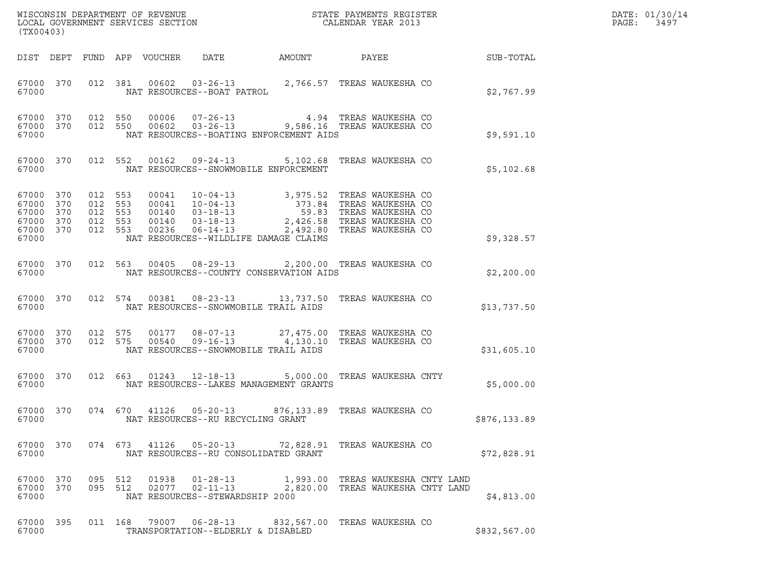WISCONSIN DEPARTMENT OF REVENUE
LOCAL GOVERNMENT SERVICES SECTION
(TX00403)

STATE PAYMENTS REGISTER
CALENDAR YEAR 2013

DATE: 01/30/14
PAGE: 3497

| DIST | DEPT | FUND | APP | VOUCHER | DATE | AMOUNT | PAYEE | SUB-TOTAL |
|---|---|---|---|---|---|---|---|---|
| 67000 | 370 | 012 | 381 | 00602 | 03-26-13 | 2,766.57 | TREAS WAUKESHA CO | |
| 67000 | | | | NAT RESOURCES--BOAT PATROL | | | | $2,767.99 |
| 67000 | 370 | 012 | 550 | 00006 | 07-26-13 | 4.94 | TREAS WAUKESHA CO | |
| 67000 | 370 | 012 | 550 | 00602 | 03-26-13 | 9,586.16 | TREAS WAUKESHA CO | |
| 67000 | | | | NAT RESOURCES--BOATING ENFORCEMENT AIDS | | | | $9,591.10 |
| 67000 | 370 | 012 | 552 | 00162 | 09-24-13 | 5,102.68 | TREAS WAUKESHA CO | |
| 67000 | | | | NAT RESOURCES--SNOWMOBILE ENFORCEMENT | | | | $5,102.68 |
| 67000 | 370 | 012 | 553 | 00041 | 10-04-13 | 3,975.52 | TREAS WAUKESHA CO | |
| 67000 | 370 | 012 | 553 | 00041 | 10-04-13 | 373.84 | TREAS WAUKESHA CO | |
| 67000 | 370 | 012 | 553 | 00140 | 03-18-13 | 59.83 | TREAS WAUKESHA CO | |
| 67000 | 370 | 012 | 553 | 00140 | 03-18-13 | 2,426.58 | TREAS WAUKESHA CO | |
| 67000 | 370 | 012 | 553 | 00236 | 06-14-13 | 2,492.80 | TREAS WAUKESHA CO | |
| 67000 | | | | NAT RESOURCES--WILDLIFE DAMAGE CLAIMS | | | | $9,328.57 |
| 67000 | 370 | 012 | 563 | 00405 | 08-29-13 | 2,200.00 | TREAS WAUKESHA CO | |
| 67000 | | | | NAT RESOURCES--COUNTY CONSERVATION AIDS | | | | $2,200.00 |
| 67000 | 370 | 012 | 574 | 00381 | 08-23-13 | 13,737.50 | TREAS WAUKESHA CO | |
| 67000 | | | | NAT RESOURCES--SNOWMOBILE TRAIL AIDS | | | | $13,737.50 |
| 67000 | 370 | 012 | 575 | 00177 | 08-07-13 | 27,475.00 | TREAS WAUKESHA CO | |
| 67000 | 370 | 012 | 575 | 00540 | 09-16-13 | 4,130.10 | TREAS WAUKESHA CO | |
| 67000 | | | | NAT RESOURCES--SNOWMOBILE TRAIL AIDS | | | | $31,605.10 |
| 67000 | 370 | 012 | 663 | 01243 | 12-18-13 | 5,000.00 | TREAS WAUKESHA CNTY | |
| 67000 | | | | NAT RESOURCES--LAKES MANAGEMENT GRANTS | | | | $5,000.00 |
| 67000 | 370 | 074 | 670 | 41126 | 05-20-13 | 876,133.89 | TREAS WAUKESHA CO | |
| 67000 | | | | NAT RESOURCES--RU RECYCLING GRANT | | | | $876,133.89 |
| 67000 | 370 | 074 | 673 | 41126 | 05-20-13 | 72,828.91 | TREAS WAUKESHA CO | |
| 67000 | | | | NAT RESOURCES--RU CONSOLIDATED GRANT | | | | $72,828.91 |
| 67000 | 370 | 095 | 512 | 01938 | 01-28-13 | 1,993.00 | TREAS WAUKESHA CNTY LAND | |
| 67000 | 370 | 095 | 512 | 02077 | 02-11-13 | 2,820.00 | TREAS WAUKESHA CNTY LAND | |
| 67000 | | | | NAT RESOURCES--STEWARDSHIP 2000 | | | | $4,813.00 |
| 67000 | 395 | 011 | 168 | 79007 | 06-28-13 | 832,567.00 | TREAS WAUKESHA CO | |
| 67000 | | | | TRANSPORTATION--ELDERLY & DISABLED | | | | $832,567.00 |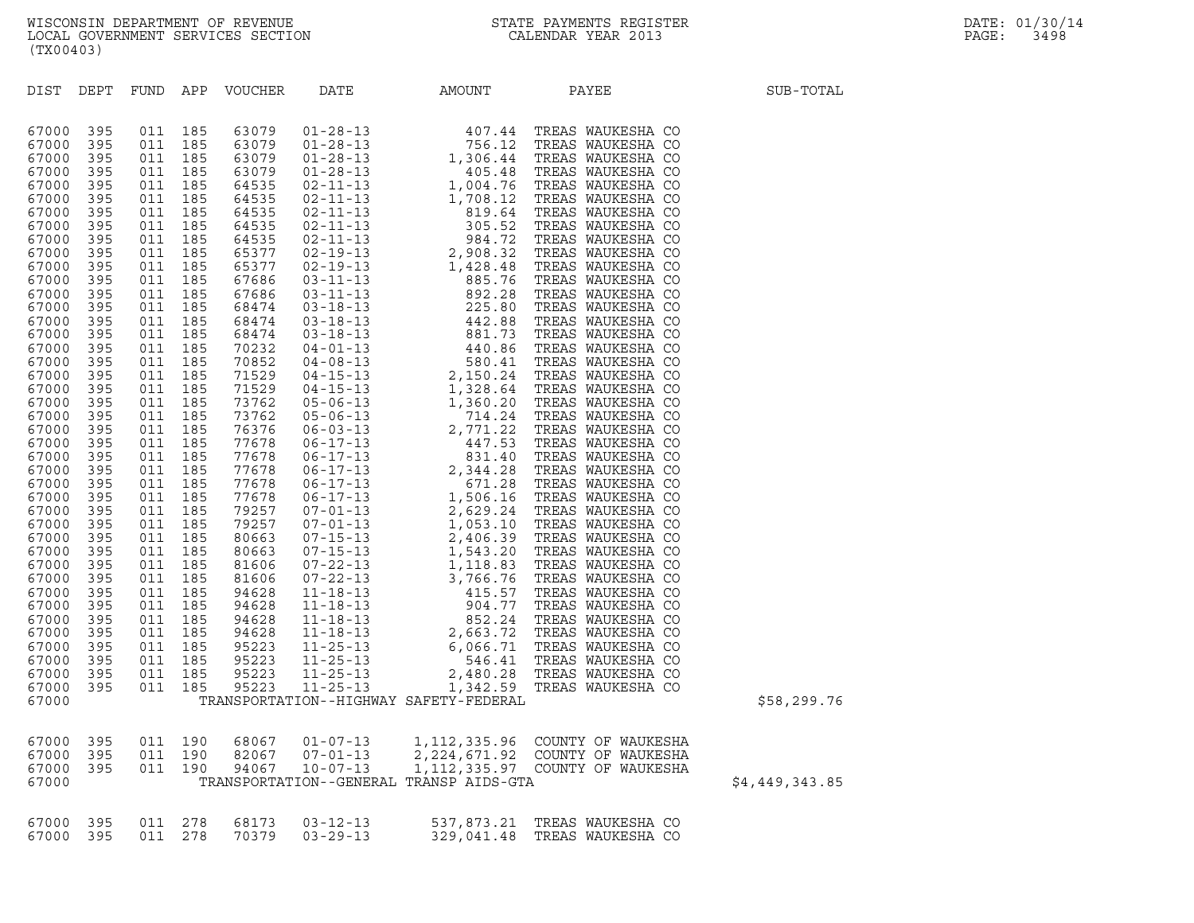WISCONSIN DEPARTMENT OF REVENUE
LOCAL GOVERNMENT SERVICES SECTION
(TX00403)

STATE PAYMENTS REGISTER
CALENDAR YEAR 2013

DATE: 01/30/14

| DIST | DEPT | FUND | APP | VOUCHER | DATE | AMOUNT | PAYEE | SUB-TOTAL |
|---|---|---|---|---|---|---|---|---|
| 67000 | 395 | 011 | 185 | 63079 | 01-28-13 | 407.44 | TREAS WAUKESHA CO | |
| 67000 | 395 | 011 | 185 | 63079 | 01-28-13 | 756.12 | TREAS WAUKESHA CO | |
| 67000 | 395 | 011 | 185 | 63079 | 01-28-13 | 1,306.44 | TREAS WAUKESHA CO | |
| 67000 | 395 | 011 | 185 | 63079 | 01-28-13 | 405.48 | TREAS WAUKESHA CO | |
| 67000 | 395 | 011 | 185 | 64535 | 02-11-13 | 1,004.76 | TREAS WAUKESHA CO | |
| 67000 | 395 | 011 | 185 | 64535 | 02-11-13 | 1,708.12 | TREAS WAUKESHA CO | |
| 67000 | 395 | 011 | 185 | 64535 | 02-11-13 | 819.64 | TREAS WAUKESHA CO | |
| 67000 | 395 | 011 | 185 | 64535 | 02-11-13 | 305.52 | TREAS WAUKESHA CO | |
| 67000 | 395 | 011 | 185 | 64535 | 02-11-13 | 984.72 | TREAS WAUKESHA CO | |
| 67000 | 395 | 011 | 185 | 65377 | 02-19-13 | 2,908.32 | TREAS WAUKESHA CO | |
| 67000 | 395 | 011 | 185 | 65377 | 02-19-13 | 1,428.48 | TREAS WAUKESHA CO | |
| 67000 | 395 | 011 | 185 | 67686 | 03-11-13 | 885.76 | TREAS WAUKESHA CO | |
| 67000 | 395 | 011 | 185 | 67686 | 03-11-13 | 892.28 | TREAS WAUKESHA CO | |
| 67000 | 395 | 011 | 185 | 68474 | 03-18-13 | 225.80 | TREAS WAUKESHA CO | |
| 67000 | 395 | 011 | 185 | 68474 | 03-18-13 | 442.88 | TREAS WAUKESHA CO | |
| 67000 | 395 | 011 | 185 | 68474 | 03-18-13 | 881.73 | TREAS WAUKESHA CO | |
| 67000 | 395 | 011 | 185 | 70232 | 04-01-13 | 440.86 | TREAS WAUKESHA CO | |
| 67000 | 395 | 011 | 185 | 70852 | 04-08-13 | 580.41 | TREAS WAUKESHA CO | |
| 67000 | 395 | 011 | 185 | 71529 | 04-15-13 | 2,150.24 | TREAS WAUKESHA CO | |
| 67000 | 395 | 011 | 185 | 71529 | 04-15-13 | 1,328.64 | TREAS WAUKESHA CO | |
| 67000 | 395 | 011 | 185 | 73762 | 05-06-13 | 1,360.20 | TREAS WAUKESHA CO | |
| 67000 | 395 | 011 | 185 | 73762 | 05-06-13 | 714.24 | TREAS WAUKESHA CO | |
| 67000 | 395 | 011 | 185 | 76376 | 06-03-13 | 2,771.22 | TREAS WAUKESHA CO | |
| 67000 | 395 | 011 | 185 | 77678 | 06-17-13 | 447.53 | TREAS WAUKESHA CO | |
| 67000 | 395 | 011 | 185 | 77678 | 06-17-13 | 831.40 | TREAS WAUKESHA CO | |
| 67000 | 395 | 011 | 185 | 77678 | 06-17-13 | 2,344.28 | TREAS WAUKESHA CO | |
| 67000 | 395 | 011 | 185 | 77678 | 06-17-13 | 671.28 | TREAS WAUKESHA CO | |
| 67000 | 395 | 011 | 185 | 77678 | 06-17-13 | 1,506.16 | TREAS WAUKESHA CO | |
| 67000 | 395 | 011 | 185 | 79257 | 07-01-13 | 2,629.24 | TREAS WAUKESHA CO | |
| 67000 | 395 | 011 | 185 | 79257 | 07-01-13 | 1,053.10 | TREAS WAUKESHA CO | |
| 67000 | 395 | 011 | 185 | 80663 | 07-15-13 | 2,406.39 | TREAS WAUKESHA CO | |
| 67000 | 395 | 011 | 185 | 80663 | 07-15-13 | 1,543.20 | TREAS WAUKESHA CO | |
| 67000 | 395 | 011 | 185 | 81606 | 07-22-13 | 1,118.83 | TREAS WAUKESHA CO | |
| 67000 | 395 | 011 | 185 | 81606 | 07-22-13 | 3,766.76 | TREAS WAUKESHA CO | |
| 67000 | 395 | 011 | 185 | 94628 | 11-18-13 | 415.57 | TREAS WAUKESHA CO | |
| 67000 | 395 | 011 | 185 | 94628 | 11-18-13 | 904.77 | TREAS WAUKESHA CO | |
| 67000 | 395 | 011 | 185 | 94628 | 11-18-13 | 852.24 | TREAS WAUKESHA CO | |
| 67000 | 395 | 011 | 185 | 94628 | 11-18-13 | 2,663.72 | TREAS WAUKESHA CO | |
| 67000 | 395 | 011 | 185 | 95223 | 11-25-13 | 6,066.71 | TREAS WAUKESHA CO | |
| 67000 | 395 | 011 | 185 | 95223 | 11-25-13 | 546.41 | TREAS WAUKESHA CO | |
| 67000 | 395 | 011 | 185 | 95223 | 11-25-13 | 2,480.28 | TREAS WAUKESHA CO | |
| 67000 | 395 | 011 | 185 | 95223 | 11-25-13 | 1,342.59 | TREAS WAUKESHA CO | |
| 67000 | | | | TRANSPORTATION--HIGHWAY SAFETY-FEDERAL | | | | $58,299.76 |
| 67000 | 395 | 011 | 190 | 68067 | 01-07-13 | 1,112,335.96 | COUNTY OF WAUKESHA | |
| 67000 | 395 | 011 | 190 | 82067 | 07-01-13 | 2,224,671.92 | COUNTY OF WAUKESHA | |
| 67000 | 395 | 011 | 190 | 94067 | 10-07-13 | 1,112,335.97 | COUNTY OF WAUKESHA | |
| 67000 | | | | TRANSPORTATION--GENERAL TRANSP AIDS-GTA | | | | $4,449,343.85 |
| 67000 | 395 | 011 | 278 | 68173 | 03-12-13 | 537,873.21 | TREAS WAUKESHA CO | |
| 67000 | 395 | 011 | 278 | 70379 | 03-29-13 | 329,041.48 | TREAS WAUKESHA CO | |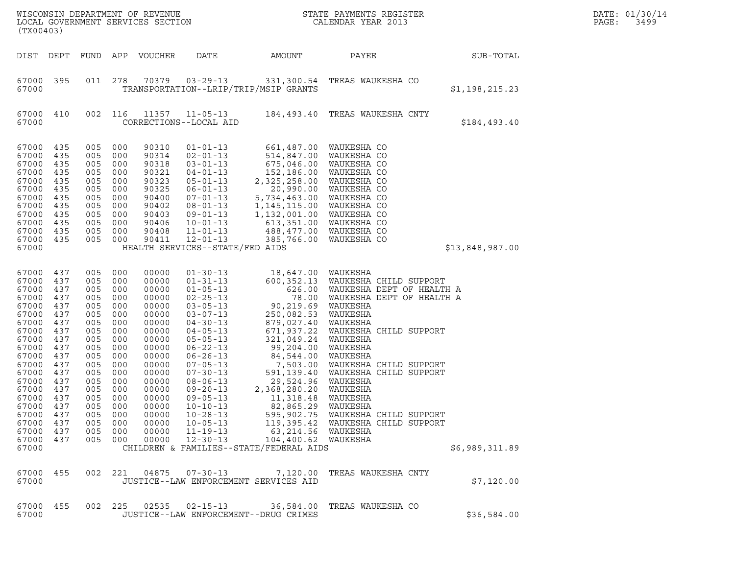WISCONSIN DEPARTMENT OF REVENUE
LOCAL GOVERNMENT SERVICES SECTION
(TX00403)

STATE PAYMENTS REGISTER
CALENDAR YEAR 2013

DATE: 01/30/14
PAGE: 3499

| DIST | DEPT | FUND | APP | VOUCHER | DATE | AMOUNT | PAYEE | SUB-TOTAL |
|---|---|---|---|---|---|---|---|---|
| 67000 | 395 | 011 | 278 | 70379 | 03-29-13 | 331,300.54 | TREAS WAUKESHA CO | |
| 67000 | | | | | TRANSPORTATION--LRIP/TRIP/MSIP GRANTS | | | $1,198,215.23 |
| 67000 | 410 | 002 | 116 | 11357 | 11-05-13 | 184,493.40 | TREAS WAUKESHA CNTY | |
| 67000 | | | | | CORRECTIONS--LOCAL AID | | | $184,493.40 |
| 67000 | 435 | 005 | 000 | 90310 | 01-01-13 | 661,487.00 | WAUKESHA CO | |
| 67000 | 435 | 005 | 000 | 90314 | 02-01-13 | 514,847.00 | WAUKESHA CO | |
| 67000 | 435 | 005 | 000 | 90318 | 03-01-13 | 675,046.00 | WAUKESHA CO | |
| 67000 | 435 | 005 | 000 | 90321 | 04-01-13 | 152,186.00 | WAUKESHA CO | |
| 67000 | 435 | 005 | 000 | 90323 | 05-01-13 | 2,325,258.00 | WAUKESHA CO | |
| 67000 | 435 | 005 | 000 | 90325 | 06-01-13 | 20,990.00 | WAUKESHA CO | |
| 67000 | 435 | 005 | 000 | 90400 | 07-01-13 | 5,734,463.00 | WAUKESHA CO | |
| 67000 | 435 | 005 | 000 | 90402 | 08-01-13 | 1,145,115.00 | WAUKESHA CO | |
| 67000 | 435 | 005 | 000 | 90403 | 09-01-13 | 1,132,001.00 | WAUKESHA CO | |
| 67000 | 435 | 005 | 000 | 90406 | 10-01-13 | 613,351.00 | WAUKESHA CO | |
| 67000 | 435 | 005 | 000 | 90408 | 11-01-13 | 488,477.00 | WAUKESHA CO | |
| 67000 | 435 | 005 | 000 | 90411 | 12-01-13 | 385,766.00 | WAUKESHA CO | |
| 67000 | | | | | HEALTH SERVICES--STATE/FED AIDS | | | $13,848,987.00 |
| 67000 | 437 | 005 | 000 | 00000 | 01-30-13 | 18,647.00 | WAUKESHA | |
| 67000 | 437 | 005 | 000 | 00000 | 01-31-13 | 600,352.13 | WAUKESHA CHILD SUPPORT | |
| 67000 | 437 | 005 | 000 | 00000 | 01-05-13 | 626.00 | WAUKESHA DEPT OF HEALTH A | |
| 67000 | 437 | 005 | 000 | 00000 | 02-25-13 | 78.00 | WAUKESHA DEPT OF HEALTH A | |
| 67000 | 437 | 005 | 000 | 00000 | 03-05-13 | 90,219.69 | WAUKESHA | |
| 67000 | 437 | 005 | 000 | 00000 | 03-07-13 | 250,082.53 | WAUKESHA | |
| 67000 | 437 | 005 | 000 | 00000 | 04-30-13 | 879,027.40 | WAUKESHA | |
| 67000 | 437 | 005 | 000 | 00000 | 04-05-13 | 671,937.22 | WAUKESHA CHILD SUPPORT | |
| 67000 | 437 | 005 | 000 | 00000 | 05-05-13 | 321,049.24 | WAUKESHA | |
| 67000 | 437 | 005 | 000 | 00000 | 06-22-13 | 99,204.00 | WAUKESHA | |
| 67000 | 437 | 005 | 000 | 00000 | 06-26-13 | 84,544.00 | WAUKESHA | |
| 67000 | 437 | 005 | 000 | 00000 | 07-05-13 | 7,503.00 | WAUKESHA CHILD SUPPORT | |
| 67000 | 437 | 005 | 000 | 00000 | 07-30-13 | 591,139.40 | WAUKESHA CHILD SUPPORT | |
| 67000 | 437 | 005 | 000 | 00000 | 08-06-13 | 29,524.96 | WAUKESHA | |
| 67000 | 437 | 005 | 000 | 00000 | 09-20-13 | 2,368,280.20 | WAUKESHA | |
| 67000 | 437 | 005 | 000 | 00000 | 09-05-13 | 11,318.48 | WAUKESHA | |
| 67000 | 437 | 005 | 000 | 00000 | 10-10-13 | 82,865.29 | WAUKESHA | |
| 67000 | 437 | 005 | 000 | 00000 | 10-28-13 | 595,902.75 | WAUKESHA CHILD SUPPORT | |
| 67000 | 437 | 005 | 000 | 00000 | 10-05-13 | 119,395.42 | WAUKESHA CHILD SUPPORT | |
| 67000 | 437 | 005 | 000 | 00000 | 11-19-13 | 63,214.56 | WAUKESHA | |
| 67000 | 437 | 005 | 000 | 00000 | 12-30-13 | 104,400.62 | WAUKESHA | |
| 67000 | | | | | CHILDREN & FAMILIES--STATE/FEDERAL AIDS | | | $6,989,311.89 |
| 67000 | 455 | 002 | 221 | 04875 | 07-30-13 | 7,120.00 | TREAS WAUKESHA CNTY | |
| 67000 | | | | | JUSTICE--LAW ENFORCEMENT SERVICES AID | | | $7,120.00 |
| 67000 | 455 | 002 | 225 | 02535 | 02-15-13 | 36,584.00 | TREAS WAUKESHA CO | |
| 67000 | | | | | JUSTICE--LAW ENFORCEMENT--DRUG CRIMES | | | $36,584.00 |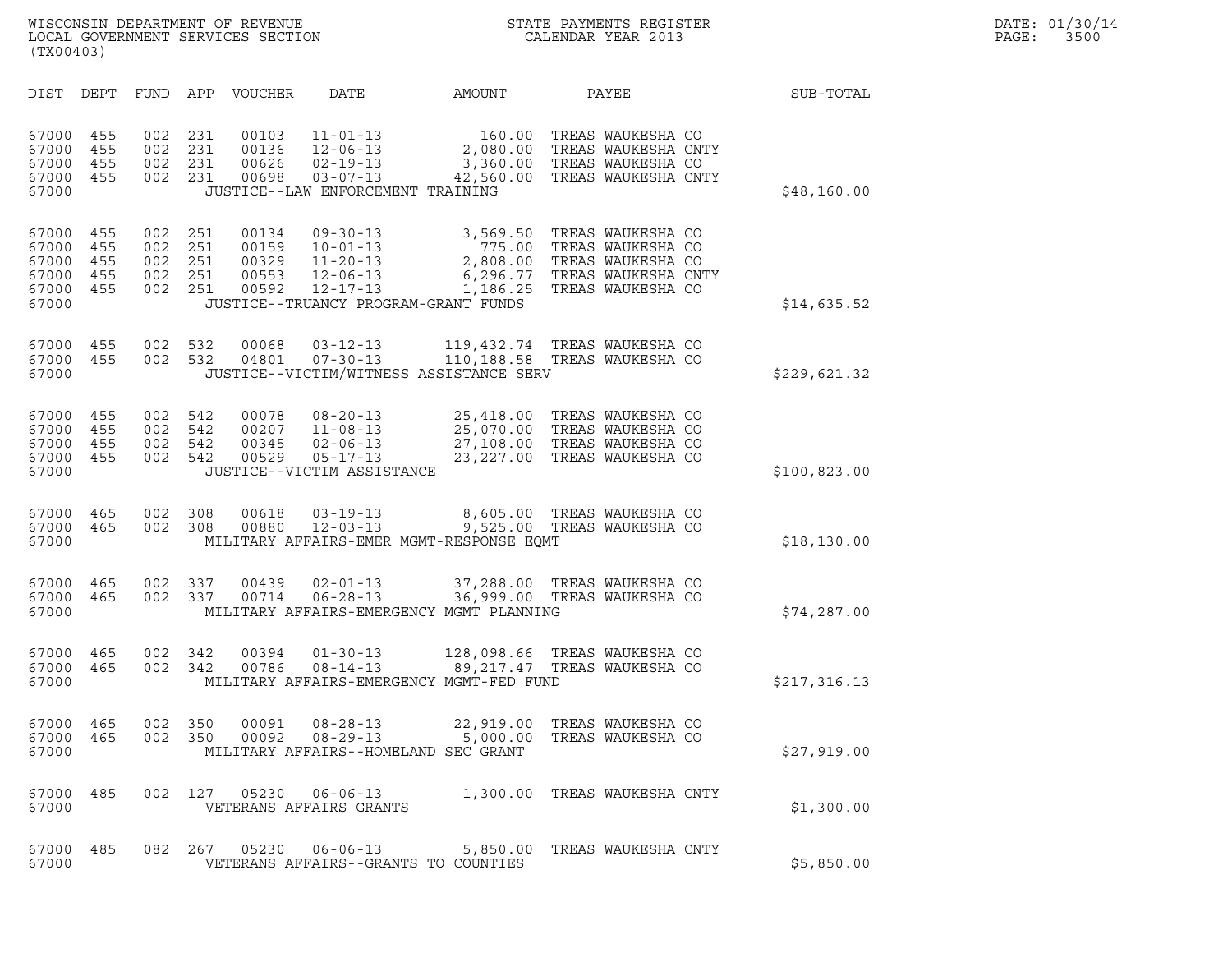WISCONSIN DEPARTMENT OF REVENUE
LOCAL GOVERNMENT SERVICES SECTION
(TX00403)

STATE PAYMENTS REGISTER
CALENDAR YEAR 2013

DATE: 01/30/14
PAGE: 3500

| DIST | DEPT | FUND | APP | VOUCHER | DATE | AMOUNT | PAYEE | SUB-TOTAL |
|---|---|---|---|---|---|---|---|---|
| 67000 | 455 | 002 | 231 | 00103 | 11-01-13 | 160.00 | TREAS WAUKESHA CO | |
| 67000 | 455 | 002 | 231 | 00136 | 12-06-13 | 2,080.00 | TREAS WAUKESHA CNTY | |
| 67000 | 455 | 002 | 231 | 00626 | 02-19-13 | 3,360.00 | TREAS WAUKESHA CO | |
| 67000 | 455 | 002 | 231 | 00698 | 03-07-13 | 42,560.00 | TREAS WAUKESHA CNTY | |
| 67000 | | | | JUSTICE--LAW ENFORCEMENT TRAINING | | | | $48,160.00 |
| 67000 | 455 | 002 | 251 | 00134 | 09-30-13 | 3,569.50 | TREAS WAUKESHA CO | |
| 67000 | 455 | 002 | 251 | 00159 | 10-01-13 | 775.00 | TREAS WAUKESHA CO | |
| 67000 | 455 | 002 | 251 | 00329 | 11-20-13 | 2,808.00 | TREAS WAUKESHA CO | |
| 67000 | 455 | 002 | 251 | 00553 | 12-06-13 | 6,296.77 | TREAS WAUKESHA CNTY | |
| 67000 | 455 | 002 | 251 | 00592 | 12-17-13 | 1,186.25 | TREAS WAUKESHA CO | |
| 67000 | | | | JUSTICE--TRUANCY PROGRAM-GRANT FUNDS | | | | $14,635.52 |
| 67000 | 455 | 002 | 532 | 00068 | 03-12-13 | 119,432.74 | TREAS WAUKESHA CO | |
| 67000 | 455 | 002 | 532 | 04801 | 07-30-13 | 110,188.58 | TREAS WAUKESHA CO | |
| 67000 | | | | JUSTICE--VICTIM/WITNESS ASSISTANCE SERV | | | | $229,621.32 |
| 67000 | 455 | 002 | 542 | 00078 | 08-20-13 | 25,418.00 | TREAS WAUKESHA CO | |
| 67000 | 455 | 002 | 542 | 00207 | 11-08-13 | 25,070.00 | TREAS WAUKESHA CO | |
| 67000 | 455 | 002 | 542 | 00345 | 02-06-13 | 27,108.00 | TREAS WAUKESHA CO | |
| 67000 | 455 | 002 | 542 | 00529 | 05-17-13 | 23,227.00 | TREAS WAUKESHA CO | |
| 67000 | | | | JUSTICE--VICTIM ASSISTANCE | | | | $100,823.00 |
| 67000 | 465 | 002 | 308 | 00618 | 03-19-13 | 8,605.00 | TREAS WAUKESHA CO | |
| 67000 | 465 | 002 | 308 | 00880 | 12-03-13 | 9,525.00 | TREAS WAUKESHA CO | |
| 67000 | | | | MILITARY AFFAIRS-EMER MGMT-RESPONSE EQMT | | | | $18,130.00 |
| 67000 | 465 | 002 | 337 | 00439 | 02-01-13 | 37,288.00 | TREAS WAUKESHA CO | |
| 67000 | 465 | 002 | 337 | 00714 | 06-28-13 | 36,999.00 | TREAS WAUKESHA CO | |
| 67000 | | | | MILITARY AFFAIRS-EMERGENCY MGMT PLANNING | | | | $74,287.00 |
| 67000 | 465 | 002 | 342 | 00394 | 01-30-13 | 128,098.66 | TREAS WAUKESHA CO | |
| 67000 | 465 | 002 | 342 | 00786 | 08-14-13 | 89,217.47 | TREAS WAUKESHA CO | |
| 67000 | | | | MILITARY AFFAIRS-EMERGENCY MGMT-FED FUND | | | | $217,316.13 |
| 67000 | 465 | 002 | 350 | 00091 | 08-28-13 | 22,919.00 | TREAS WAUKESHA CO | |
| 67000 | 465 | 002 | 350 | 00092 | 08-29-13 | 5,000.00 | TREAS WAUKESHA CO | |
| 67000 | | | | MILITARY AFFAIRS--HOMELAND SEC GRANT | | | | $27,919.00 |
| 67000 | 485 | 002 | 127 | 05230 | 06-06-13 | 1,300.00 | TREAS WAUKESHA CNTY | |
| 67000 | | | | VETERANS AFFAIRS GRANTS | | | | $1,300.00 |
| 67000 | 485 | 082 | 267 | 05230 | 06-06-13 | 5,850.00 | TREAS WAUKESHA CNTY | |
| 67000 | | | | VETERANS AFFAIRS--GRANTS TO COUNTIES | | | | $5,850.00 |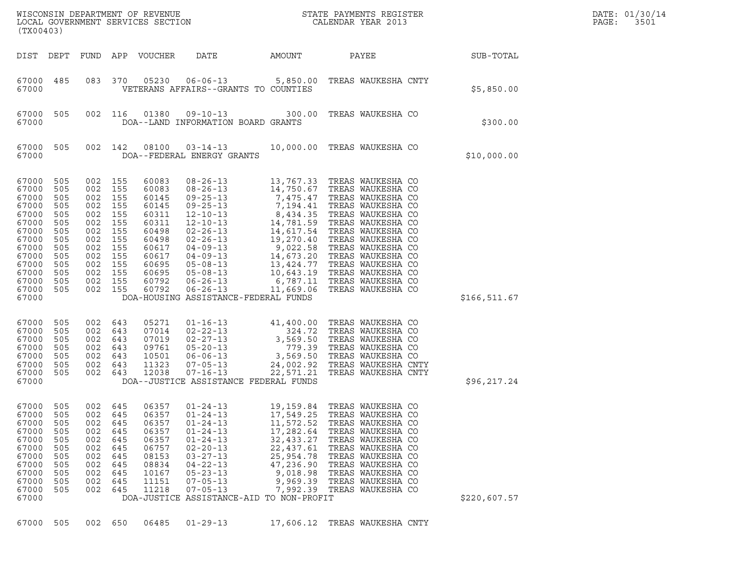WISCONSIN DEPARTMENT OF REVENUE
LOCAL GOVERNMENT SERVICES SECTION
(TX00403)

STATE PAYMENTS REGISTER
CALENDAR YEAR 2013

DATE: 01/30/14
PAGE: 3501

| DIST | DEPT | FUND | APP | VOUCHER | DATE | AMOUNT | PAYEE | SUB-TOTAL |
|---|---|---|---|---|---|---|---|---|
| 67000 | 485 | 083 | 370 | 05230 | 06-06-13 | 5,850.00 | TREAS WAUKESHA CNTY | |
| 67000 | | | | | VETERANS AFFAIRS--GRANTS TO COUNTIES | | | $5,850.00 |
| 67000 | 505 | 002 | 116 | 01380 | 09-10-13 | 300.00 | TREAS WAUKESHA CO | |
| 67000 | | | | | DOA--LAND INFORMATION BOARD GRANTS | | | $300.00 |
| 67000 | 505 | 002 | 142 | 08100 | 03-14-13 | 10,000.00 | TREAS WAUKESHA CO | |
| 67000 | | | | | DOA--FEDERAL ENERGY GRANTS | | | $10,000.00 |
| 67000 | 505 | 002 | 155 | 60083 | 08-26-13 | 13,767.33 | TREAS WAUKESHA CO | |
| 67000 | 505 | 002 | 155 | 60083 | 08-26-13 | 14,750.67 | TREAS WAUKESHA CO | |
| 67000 | 505 | 002 | 155 | 60145 | 09-25-13 | 7,475.47 | TREAS WAUKESHA CO | |
| 67000 | 505 | 002 | 155 | 60145 | 09-25-13 | 7,194.41 | TREAS WAUKESHA CO | |
| 67000 | 505 | 002 | 155 | 60311 | 12-10-13 | 8,434.35 | TREAS WAUKESHA CO | |
| 67000 | 505 | 002 | 155 | 60311 | 12-10-13 | 14,781.59 | TREAS WAUKESHA CO | |
| 67000 | 505 | 002 | 155 | 60498 | 02-26-13 | 14,617.54 | TREAS WAUKESHA CO | |
| 67000 | 505 | 002 | 155 | 60498 | 02-26-13 | 19,270.40 | TREAS WAUKESHA CO | |
| 67000 | 505 | 002 | 155 | 60617 | 04-09-13 | 9,022.58 | TREAS WAUKESHA CO | |
| 67000 | 505 | 002 | 155 | 60617 | 04-09-13 | 14,673.20 | TREAS WAUKESHA CO | |
| 67000 | 505 | 002 | 155 | 60695 | 05-08-13 | 13,424.77 | TREAS WAUKESHA CO | |
| 67000 | 505 | 002 | 155 | 60695 | 05-08-13 | 10,643.19 | TREAS WAUKESHA CO | |
| 67000 | 505 | 002 | 155 | 60792 | 06-26-13 | 6,787.11 | TREAS WAUKESHA CO | |
| 67000 | 505 | 002 | 155 | 60792 | 06-26-13 | 11,669.06 | TREAS WAUKESHA CO | |
| 67000 | | | | | DOA-HOUSING ASSISTANCE-FEDERAL FUNDS | | | $166,511.67 |
| 67000 | 505 | 002 | 643 | 05271 | 01-16-13 | 41,400.00 | TREAS WAUKESHA CO | |
| 67000 | 505 | 002 | 643 | 07014 | 02-22-13 | 324.72 | TREAS WAUKESHA CO | |
| 67000 | 505 | 002 | 643 | 07019 | 02-27-13 | 3,569.50 | TREAS WAUKESHA CO | |
| 67000 | 505 | 002 | 643 | 09761 | 05-20-13 | 779.39 | TREAS WAUKESHA CO | |
| 67000 | 505 | 002 | 643 | 10501 | 06-06-13 | 3,569.50 | TREAS WAUKESHA CO | |
| 67000 | 505 | 002 | 643 | 11323 | 07-05-13 | 24,002.92 | TREAS WAUKESHA CNTY | |
| 67000 | 505 | 002 | 643 | 12038 | 07-16-13 | 22,571.21 | TREAS WAUKESHA CNTY | |
| 67000 | | | | | DOA--JUSTICE ASSISTANCE FEDERAL FUNDS | | | $96,217.24 |
| 67000 | 505 | 002 | 645 | 06357 | 01-24-13 | 19,159.84 | TREAS WAUKESHA CO | |
| 67000 | 505 | 002 | 645 | 06357 | 01-24-13 | 17,549.25 | TREAS WAUKESHA CO | |
| 67000 | 505 | 002 | 645 | 06357 | 01-24-13 | 11,572.52 | TREAS WAUKESHA CO | |
| 67000 | 505 | 002 | 645 | 06357 | 01-24-13 | 17,282.64 | TREAS WAUKESHA CO | |
| 67000 | 505 | 002 | 645 | 06357 | 01-24-13 | 32,433.27 | TREAS WAUKESHA CO | |
| 67000 | 505 | 002 | 645 | 06757 | 02-20-13 | 22,437.61 | TREAS WAUKESHA CO | |
| 67000 | 505 | 002 | 645 | 08153 | 03-27-13 | 25,954.78 | TREAS WAUKESHA CO | |
| 67000 | 505 | 002 | 645 | 08834 | 04-22-13 | 47,236.90 | TREAS WAUKESHA CO | |
| 67000 | 505 | 002 | 645 | 10167 | 05-23-13 | 9,018.98 | TREAS WAUKESHA CO | |
| 67000 | 505 | 002 | 645 | 11151 | 07-05-13 | 9,969.39 | TREAS WAUKESHA CO | |
| 67000 | 505 | 002 | 645 | 11218 | 07-05-13 | 7,992.39 | TREAS WAUKESHA CO | |
| 67000 | | | | | DOA-JUSTICE ASSISTANCE-AID TO NON-PROFIT | | | $220,607.57 |
| 67000 | 505 | 002 | 650 | 06485 | 01-29-13 | 17,606.12 | TREAS WAUKESHA CNTY | |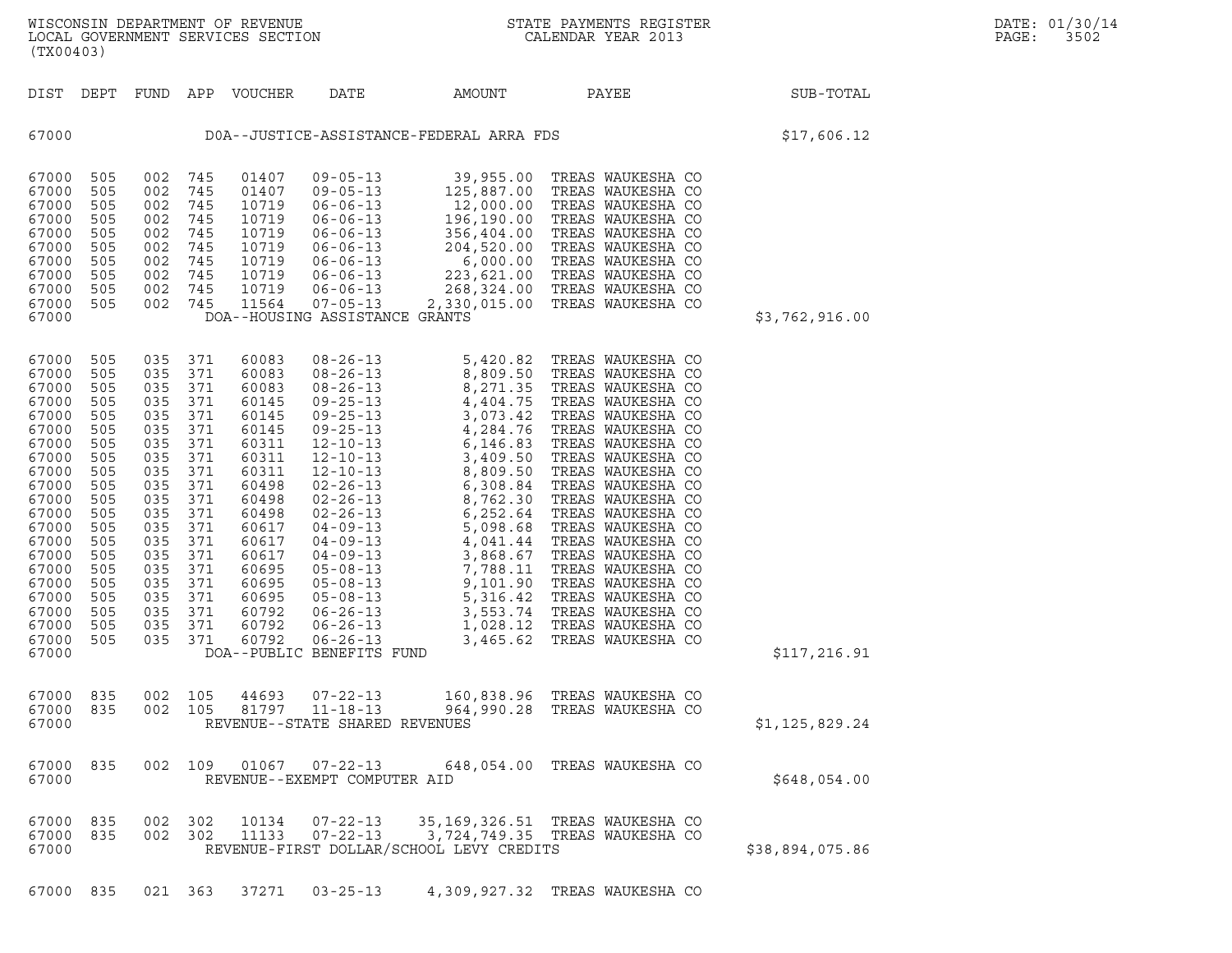WISCONSIN DEPARTMENT OF REVENUE
LOCAL GOVERNMENT SERVICES SECTION
(TX00403)

STATE PAYMENTS REGISTER
CALENDAR YEAR 2013

| DIST | DEPT | FUND | APP | VOUCHER | DATE | AMOUNT | PAYEE | SUB-TOTAL |
|---|---|---|---|---|---|---|---|---|
| 67000 | | | | | DOA--JUSTICE-ASSISTANCE-FEDERAL ARRA FDS | | | $17,606.12 |
| 67000 | 505 | 002 | 745 | 01407 | 09-05-13 | 39,955.00 | TREAS WAUKESHA CO | |
| 67000 | 505 | 002 | 745 | 01407 | 09-05-13 | 125,887.00 | TREAS WAUKESHA CO | |
| 67000 | 505 | 002 | 745 | 10719 | 06-06-13 | 12,000.00 | TREAS WAUKESHA CO | |
| 67000 | 505 | 002 | 745 | 10719 | 06-06-13 | 196,190.00 | TREAS WAUKESHA CO | |
| 67000 | 505 | 002 | 745 | 10719 | 06-06-13 | 356,404.00 | TREAS WAUKESHA CO | |
| 67000 | 505 | 002 | 745 | 10719 | 06-06-13 | 204,520.00 | TREAS WAUKESHA CO | |
| 67000 | 505 | 002 | 745 | 10719 | 06-06-13 | 6,000.00 | TREAS WAUKESHA CO | |
| 67000 | 505 | 002 | 745 | 10719 | 06-06-13 | 223,621.00 | TREAS WAUKESHA CO | |
| 67000 | 505 | 002 | 745 | 10719 | 06-06-13 | 268,324.00 | TREAS WAUKESHA CO | |
| 67000 | 505 | 002 | 745 | 11564 | 07-05-13 | 2,330,015.00 | TREAS WAUKESHA CO | |
| 67000 | | | | | DOA--HOUSING ASSISTANCE GRANTS | | | $3,762,916.00 |
| 67000 | 505 | 035 | 371 | 60083 | 08-26-13 | 5,420.82 | TREAS WAUKESHA CO | |
| 67000 | 505 | 035 | 371 | 60083 | 08-26-13 | 8,809.50 | TREAS WAUKESHA CO | |
| 67000 | 505 | 035 | 371 | 60083 | 08-26-13 | 8,271.35 | TREAS WAUKESHA CO | |
| 67000 | 505 | 035 | 371 | 60145 | 09-25-13 | 4,404.75 | TREAS WAUKESHA CO | |
| 67000 | 505 | 035 | 371 | 60145 | 09-25-13 | 3,073.42 | TREAS WAUKESHA CO | |
| 67000 | 505 | 035 | 371 | 60145 | 09-25-13 | 4,284.76 | TREAS WAUKESHA CO | |
| 67000 | 505 | 035 | 371 | 60311 | 12-10-13 | 6,146.83 | TREAS WAUKESHA CO | |
| 67000 | 505 | 035 | 371 | 60311 | 12-10-13 | 3,409.50 | TREAS WAUKESHA CO | |
| 67000 | 505 | 035 | 371 | 60311 | 12-10-13 | 8,809.50 | TREAS WAUKESHA CO | |
| 67000 | 505 | 035 | 371 | 60498 | 02-26-13 | 6,308.84 | TREAS WAUKESHA CO | |
| 67000 | 505 | 035 | 371 | 60498 | 02-26-13 | 8,762.30 | TREAS WAUKESHA CO | |
| 67000 | 505 | 035 | 371 | 60498 | 02-26-13 | 6,252.64 | TREAS WAUKESHA CO | |
| 67000 | 505 | 035 | 371 | 60617 | 04-09-13 | 5,098.68 | TREAS WAUKESHA CO | |
| 67000 | 505 | 035 | 371 | 60617 | 04-09-13 | 4,041.44 | TREAS WAUKESHA CO | |
| 67000 | 505 | 035 | 371 | 60617 | 04-09-13 | 3,868.67 | TREAS WAUKESHA CO | |
| 67000 | 505 | 035 | 371 | 60695 | 05-08-13 | 7,788.11 | TREAS WAUKESHA CO | |
| 67000 | 505 | 035 | 371 | 60695 | 05-08-13 | 9,101.90 | TREAS WAUKESHA CO | |
| 67000 | 505 | 035 | 371 | 60695 | 05-08-13 | 5,316.42 | TREAS WAUKESHA CO | |
| 67000 | 505 | 035 | 371 | 60792 | 06-26-13 | 3,553.74 | TREAS WAUKESHA CO | |
| 67000 | 505 | 035 | 371 | 60792 | 06-26-13 | 1,028.12 | TREAS WAUKESHA CO | |
| 67000 | 505 | 035 | 371 | 60792 | 06-26-13 | 3,465.62 | TREAS WAUKESHA CO | |
| 67000 | | | | | DOA--PUBLIC BENEFITS FUND | | | $117,216.91 |
| 67000 | 835 | 002 | 105 | 44693 | 07-22-13 | 160,838.96 | TREAS WAUKESHA CO | |
| 67000 | 835 | 002 | 105 | 81797 | 11-18-13 | 964,990.28 | TREAS WAUKESHA CO | |
| 67000 | | | | | REVENUE--STATE SHARED REVENUES | | | $1,125,829.24 |
| 67000 | 835 | 002 | 109 | 01067 | 07-22-13 | 648,054.00 | TREAS WAUKESHA CO | |
| 67000 | | | | | REVENUE--EXEMPT COMPUTER AID | | | $648,054.00 |
| 67000 | 835 | 002 | 302 | 10134 | 07-22-13 | 35,169,326.51 | TREAS WAUKESHA CO | |
| 67000 | 835 | 002 | 302 | 11133 | 07-22-13 | 3,724,749.35 | TREAS WAUKESHA CO | |
| 67000 | | | | | REVENUE-FIRST DOLLAR/SCHOOL LEVY CREDITS | | | $38,894,075.86 |
| 67000 | 835 | 021 | 363 | 37271 | 03-25-13 | 4,309,927.32 | TREAS WAUKESHA CO | |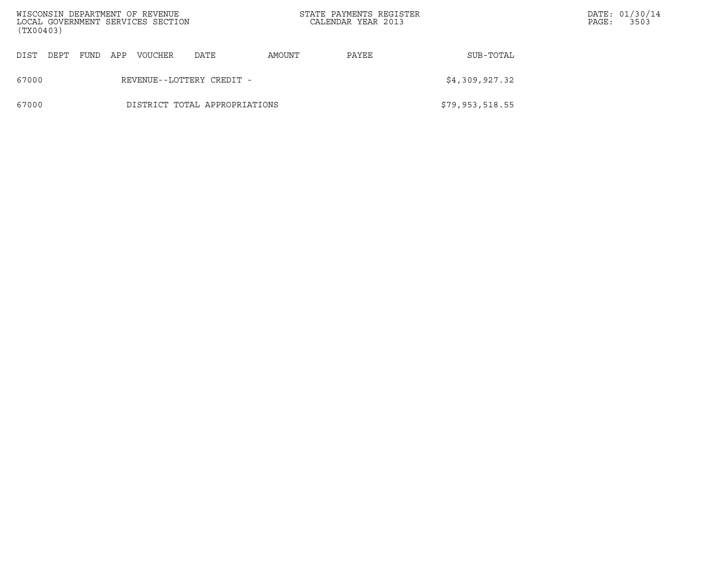| DIST | DEPT | FUND | APP | VOUCHER | DATE | AMOUNT | PAYEE | SUB-TOTAL |
|---|---|---|---|---|---|---|---|---|
| 67000 | | | REVENUE--LOTTERY CREDIT - | | | | | $4,309,927.32 |
| 67000 | | | DISTRICT TOTAL APPROPRIATIONS | | | | | $79,953,518.55 |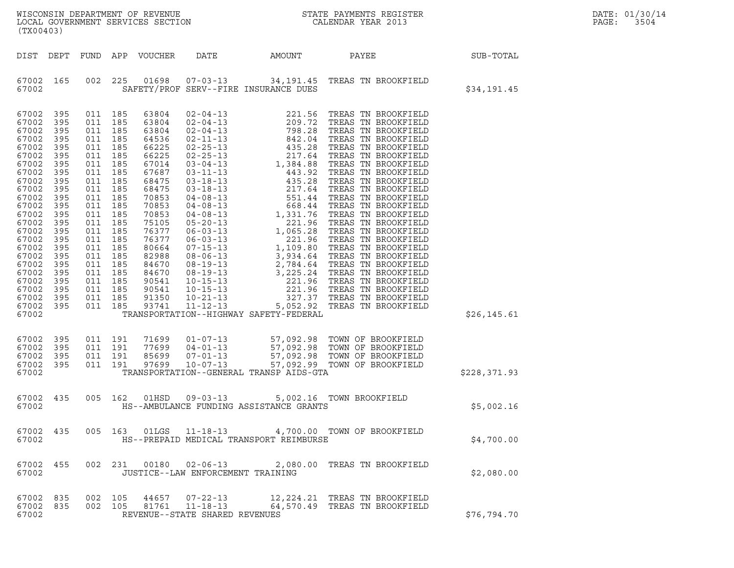WISCONSIN DEPARTMENT OF REVENUE
LOCAL GOVERNMENT SERVICES SECTION
(TX00403)

STATE PAYMENTS REGISTER
CALENDAR YEAR 2013

DATE: 01/30/14

| DIST | DEPT | FUND | APP | VOUCHER | DATE | AMOUNT | PAYEE | SUB-TOTAL |
|---|---|---|---|---|---|---|---|---|
| 67002 | 165 | 002 | 225 | 01698 | 07-03-13 | 34,191.45 | TREAS TN BROOKFIELD | |
| 67002 | | | | | SAFETY/PROF SERV--FIRE INSURANCE DUES | | | $34,191.45 |
| 67002 | 395 | 011 | 185 | 63804 | 02-04-13 | 221.56 | TREAS TN BROOKFIELD | |
| 67002 | 395 | 011 | 185 | 63804 | 02-04-13 | 209.72 | TREAS TN BROOKFIELD | |
| 67002 | 395 | 011 | 185 | 63804 | 02-04-13 | 798.28 | TREAS TN BROOKFIELD | |
| 67002 | 395 | 011 | 185 | 64536 | 02-11-13 | 842.04 | TREAS TN BROOKFIELD | |
| 67002 | 395 | 011 | 185 | 66225 | 02-25-13 | 435.28 | TREAS TN BROOKFIELD | |
| 67002 | 395 | 011 | 185 | 66225 | 02-25-13 | 217.64 | TREAS TN BROOKFIELD | |
| 67002 | 395 | 011 | 185 | 67014 | 03-04-13 | 1,384.88 | TREAS TN BROOKFIELD | |
| 67002 | 395 | 011 | 185 | 67687 | 03-11-13 | 443.92 | TREAS TN BROOKFIELD | |
| 67002 | 395 | 011 | 185 | 68475 | 03-18-13 | 435.28 | TREAS TN BROOKFIELD | |
| 67002 | 395 | 011 | 185 | 68475 | 03-18-13 | 217.64 | TREAS TN BROOKFIELD | |
| 67002 | 395 | 011 | 185 | 70853 | 04-08-13 | 551.44 | TREAS TN BROOKFIELD | |
| 67002 | 395 | 011 | 185 | 70853 | 04-08-13 | 668.44 | TREAS TN BROOKFIELD | |
| 67002 | 395 | 011 | 185 | 70853 | 04-08-13 | 1,331.76 | TREAS TN BROOKFIELD | |
| 67002 | 395 | 011 | 185 | 75105 | 05-20-13 | 221.96 | TREAS TN BROOKFIELD | |
| 67002 | 395 | 011 | 185 | 76377 | 06-03-13 | 1,065.28 | TREAS TN BROOKFIELD | |
| 67002 | 395 | 011 | 185 | 76377 | 06-03-13 | 221.96 | TREAS TN BROOKFIELD | |
| 67002 | 395 | 011 | 185 | 80664 | 07-15-13 | 1,109.80 | TREAS TN BROOKFIELD | |
| 67002 | 395 | 011 | 185 | 82988 | 08-06-13 | 3,934.64 | TREAS TN BROOKFIELD | |
| 67002 | 395 | 011 | 185 | 84670 | 08-19-13 | 2,784.64 | TREAS TN BROOKFIELD | |
| 67002 | 395 | 011 | 185 | 84670 | 08-19-13 | 3,225.24 | TREAS TN BROOKFIELD | |
| 67002 | 395 | 011 | 185 | 90541 | 10-15-13 | 221.96 | TREAS TN BROOKFIELD | |
| 67002 | 395 | 011 | 185 | 90541 | 10-15-13 | 221.96 | TREAS TN BROOKFIELD | |
| 67002 | 395 | 011 | 185 | 91350 | 10-21-13 | 327.37 | TREAS TN BROOKFIELD | |
| 67002 | 395 | 011 | 185 | 93741 | 11-12-13 | 5,052.92 | TREAS TN BROOKFIELD | |
| 67002 | | | | | TRANSPORTATION--HIGHWAY SAFETY-FEDERAL | | | $26,145.61 |
| 67002 | 395 | 011 | 191 | 71699 | 01-07-13 | 57,092.98 | TOWN OF BROOKFIELD | |
| 67002 | 395 | 011 | 191 | 77699 | 04-01-13 | 57,092.98 | TOWN OF BROOKFIELD | |
| 67002 | 395 | 011 | 191 | 85699 | 07-01-13 | 57,092.98 | TOWN OF BROOKFIELD | |
| 67002 | 395 | 011 | 191 | 97699 | 10-07-13 | 57,092.99 | TOWN OF BROOKFIELD | |
| 67002 | | | | | TRANSPORTATION--GENERAL TRANSP AIDS-GTA | | | $228,371.93 |
| 67002 | 435 | 005 | 162 | 01HSD | 09-03-13 | 5,002.16 | TOWN BROOKFIELD | |
| 67002 | | | | | HS--AMBULANCE FUNDING ASSISTANCE GRANTS | | | $5,002.16 |
| 67002 | 435 | 005 | 163 | 01LGS | 11-18-13 | 4,700.00 | TOWN OF BROOKFIELD | |
| 67002 | | | | | HS--PREPAID MEDICAL TRANSPORT REIMBURSE | | | $4,700.00 |
| 67002 | 455 | 002 | 231 | 00180 | 02-06-13 | 2,080.00 | TREAS TN BROOKFIELD | |
| 67002 | | | | | JUSTICE--LAW ENFORCEMENT TRAINING | | | $2,080.00 |
| 67002 | 835 | 002 | 105 | 44657 | 07-22-13 | 12,224.21 | TREAS TN BROOKFIELD | |
| 67002 | 835 | 002 | 105 | 81761 | 11-18-13 | 64,570.49 | TREAS TN BROOKFIELD | |
| 67002 | | | | | REVENUE--STATE SHARED REVENUES | | | $76,794.70 |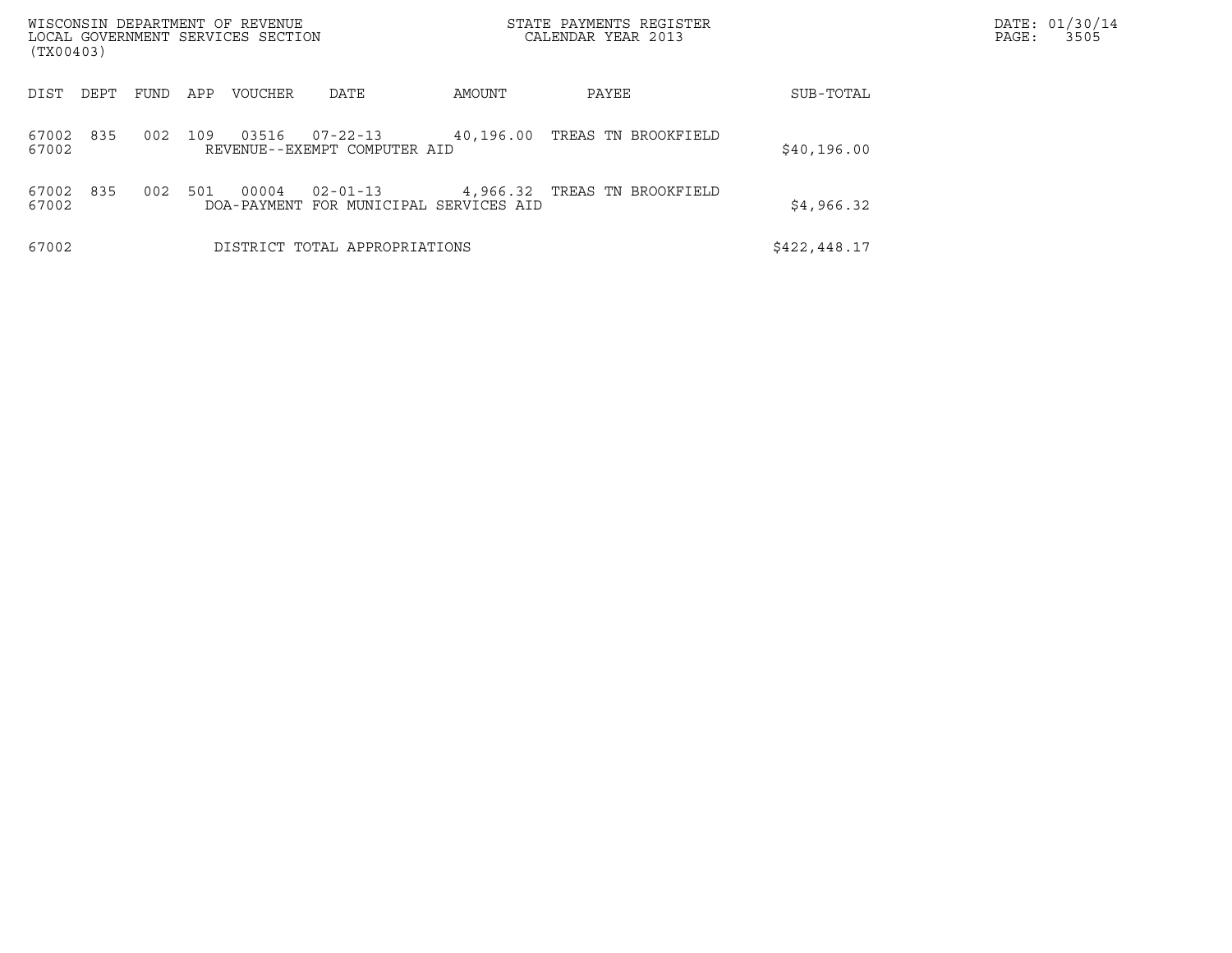WISCONSIN DEPARTMENT OF REVENUE
LOCAL GOVERNMENT SERVICES SECTION
(TX00403)

STATE PAYMENTS REGISTER
CALENDAR YEAR 2013

DATE: 01/30/14
PAGE: 3505

| DIST | DEPT | FUND | APP | VOUCHER | DATE | AMOUNT | PAYEE | SUB-TOTAL |
|---|---|---|---|---|---|---|---|---|
| 67002 | 835 | 002 | 109 | 03516 | 07-22-13 | 40,196.00 | TREAS TN BROOKFIELD | |
| 67002 | | | | REVENUE--EXEMPT COMPUTER AID | | | | $40,196.00 |
| 67002 | 835 | 002 | 501 | 00004 | 02-01-13 | 4,966.32 | TREAS TN BROOKFIELD | |
| 67002 | | | | DOA-PAYMENT FOR MUNICIPAL SERVICES AID | | | | $4,966.32 |
| 67002 | | | | DISTRICT TOTAL APPROPRIATIONS | | | | $422,448.17 |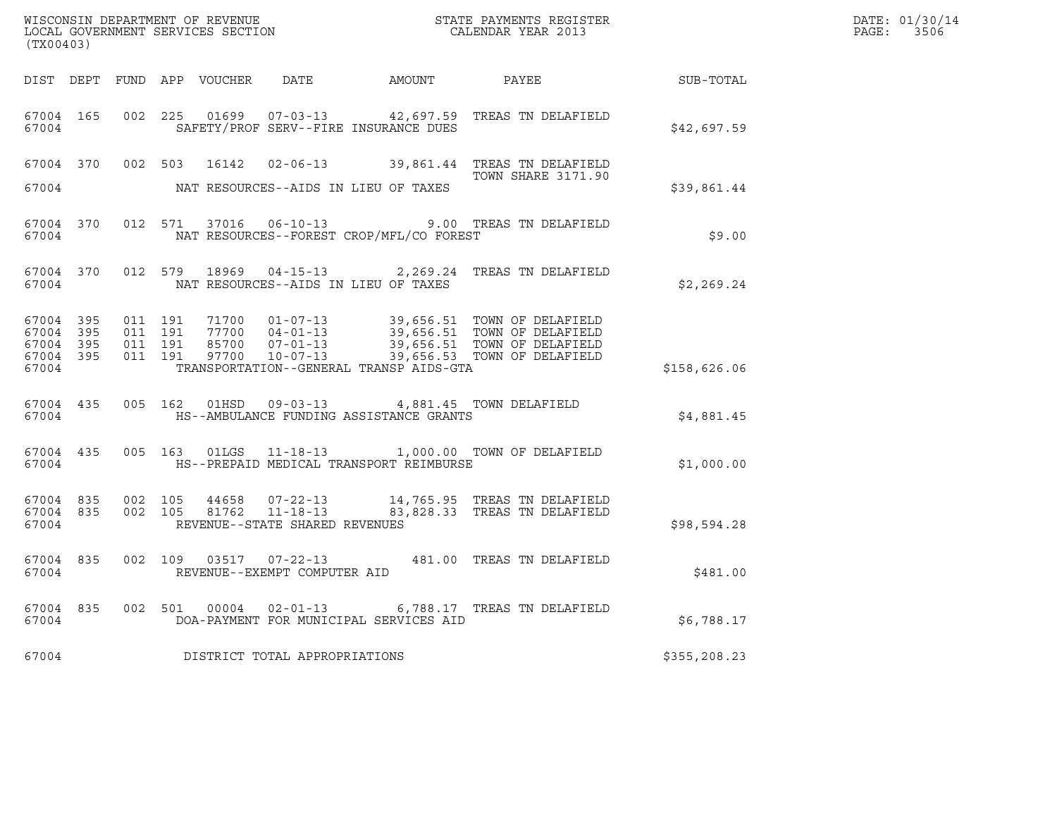WISCONSIN DEPARTMENT OF REVENUE
LOCAL GOVERNMENT SERVICES SECTION
(TX00403)

STATE PAYMENTS REGISTER
CALENDAR YEAR 2013

DATE: 01/30/14

| DIST | DEPT | FUND | APP | VOUCHER | DATE | AMOUNT | PAYEE | SUB-TOTAL |
|---|---|---|---|---|---|---|---|---|
| 67004 | 165 | 002 | 225 | 01699 | 07-03-13 | 42,697.59 | TREAS TN DELAFIELD | |
| 67004 | | | | SAFETY/PROF SERV--FIRE INSURANCE DUES | | | | $42,697.59 |
| 67004 | 370 | 002 | 503 | 16142 | 02-06-13 | 39,861.44 | TREAS TN DELAFIELD TOWN SHARE 3171.90 | |
| 67004 | | | | NAT RESOURCES--AIDS IN LIEU OF TAXES | | | | $39,861.44 |
| 67004 | 370 | 012 | 571 | 37016 | 06-10-13 | 9.00 | TREAS TN DELAFIELD | |
| 67004 | | | | NAT RESOURCES--FOREST CROP/MFL/CO FOREST | | | | $9.00 |
| 67004 | 370 | 012 | 579 | 18969 | 04-15-13 | 2,269.24 | TREAS TN DELAFIELD | |
| 67004 | | | | NAT RESOURCES--AIDS IN LIEU OF TAXES | | | | $2,269.24 |
| 67004 | 395 | 011 | 191 | 71700 | 01-07-13 | 39,656.51 | TOWN OF DELAFIELD | |
| 67004 | 395 | 011 | 191 | 77700 | 04-01-13 | 39,656.51 | TOWN OF DELAFIELD | |
| 67004 | 395 | 011 | 191 | 85700 | 07-01-13 | 39,656.51 | TOWN OF DELAFIELD | |
| 67004 | 395 | 011 | 191 | 97700 | 10-07-13 | 39,656.53 | TOWN OF DELAFIELD | |
| 67004 | | | | TRANSPORTATION--GENERAL TRANSP AIDS-GTA | | | | $158,626.06 |
| 67004 | 435 | 005 | 162 | 01HSD | 09-03-13 | 4,881.45 | TOWN DELAFIELD | |
| 67004 | | | | HS--AMBULANCE FUNDING ASSISTANCE GRANTS | | | | $4,881.45 |
| 67004 | 435 | 005 | 163 | 01LGS | 11-18-13 | 1,000.00 | TOWN OF DELAFIELD | |
| 67004 | | | | HS--PREPAID MEDICAL TRANSPORT REIMBURSE | | | | $1,000.00 |
| 67004 | 835 | 002 | 105 | 44658 | 07-22-13 | 14,765.95 | TREAS TN DELAFIELD | |
| 67004 | 835 | 002 | 105 | 81762 | 11-18-13 | 83,828.33 | TREAS TN DELAFIELD | |
| 67004 | | | | REVENUE--STATE SHARED REVENUES | | | | $98,594.28 |
| 67004 | 835 | 002 | 109 | 03517 | 07-22-13 | 481.00 | TREAS TN DELAFIELD | |
| 67004 | | | | REVENUE--EXEMPT COMPUTER AID | | | | $481.00 |
| 67004 | 835 | 002 | 501 | 00004 | 02-01-13 | 6,788.17 | TREAS TN DELAFIELD | |
| 67004 | | | | DOA-PAYMENT FOR MUNICIPAL SERVICES AID | | | | $6,788.17 |
| 67004 | | | | DISTRICT TOTAL APPROPRIATIONS | | | | $355,208.23 |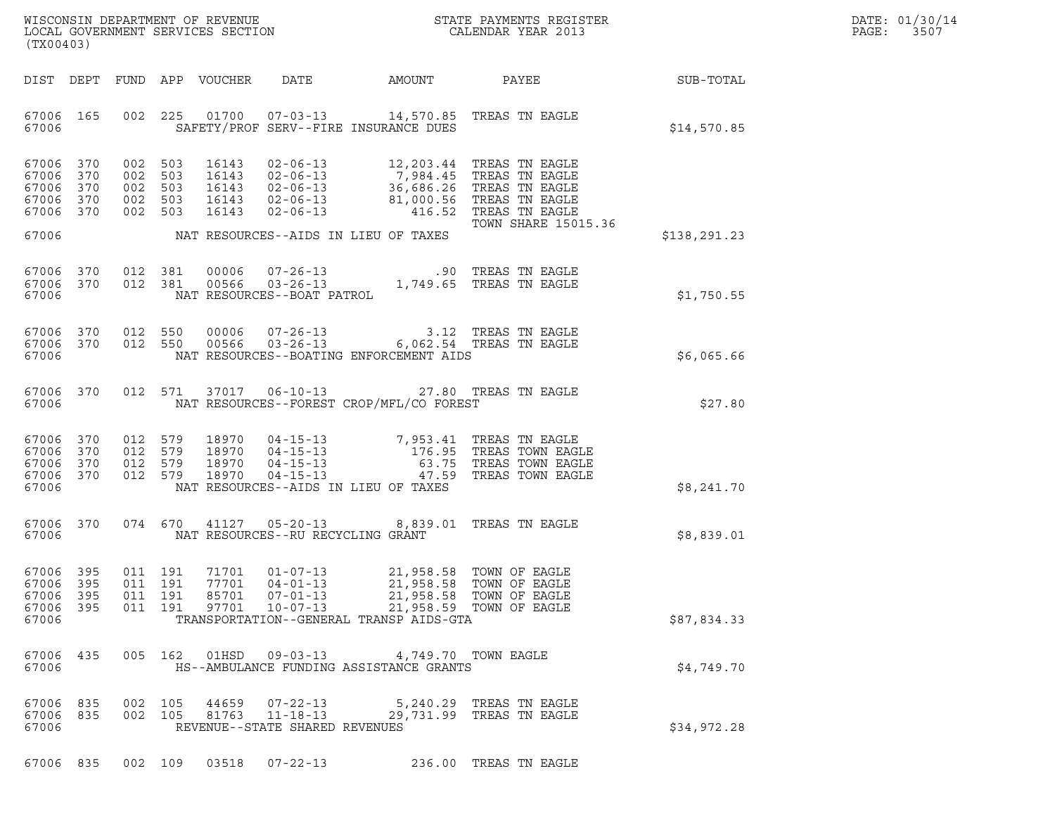WISCONSIN DEPARTMENT OF REVENUE
LOCAL GOVERNMENT SERVICES SECTION
(TX00403)

STATE PAYMENTS REGISTER
CALENDAR YEAR 2013

DATE: 01/30/14
PAGE: 3507

| DIST | DEPT | FUND | APP | VOUCHER | DATE | AMOUNT | PAYEE | SUB-TOTAL |
|---|---|---|---|---|---|---|---|---|
| 67006 | 165 | 002 | 225 | 01700 | 07-03-13 | 14,570.85 | TREAS TN EAGLE | |
| 67006 | | | | | SAFETY/PROF SERV--FIRE INSURANCE DUES | | | $14,570.85 |
| 67006 | 370 | 002 | 503 | 16143 | 02-06-13 | 12,203.44 | TREAS TN EAGLE | |
| 67006 | 370 | 002 | 503 | 16143 | 02-06-13 | 7,984.45 | TREAS TN EAGLE | |
| 67006 | 370 | 002 | 503 | 16143 | 02-06-13 | 36,686.26 | TREAS TN EAGLE | |
| 67006 | 370 | 002 | 503 | 16143 | 02-06-13 | 81,000.56 | TREAS TN EAGLE | |
| 67006 | 370 | 002 | 503 | 16143 | 02-06-13 | 416.52 | TREAS TN EAGLE | |
| | | | | | | | TOWN SHARE 15015.36 | |
| 67006 | | | | | NAT RESOURCES--AIDS IN LIEU OF TAXES | | | $138,291.23 |
| 67006 | 370 | 012 | 381 | 00006 | 07-26-13 | .90 | TREAS TN EAGLE | |
| 67006 | 370 | 012 | 381 | 00566 | 03-26-13 | 1,749.65 | TREAS TN EAGLE | |
| 67006 | | | | | NAT RESOURCES--BOAT PATROL | | | $1,750.55 |
| 67006 | 370 | 012 | 550 | 00006 | 07-26-13 | 3.12 | TREAS TN EAGLE | |
| 67006 | 370 | 012 | 550 | 00566 | 03-26-13 | 6,062.54 | TREAS TN EAGLE | |
| 67006 | | | | | NAT RESOURCES--BOATING ENFORCEMENT AIDS | | | $6,065.66 |
| 67006 | 370 | 012 | 571 | 37017 | 06-10-13 | 27.80 | TREAS TN EAGLE | |
| 67006 | | | | | NAT RESOURCES--FOREST CROP/MFL/CO FOREST | | | $27.80 |
| 67006 | 370 | 012 | 579 | 18970 | 04-15-13 | 7,953.41 | TREAS TN EAGLE | |
| 67006 | 370 | 012 | 579 | 18970 | 04-15-13 | 176.95 | TREAS TOWN EAGLE | |
| 67006 | 370 | 012 | 579 | 18970 | 04-15-13 | 63.75 | TREAS TOWN EAGLE | |
| 67006 | 370 | 012 | 579 | 18970 | 04-15-13 | 47.59 | TREAS TOWN EAGLE | |
| 67006 | | | | | NAT RESOURCES--AIDS IN LIEU OF TAXES | | | $8,241.70 |
| 67006 | 370 | 074 | 670 | 41127 | 05-20-13 | 8,839.01 | TREAS TN EAGLE | |
| 67006 | | | | | NAT RESOURCES--RU RECYCLING GRANT | | | $8,839.01 |
| 67006 | 395 | 011 | 191 | 71701 | 01-07-13 | 21,958.58 | TOWN OF EAGLE | |
| 67006 | 395 | 011 | 191 | 77701 | 04-01-13 | 21,958.58 | TOWN OF EAGLE | |
| 67006 | 395 | 011 | 191 | 85701 | 07-01-13 | 21,958.58 | TOWN OF EAGLE | |
| 67006 | 395 | 011 | 191 | 97701 | 10-07-13 | 21,958.59 | TOWN OF EAGLE | |
| 67006 | | | | | TRANSPORTATION--GENERAL TRANSP AIDS-GTA | | | $87,834.33 |
| 67006 | 435 | 005 | 162 | 01HSD | 09-03-13 | 4,749.70 | TOWN EAGLE | |
| 67006 | | | | | HS--AMBULANCE FUNDING ASSISTANCE GRANTS | | | $4,749.70 |
| 67006 | 835 | 002 | 105 | 44659 | 07-22-13 | 5,240.29 | TREAS TN EAGLE | |
| 67006 | 835 | 002 | 105 | 81763 | 11-18-13 | 29,731.99 | TREAS TN EAGLE | |
| 67006 | | | | | REVENUE--STATE SHARED REVENUES | | | $34,972.28 |
| 67006 | 835 | 002 | 109 | 03518 | 07-22-13 | 236.00 | TREAS TN EAGLE | |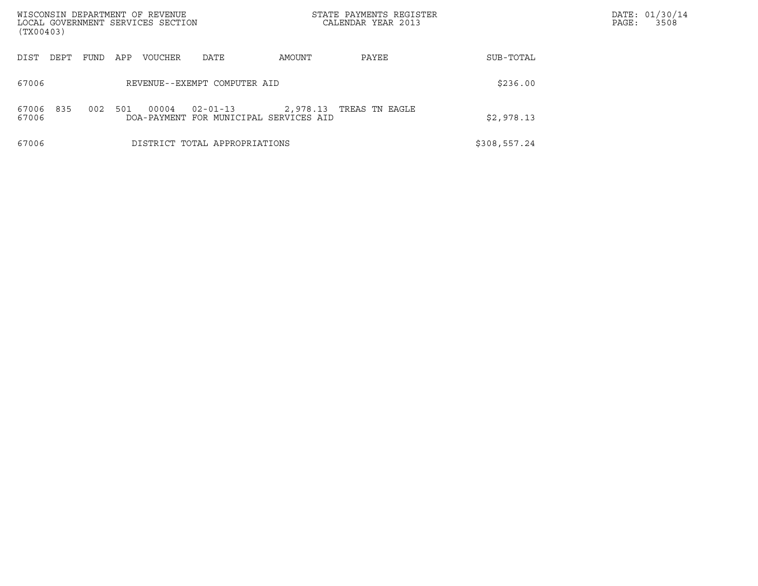| DIST | DEPT | FUND | APP | VOUCHER | DATE | AMOUNT | PAYEE | SUB-TOTAL |
|---|---|---|---|---|---|---|---|---|
| 67006 | | | | REVENUE--EXEMPT COMPUTER AID | | | | $236.00 |
| 67006 | 835 | 002 | 501 | 00004 | 02-01-13 | 2,978.13 | TREAS TN EAGLE | |
| 67006 | | | | DOA-PAYMENT FOR MUNICIPAL SERVICES AID | | | | $2,978.13 |
| 67006 | | | | DISTRICT TOTAL APPROPRIATIONS | | | | $308,557.24 |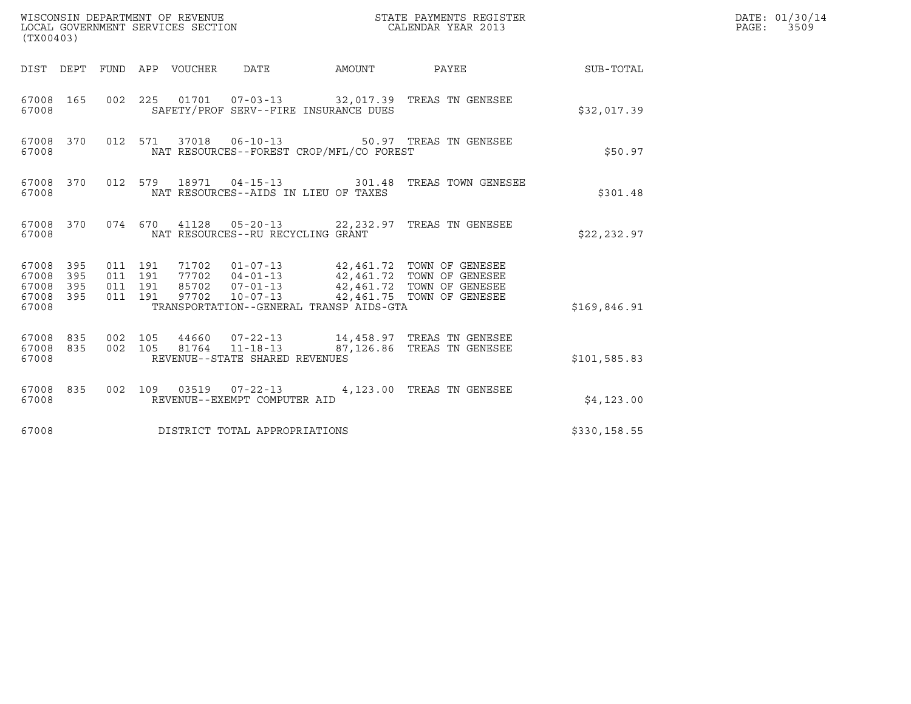WISCONSIN DEPARTMENT OF REVENUE
LOCAL GOVERNMENT SERVICES SECTION
(TX00403)

STATE PAYMENTS REGISTER
CALENDAR YEAR 2013

DATE: 01/30/14
PAGE: 3509

| DIST | DEPT | FUND | APP | VOUCHER | DATE | AMOUNT | PAYEE | SUB-TOTAL |
|---|---|---|---|---|---|---|---|---|
| 67008 | 165 | 002 | 225 | 01701 | 07-03-13 | 32,017.39 | TREAS TN GENESEE | |
| 67008 | | | | SAFETY/PROF SERV--FIRE INSURANCE DUES | | | | $32,017.39 |
| 67008 | 370 | 012 | 571 | 37018 | 06-10-13 | 50.97 | TREAS TN GENESEE | |
| 67008 | | | | NAT RESOURCES--FOREST CROP/MFL/CO FOREST | | | | $50.97 |
| 67008 | 370 | 012 | 579 | 18971 | 04-15-13 | 301.48 | TREAS TOWN GENESEE | |
| 67008 | | | | NAT RESOURCES--AIDS IN LIEU OF TAXES | | | | $301.48 |
| 67008 | 370 | 074 | 670 | 41128 | 05-20-13 | 22,232.97 | TREAS TN GENESEE | |
| 67008 | | | | NAT RESOURCES--RU RECYCLING GRANT | | | | $22,232.97 |
| 67008 | 395 | 011 | 191 | 71702 | 01-07-13 | 42,461.72 | TOWN OF GENESEE | |
| 67008 | 395 | 011 | 191 | 77702 | 04-01-13 | 42,461.72 | TOWN OF GENESEE | |
| 67008 | 395 | 011 | 191 | 85702 | 07-01-13 | 42,461.72 | TOWN OF GENESEE | |
| 67008 | 395 | 011 | 191 | 97702 | 10-07-13 | 42,461.75 | TOWN OF GENESEE | |
| 67008 | | | | TRANSPORTATION--GENERAL TRANSP AIDS-GTA | | | | $169,846.91 |
| 67008 | 835 | 002 | 105 | 44660 | 07-22-13 | 14,458.97 | TREAS TN GENESEE | |
| 67008 | 835 | 002 | 105 | 81764 | 11-18-13 | 87,126.86 | TREAS TN GENESEE | |
| 67008 | | | | REVENUE--STATE SHARED REVENUES | | | | $101,585.83 |
| 67008 | 835 | 002 | 109 | 03519 | 07-22-13 | 4,123.00 | TREAS TN GENESEE | |
| 67008 | | | | REVENUE--EXEMPT COMPUTER AID | | | | $4,123.00 |
| 67008 | | | | DISTRICT TOTAL APPROPRIATIONS | | | | $330,158.55 |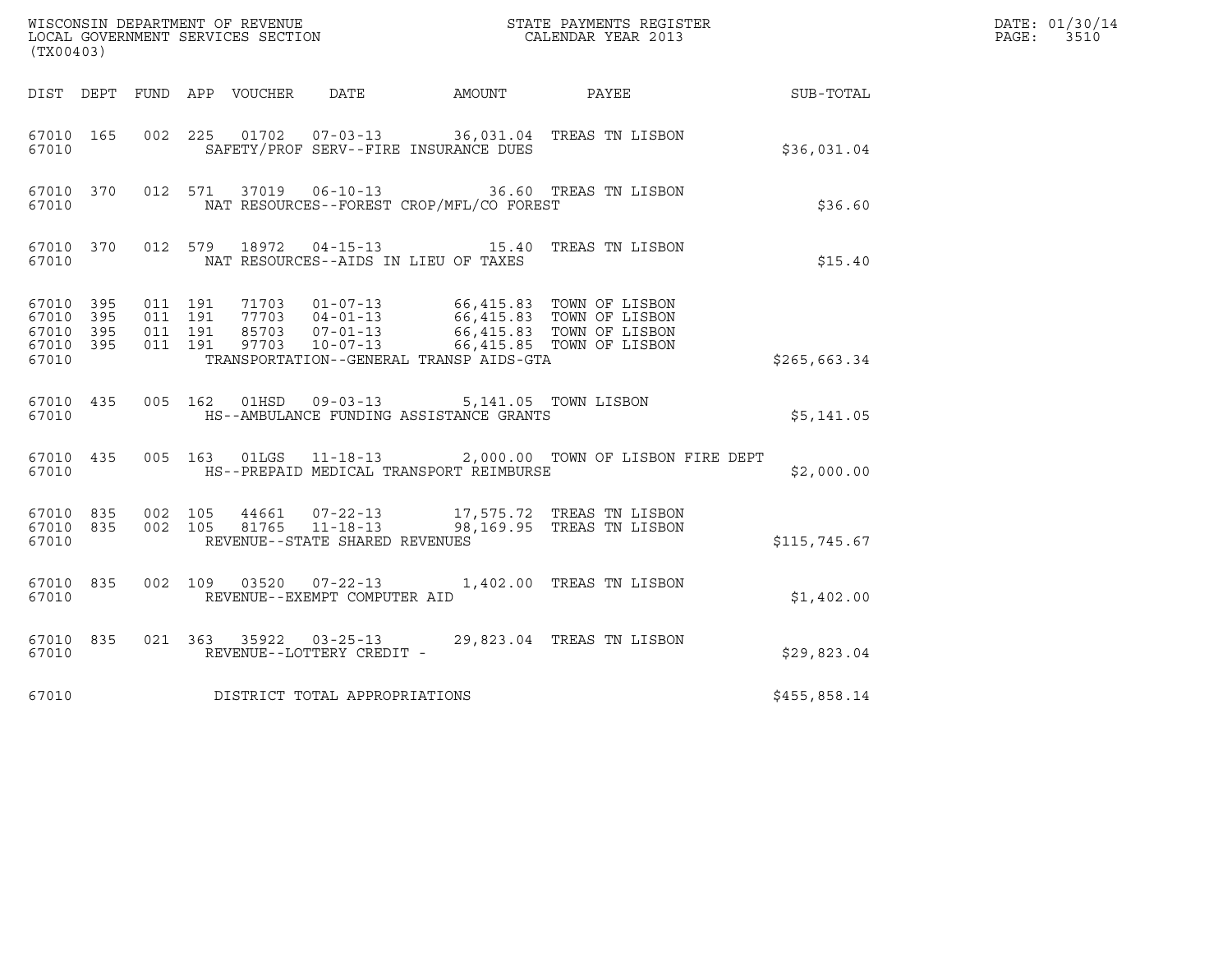WISCONSIN DEPARTMENT OF REVENUE
LOCAL GOVERNMENT SERVICES SECTION
(TX00403)

STATE PAYMENTS REGISTER
CALENDAR YEAR 2013

DATE: 01/30/14
PAGE: 3510

| DIST | DEPT | FUND | APP | VOUCHER | DATE | AMOUNT | PAYEE | SUB-TOTAL |
|---|---|---|---|---|---|---|---|---|
| 67010 | 165 | 002 | 225 | 01702 | 07-03-13 | 36,031.04 | TREAS TN LISBON | |
| 67010 | | | | SAFETY/PROF SERV--FIRE INSURANCE DUES | | | | $36,031.04 |
| 67010 | 370 | 012 | 571 | 37019 | 06-10-13 | 36.60 | TREAS TN LISBON | |
| 67010 | | | | NAT RESOURCES--FOREST CROP/MFL/CO FOREST | | | | $36.60 |
| 67010 | 370 | 012 | 579 | 18972 | 04-15-13 | 15.40 | TREAS TN LISBON | |
| 67010 | | | | NAT RESOURCES--AIDS IN LIEU OF TAXES | | | | $15.40 |
| 67010 | 395 | 011 | 191 | 71703 | 01-07-13 | 66,415.83 | TOWN OF LISBON | |
| 67010 | 395 | 011 | 191 | 77703 | 04-01-13 | 66,415.83 | TOWN OF LISBON | |
| 67010 | 395 | 011 | 191 | 85703 | 07-01-13 | 66,415.83 | TOWN OF LISBON | |
| 67010 | 395 | 011 | 191 | 97703 | 10-07-13 | 66,415.85 | TOWN OF LISBON | |
| 67010 | | | | TRANSPORTATION--GENERAL TRANSP AIDS-GTA | | | | $265,663.34 |
| 67010 | 435 | 005 | 162 | 01HSD | 09-03-13 | 5,141.05 | TOWN LISBON | |
| 67010 | | | | HS--AMBULANCE FUNDING ASSISTANCE GRANTS | | | | $5,141.05 |
| 67010 | 435 | 005 | 163 | 01LGS | 11-18-13 | 2,000.00 | TOWN OF LISBON FIRE DEPT | |
| 67010 | | | | HS--PREPAID MEDICAL TRANSPORT REIMBURSE | | | | $2,000.00 |
| 67010 | 835 | 002 | 105 | 44661 | 07-22-13 | 17,575.72 | TREAS TN LISBON | |
| 67010 | 835 | 002 | 105 | 81765 | 11-18-13 | 98,169.95 | TREAS TN LISBON | |
| 67010 | | | | REVENUE--STATE SHARED REVENUES | | | | $115,745.67 |
| 67010 | 835 | 002 | 109 | 03520 | 07-22-13 | 1,402.00 | TREAS TN LISBON | |
| 67010 | | | | REVENUE--EXEMPT COMPUTER AID | | | | $1,402.00 |
| 67010 | 835 | 021 | 363 | 35922 | 03-25-13 | 29,823.04 | TREAS TN LISBON | |
| 67010 | | | | REVENUE--LOTTERY CREDIT - | | | | $29,823.04 |
| 67010 | | | | DISTRICT TOTAL APPROPRIATIONS | | | | $455,858.14 |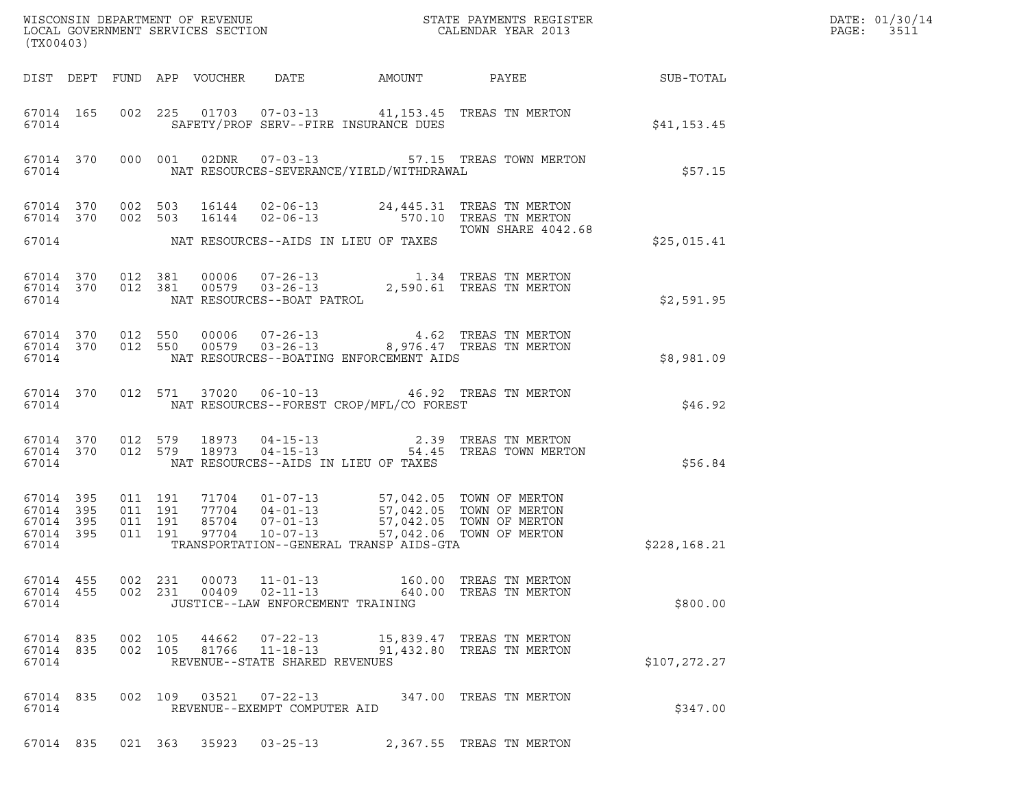WISCONSIN DEPARTMENT OF REVENUE
LOCAL GOVERNMENT SERVICES SECTION
(TX00403)

STATE PAYMENTS REGISTER
CALENDAR YEAR 2013

DATE: 01/30/14
PAGE: 3511

| DIST | DEPT | FUND | APP | VOUCHER | DATE | AMOUNT | PAYEE | SUB-TOTAL |
|---|---|---|---|---|---|---|---|---|
| 67014 | 165 | 002 | 225 | 01703 | 07-03-13 | 41,153.45 | TREAS TN MERTON | |
| 67014 | | | | SAFETY/PROF SERV--FIRE INSURANCE DUES | | | | $41,153.45 |
| 67014 | 370 | 000 | 001 | 02DNR | 07-03-13 | 57.15 | TREAS TOWN MERTON | |
| 67014 | | | | NAT RESOURCES-SEVERANCE/YIELD/WITHDRAWAL | | | | $57.15 |
| 67014 | 370 | 002 | 503 | 16144 | 02-06-13 | 24,445.31 | TREAS TN MERTON | |
| 67014 | 370 | 002 | 503 | 16144 | 02-06-13 | 570.10 | TREAS TN MERTON TOWN SHARE 4042.68 | |
| 67014 | | | | NAT RESOURCES--AIDS IN LIEU OF TAXES | | | | $25,015.41 |
| 67014 | 370 | 012 | 381 | 00006 | 07-26-13 | 1.34 | TREAS TN MERTON | |
| 67014 | 370 | 012 | 381 | 00579 | 03-26-13 | 2,590.61 | TREAS TN MERTON | |
| 67014 | | | | NAT RESOURCES--BOAT PATROL | | | | $2,591.95 |
| 67014 | 370 | 012 | 550 | 00006 | 07-26-13 | 4.62 | TREAS TN MERTON | |
| 67014 | 370 | 012 | 550 | 00579 | 03-26-13 | 8,976.47 | TREAS TN MERTON | |
| 67014 | | | | NAT RESOURCES--BOATING ENFORCEMENT AIDS | | | | $8,981.09 |
| 67014 | 370 | 012 | 571 | 37020 | 06-10-13 | 46.92 | TREAS TN MERTON | |
| 67014 | | | | NAT RESOURCES--FOREST CROP/MFL/CO FOREST | | | | $46.92 |
| 67014 | 370 | 012 | 579 | 18973 | 04-15-13 | 2.39 | TREAS TN MERTON | |
| 67014 | 370 | 012 | 579 | 18973 | 04-15-13 | 54.45 | TREAS TOWN MERTON | |
| 67014 | | | | NAT RESOURCES--AIDS IN LIEU OF TAXES | | | | $56.84 |
| 67014 | 395 | 011 | 191 | 71704 | 01-07-13 | 57,042.05 | TOWN OF MERTON | |
| 67014 | 395 | 011 | 191 | 77704 | 04-01-13 | 57,042.05 | TOWN OF MERTON | |
| 67014 | 395 | 011 | 191 | 85704 | 07-01-13 | 57,042.05 | TOWN OF MERTON | |
| 67014 | 395 | 011 | 191 | 97704 | 10-07-13 | 57,042.06 | TOWN OF MERTON | |
| 67014 | | | | TRANSPORTATION--GENERAL TRANSP AIDS-GTA | | | | $228,168.21 |
| 67014 | 455 | 002 | 231 | 00073 | 11-01-13 | 160.00 | TREAS TN MERTON | |
| 67014 | 455 | 002 | 231 | 00409 | 02-11-13 | 640.00 | TREAS TN MERTON | |
| 67014 | | | | JUSTICE--LAW ENFORCEMENT TRAINING | | | | $800.00 |
| 67014 | 835 | 002 | 105 | 44662 | 07-22-13 | 15,839.47 | TREAS TN MERTON | |
| 67014 | 835 | 002 | 105 | 81766 | 11-18-13 | 91,432.80 | TREAS TN MERTON | |
| 67014 | | | | REVENUE--STATE SHARED REVENUES | | | | $107,272.27 |
| 67014 | 835 | 002 | 109 | 03521 | 07-22-13 | 347.00 | TREAS TN MERTON | |
| 67014 | | | | REVENUE--EXEMPT COMPUTER AID | | | | $347.00 |
| 67014 | 835 | 021 | 363 | 35923 | 03-25-13 | 2,367.55 | TREAS TN MERTON | |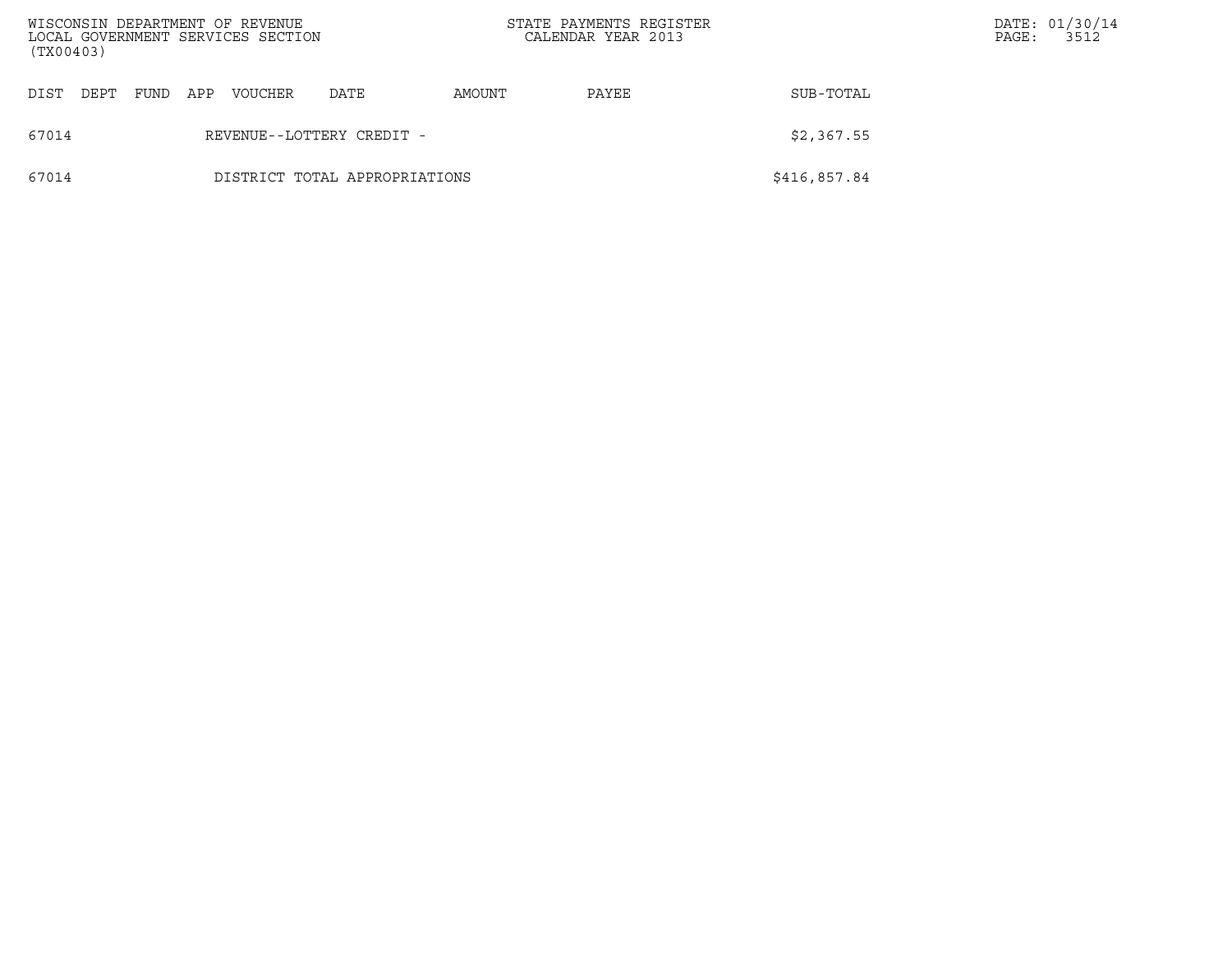| DIST | DEPT | FUND | APP | VOUCHER | DATE | AMOUNT | PAYEE | SUB-TOTAL |
|---|---|---|---|---|---|---|---|---|
| 67014 | | | | REVENUE--LOTTERY CREDIT - | | | | $2,367.55 |
| 67014 | | | | DISTRICT TOTAL APPROPRIATIONS | | | | $416,857.84 |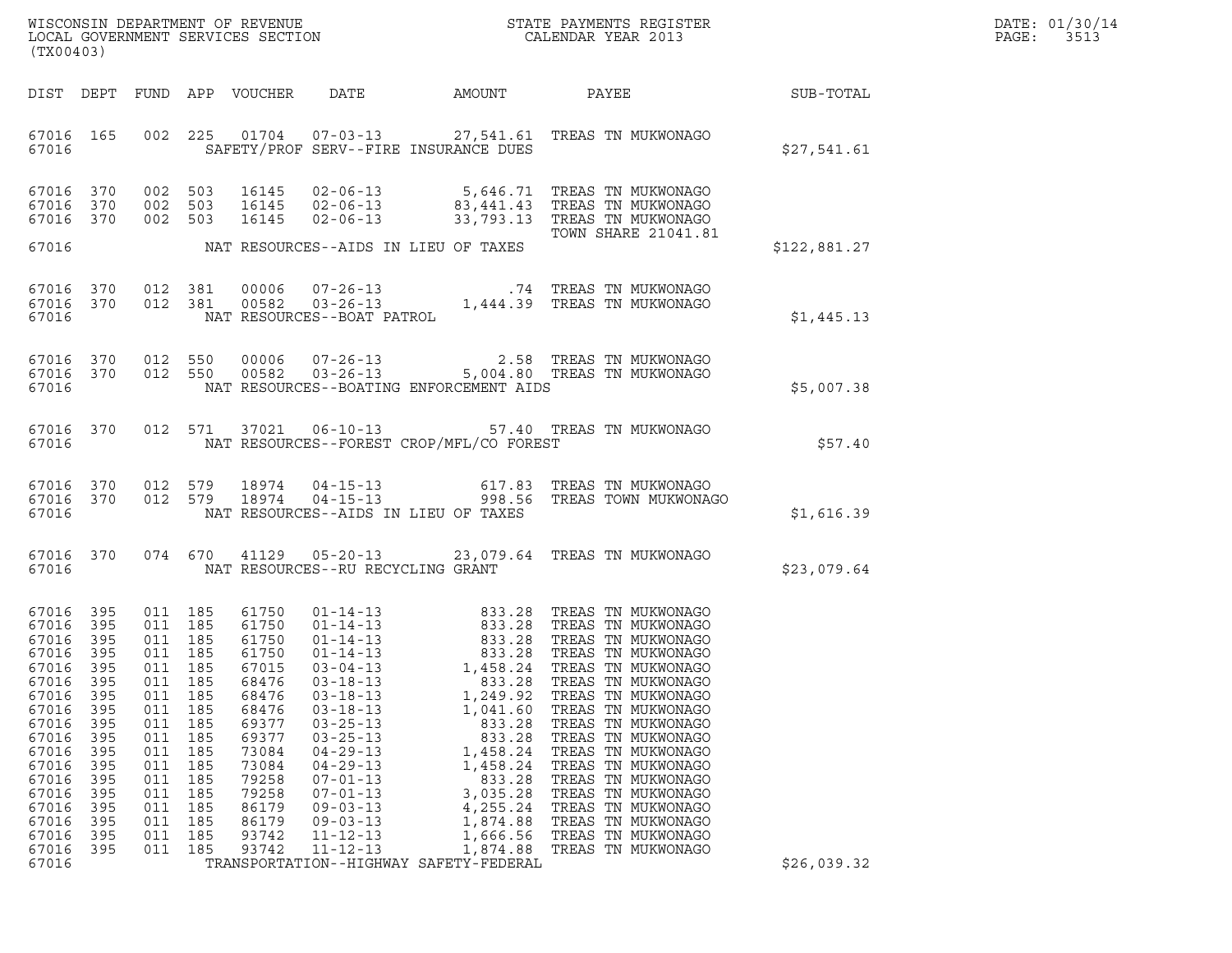WISCONSIN DEPARTMENT OF REVENUE
LOCAL GOVERNMENT SERVICES SECTION
(TX00403)

STATE PAYMENTS REGISTER
CALENDAR YEAR 2013

DATE: 01/30/14
PAGE: 3513

| DIST | DEPT | FUND | APP | VOUCHER | DATE | AMOUNT | PAYEE | SUB-TOTAL |
|---|---|---|---|---|---|---|---|---|
| 67016 | 165 | 002 | 225 | 01704 | 07-03-13 | 27,541.61 | TREAS TN MUKWONAGO | |
| 67016 | | | | SAFETY/PROF SERV--FIRE INSURANCE DUES | | | | $27,541.61 |
| 67016 | 370 | 002 | 503 | 16145 | 02-06-13 | 5,646.71 | TREAS TN MUKWONAGO | |
| 67016 | 370 | 002 | 503 | 16145 | 02-06-13 | 83,441.43 | TREAS TN MUKWONAGO | |
| 67016 | 370 | 002 | 503 | 16145 | 02-06-13 | 33,793.13 | TREAS TN MUKWONAGO | |
| | | | | | | | TOWN SHARE 21041.81 | |
| 67016 | | | | NAT RESOURCES--AIDS IN LIEU OF TAXES | | | | $122,881.27 |
| 67016 | 370 | 012 | 381 | 00006 | 07-26-13 | .74 | TREAS TN MUKWONAGO | |
| 67016 | 370 | 012 | 381 | 00582 | 03-26-13 | 1,444.39 | TREAS TN MUKWONAGO | |
| 67016 | | | | NAT RESOURCES--BOAT PATROL | | | | $1,445.13 |
| 67016 | 370 | 012 | 550 | 00006 | 07-26-13 | 2.58 | TREAS TN MUKWONAGO | |
| 67016 | 370 | 012 | 550 | 00582 | 03-26-13 | 5,004.80 | TREAS TN MUKWONAGO | |
| 67016 | | | | NAT RESOURCES--BOATING ENFORCEMENT AIDS | | | | $5,007.38 |
| 67016 | 370 | 012 | 571 | 37021 | 06-10-13 | 57.40 | TREAS TN MUKWONAGO | |
| 67016 | | | | NAT RESOURCES--FOREST CROP/MFL/CO FOREST | | | | $57.40 |
| 67016 | 370 | 012 | 579 | 18974 | 04-15-13 | 617.83 | TREAS TN MUKWONAGO | |
| 67016 | 370 | 012 | 579 | 18974 | 04-15-13 | 998.56 | TREAS TOWN MUKWONAGO | |
| 67016 | | | | NAT RESOURCES--AIDS IN LIEU OF TAXES | | | | $1,616.39 |
| 67016 | 370 | 074 | 670 | 41129 | 05-20-13 | 23,079.64 | TREAS TN MUKWONAGO | |
| 67016 | | | | NAT RESOURCES--RU RECYCLING GRANT | | | | $23,079.64 |
| 67016 | 395 | 011 | 185 | 61750 | 01-14-13 | 833.28 | TREAS TN MUKWONAGO | |
| 67016 | 395 | 011 | 185 | 61750 | 01-14-13 | 833.28 | TREAS TN MUKWONAGO | |
| 67016 | 395 | 011 | 185 | 61750 | 01-14-13 | 833.28 | TREAS TN MUKWONAGO | |
| 67016 | 395 | 011 | 185 | 61750 | 01-14-13 | 833.28 | TREAS TN MUKWONAGO | |
| 67016 | 395 | 011 | 185 | 67015 | 03-04-13 | 1,458.24 | TREAS TN MUKWONAGO | |
| 67016 | 395 | 011 | 185 | 68476 | 03-18-13 | 833.28 | TREAS TN MUKWONAGO | |
| 67016 | 395 | 011 | 185 | 68476 | 03-18-13 | 1,249.92 | TREAS TN MUKWONAGO | |
| 67016 | 395 | 011 | 185 | 68476 | 03-18-13 | 1,041.60 | TREAS TN MUKWONAGO | |
| 67016 | 395 | 011 | 185 | 69377 | 03-25-13 | 833.28 | TREAS TN MUKWONAGO | |
| 67016 | 395 | 011 | 185 | 69377 | 03-25-13 | 833.28 | TREAS TN MUKWONAGO | |
| 67016 | 395 | 011 | 185 | 73084 | 04-29-13 | 1,458.24 | TREAS TN MUKWONAGO | |
| 67016 | 395 | 011 | 185 | 73084 | 04-29-13 | 1,458.24 | TREAS TN MUKWONAGO | |
| 67016 | 395 | 011 | 185 | 79258 | 07-01-13 | 833.28 | TREAS TN MUKWONAGO | |
| 67016 | 395 | 011 | 185 | 79258 | 07-01-13 | 3,035.28 | TREAS TN MUKWONAGO | |
| 67016 | 395 | 011 | 185 | 86179 | 09-03-13 | 4,255.24 | TREAS TN MUKWONAGO | |
| 67016 | 395 | 011 | 185 | 86179 | 09-03-13 | 1,874.88 | TREAS TN MUKWONAGO | |
| 67016 | 395 | 011 | 185 | 93742 | 11-12-13 | 1,666.56 | TREAS TN MUKWONAGO | |
| 67016 | 395 | 011 | 185 | 93742 | 11-12-13 | 1,874.88 | TREAS TN MUKWONAGO | |
| 67016 | | | | TRANSPORTATION--HIGHWAY SAFETY-FEDERAL | | | | $26,039.32 |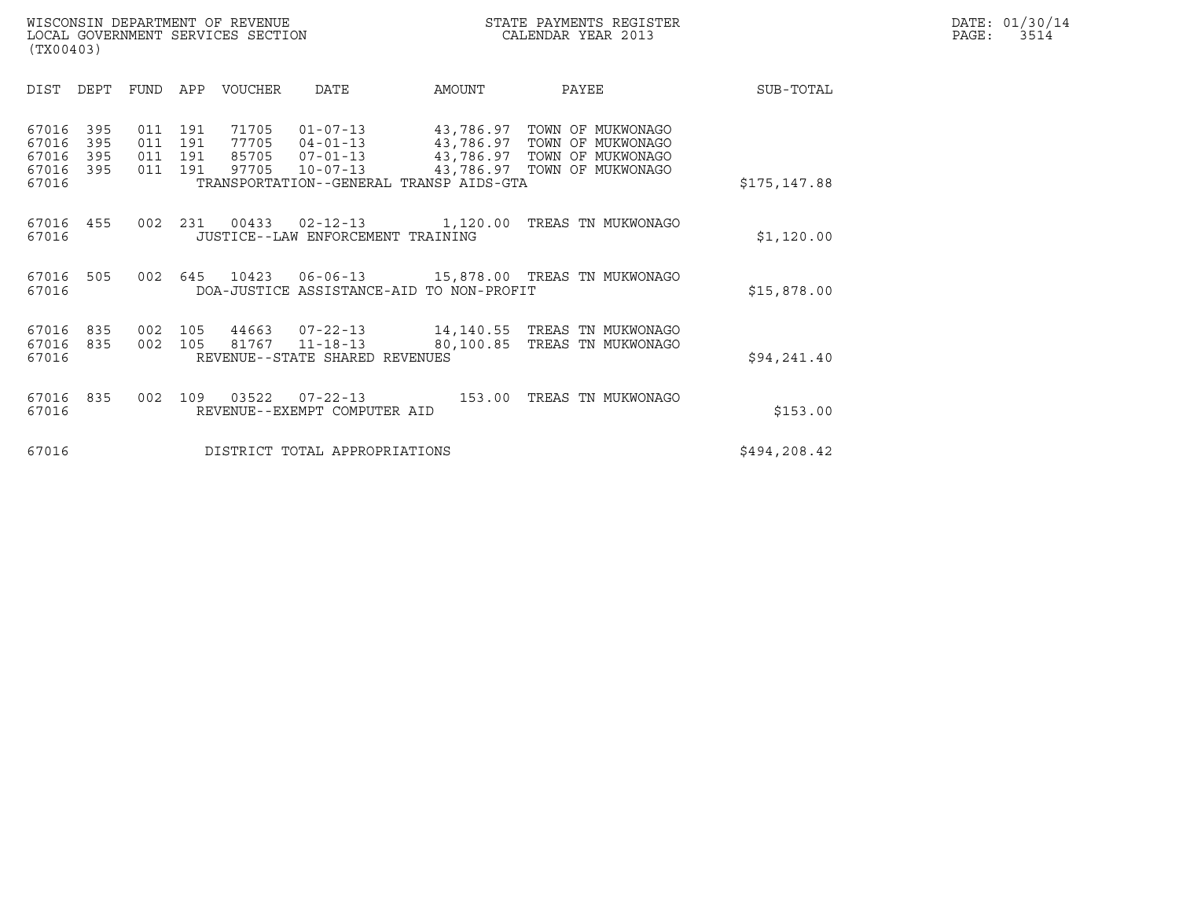WISCONSIN DEPARTMENT OF REVENUE
LOCAL GOVERNMENT SERVICES SECTION
(TX00403)

STATE PAYMENTS REGISTER
CALENDAR YEAR 2013

DATE: 01/30/14

| DIST | DEPT | FUND | APP | VOUCHER | DATE | AMOUNT | PAYEE | SUB-TOTAL |
|---|---|---|---|---|---|---|---|---|
| 67016 | 395 | 011 | 191 | 71705 | 01-07-13 | 43,786.97 | TOWN OF MUKWONAGO | |
| 67016 | 395 | 011 | 191 | 77705 | 04-01-13 | 43,786.97 | TOWN OF MUKWONAGO | |
| 67016 | 395 | 011 | 191 | 85705 | 07-01-13 | 43,786.97 | TOWN OF MUKWONAGO | |
| 67016 | 395 | 011 | 191 | 97705 | 10-07-13 | 43,786.97 | TOWN OF MUKWONAGO | |
| 67016 | | | | | TRANSPORTATION--GENERAL TRANSP AIDS-GTA | | | $175,147.88 |
| 67016 | 455 | 002 | 231 | 00433 | 02-12-13 | 1,120.00 | TREAS TN MUKWONAGO | |
| 67016 | | | | | JUSTICE--LAW ENFORCEMENT TRAINING | | | $1,120.00 |
| 67016 | 505 | 002 | 645 | 10423 | 06-06-13 | 15,878.00 | TREAS TN MUKWONAGO | |
| 67016 | | | | | DOA-JUSTICE ASSISTANCE-AID TO NON-PROFIT | | | $15,878.00 |
| 67016 | 835 | 002 | 105 | 44663 | 07-22-13 | 14,140.55 | TREAS TN MUKWONAGO | |
| 67016 | 835 | 002 | 105 | 81767 | 11-18-13 | 80,100.85 | TREAS TN MUKWONAGO | |
| 67016 | | | | | REVENUE--STATE SHARED REVENUES | | | $94,241.40 |
| 67016 | 835 | 002 | 109 | 03522 | 07-22-13 | 153.00 | TREAS TN MUKWONAGO | |
| 67016 | | | | | REVENUE--EXEMPT COMPUTER AID | | | $153.00 |
| 67016 | | | | | DISTRICT TOTAL APPROPRIATIONS | | | $494,208.42 |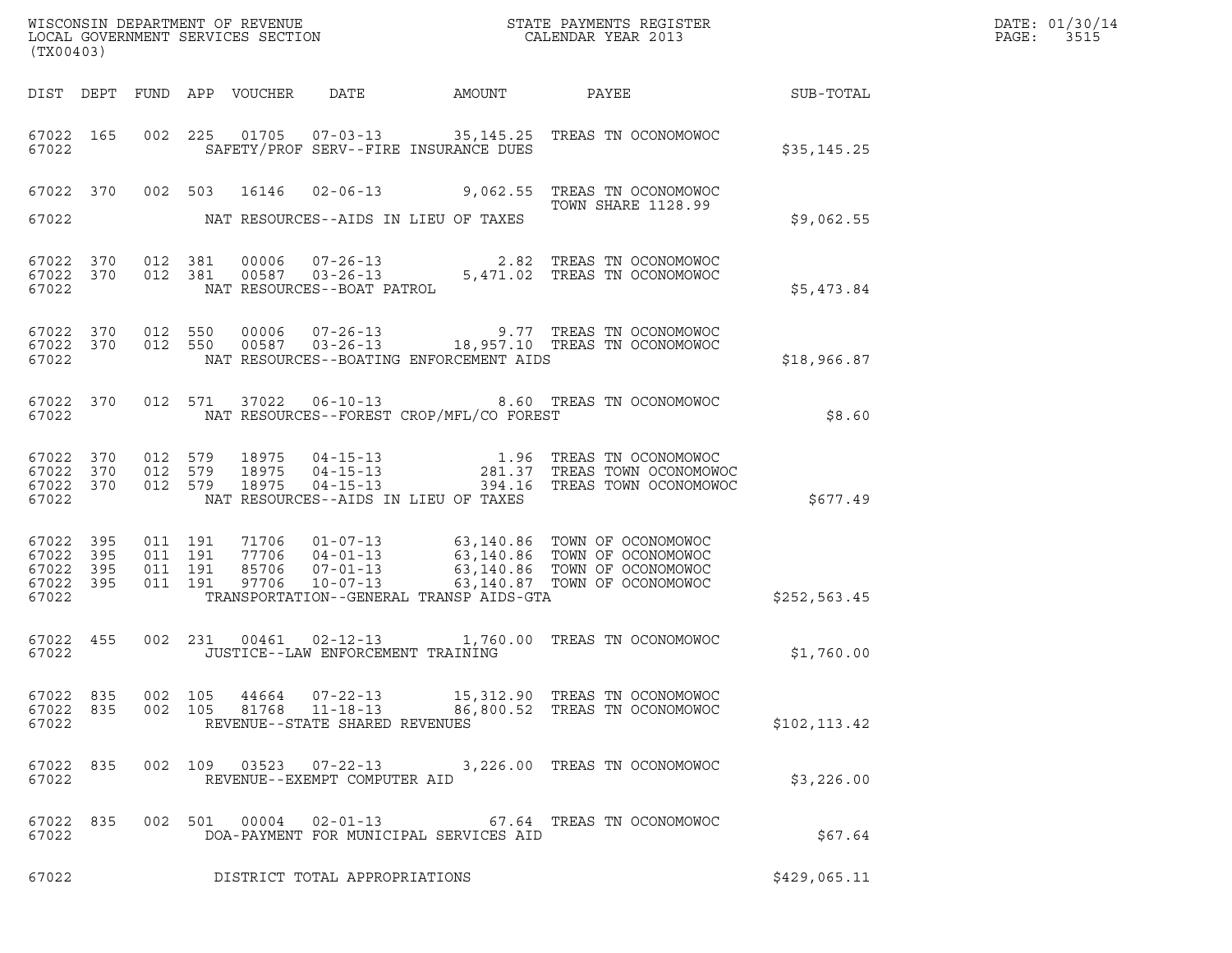WISCONSIN DEPARTMENT OF REVENUE
LOCAL GOVERNMENT SERVICES SECTION
(TX00403)

STATE PAYMENTS REGISTER
CALENDAR YEAR 2013

DATE: 01/30/14
PAGE: 3515

| DIST | DEPT | FUND | APP | VOUCHER | DATE | AMOUNT | PAYEE | SUB-TOTAL |
|---|---|---|---|---|---|---|---|---|
| 67022 | 165 | 002 | 225 | 01705 | 07-03-13 | 35,145.25 | TREAS TN OCONOMOWOC | |
| 67022 | | | | | SAFETY/PROF SERV--FIRE INSURANCE DUES | | | $35,145.25 |
| 67022 | 370 | 002 | 503 | 16146 | 02-06-13 | 9,062.55 | TREAS TN OCONOMOWOC TOWN SHARE 1128.99 | |
| 67022 | | | | | NAT RESOURCES--AIDS IN LIEU OF TAXES | | | $9,062.55 |
| 67022 | 370 | 012 | 381 | 00006 | 07-26-13 | 2.82 | TREAS TN OCONOMOWOC | |
| 67022 | 370 | 012 | 381 | 00587 | 03-26-13 | 5,471.02 | TREAS TN OCONOMOWOC | |
| 67022 | | | | | NAT RESOURCES--BOAT PATROL | | | $5,473.84 |
| 67022 | 370 | 012 | 550 | 00006 | 07-26-13 | 9.77 | TREAS TN OCONOMOWOC | |
| 67022 | 370 | 012 | 550 | 00587 | 03-26-13 | 18,957.10 | TREAS TN OCONOMOWOC | |
| 67022 | | | | | NAT RESOURCES--BOATING ENFORCEMENT AIDS | | | $18,966.87 |
| 67022 | 370 | 012 | 571 | 37022 | 06-10-13 | 8.60 | TREAS TN OCONOMOWOC | |
| 67022 | | | | | NAT RESOURCES--FOREST CROP/MFL/CO FOREST | | | $8.60 |
| 67022 | 370 | 012 | 579 | 18975 | 04-15-13 | 1.96 | TREAS TN OCONOMOWOC | |
| 67022 | 370 | 012 | 579 | 18975 | 04-15-13 | 281.37 | TREAS TOWN OCONOMOWOC | |
| 67022 | 370 | 012 | 579 | 18975 | 04-15-13 | 394.16 | TREAS TOWN OCONOMOWOC | |
| 67022 | | | | | NAT RESOURCES--AIDS IN LIEU OF TAXES | | | $677.49 |
| 67022 | 395 | 011 | 191 | 71706 | 01-07-13 | 63,140.86 | TOWN OF OCONOMOWOC | |
| 67022 | 395 | 011 | 191 | 77706 | 04-01-13 | 63,140.86 | TOWN OF OCONOMOWOC | |
| 67022 | 395 | 011 | 191 | 85706 | 07-01-13 | 63,140.86 | TOWN OF OCONOMOWOC | |
| 67022 | 395 | 011 | 191 | 97706 | 10-07-13 | 63,140.87 | TOWN OF OCONOMOWOC | |
| 67022 | | | | | TRANSPORTATION--GENERAL TRANSP AIDS-GTA | | | $252,563.45 |
| 67022 | 455 | 002 | 231 | 00461 | 02-12-13 | 1,760.00 | TREAS TN OCONOMOWOC | |
| 67022 | | | | | JUSTICE--LAW ENFORCEMENT TRAINING | | | $1,760.00 |
| 67022 | 835 | 002 | 105 | 44664 | 07-22-13 | 15,312.90 | TREAS TN OCONOMOWOC | |
| 67022 | 835 | 002 | 105 | 81768 | 11-18-13 | 86,800.52 | TREAS TN OCONOMOWOC | |
| 67022 | | | | | REVENUE--STATE SHARED REVENUES | | | $102,113.42 |
| 67022 | 835 | 002 | 109 | 03523 | 07-22-13 | 3,226.00 | TREAS TN OCONOMOWOC | |
| 67022 | | | | | REVENUE--EXEMPT COMPUTER AID | | | $3,226.00 |
| 67022 | 835 | 002 | 501 | 00004 | 02-01-13 | 67.64 | TREAS TN OCONOMOWOC | |
| 67022 | | | | | DOA-PAYMENT FOR MUNICIPAL SERVICES AID | | | $67.64 |
| 67022 | | | | | DISTRICT TOTAL APPROPRIATIONS | | | $429,065.11 |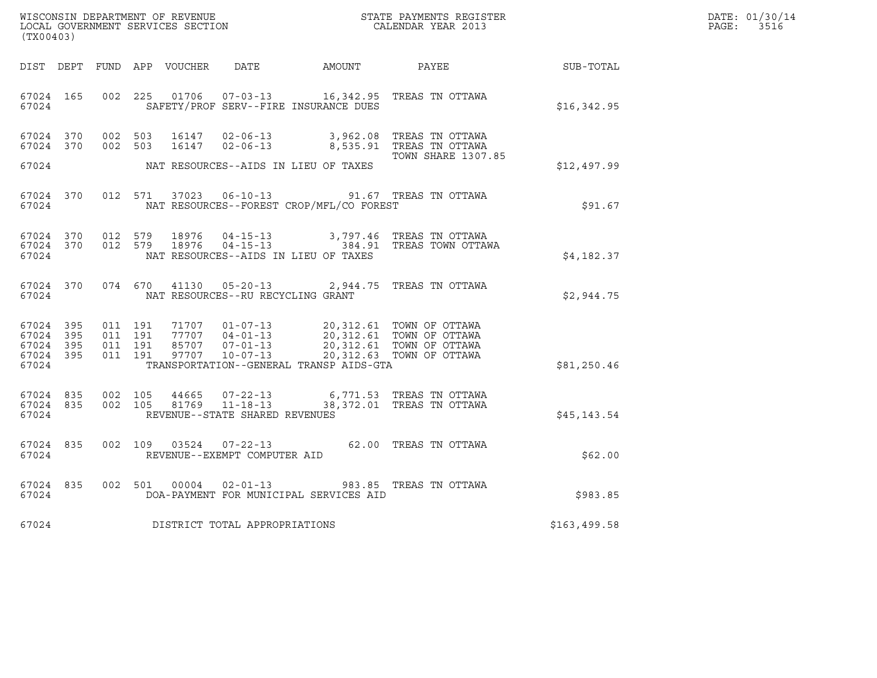WISCONSIN DEPARTMENT OF REVENUE
LOCAL GOVERNMENT SERVICES SECTION
(TX00403)

STATE PAYMENTS REGISTER
CALENDAR YEAR 2013

DATE: 01/30/14
PAGE: 3516

| DIST | DEPT | FUND | APP | VOUCHER | DATE | AMOUNT | PAYEE | SUB-TOTAL |
|---|---|---|---|---|---|---|---|---|
| 67024 | 165 | 002 | 225 | 01706 | 07-03-13 | 16,342.95 | TREAS TN OTTAWA | |
| 67024 | | | | SAFETY/PROF SERV--FIRE INSURANCE DUES | | | | $16,342.95 |
| 67024 | 370 | 002 | 503 | 16147 | 02-06-13 | 3,962.08 | TREAS TN OTTAWA | |
| 67024 | 370 | 002 | 503 | 16147 | 02-06-13 | 8,535.91 | TREAS TN OTTAWA TOWN SHARE 1307.85 | |
| 67024 | | | | NAT RESOURCES--AIDS IN LIEU OF TAXES | | | | $12,497.99 |
| 67024 | 370 | 012 | 571 | 37023 | 06-10-13 | 91.67 | TREAS TN OTTAWA | |
| 67024 | | | | NAT RESOURCES--FOREST CROP/MFL/CO FOREST | | | | $91.67 |
| 67024 | 370 | 012 | 579 | 18976 | 04-15-13 | 3,797.46 | TREAS TN OTTAWA | |
| 67024 | 370 | 012 | 579 | 18976 | 04-15-13 | 384.91 | TREAS TOWN OTTAWA | |
| 67024 | | | | NAT RESOURCES--AIDS IN LIEU OF TAXES | | | | $4,182.37 |
| 67024 | 370 | 074 | 670 | 41130 | 05-20-13 | 2,944.75 | TREAS TN OTTAWA | |
| 67024 | | | | NAT RESOURCES--RU RECYCLING GRANT | | | | $2,944.75 |
| 67024 | 395 | 011 | 191 | 71707 | 01-07-13 | 20,312.61 | TOWN OF OTTAWA | |
| 67024 | 395 | 011 | 191 | 77707 | 04-01-13 | 20,312.61 | TOWN OF OTTAWA | |
| 67024 | 395 | 011 | 191 | 85707 | 07-01-13 | 20,312.61 | TOWN OF OTTAWA | |
| 67024 | 395 | 011 | 191 | 97707 | 10-07-13 | 20,312.63 | TOWN OF OTTAWA | |
| 67024 | | | | TRANSPORTATION--GENERAL TRANSP AIDS-GTA | | | | $81,250.46 |
| 67024 | 835 | 002 | 105 | 44665 | 07-22-13 | 6,771.53 | TREAS TN OTTAWA | |
| 67024 | 835 | 002 | 105 | 81769 | 11-18-13 | 38,372.01 | TREAS TN OTTAWA | |
| 67024 | | | | REVENUE--STATE SHARED REVENUES | | | | $45,143.54 |
| 67024 | 835 | 002 | 109 | 03524 | 07-22-13 | 62.00 | TREAS TN OTTAWA | |
| 67024 | | | | REVENUE--EXEMPT COMPUTER AID | | | | $62.00 |
| 67024 | 835 | 002 | 501 | 00004 | 02-01-13 | 983.85 | TREAS TN OTTAWA | |
| 67024 | | | | DOA-PAYMENT FOR MUNICIPAL SERVICES AID | | | | $983.85 |
| 67024 | | | | DISTRICT TOTAL APPROPRIATIONS | | | | $163,499.58 |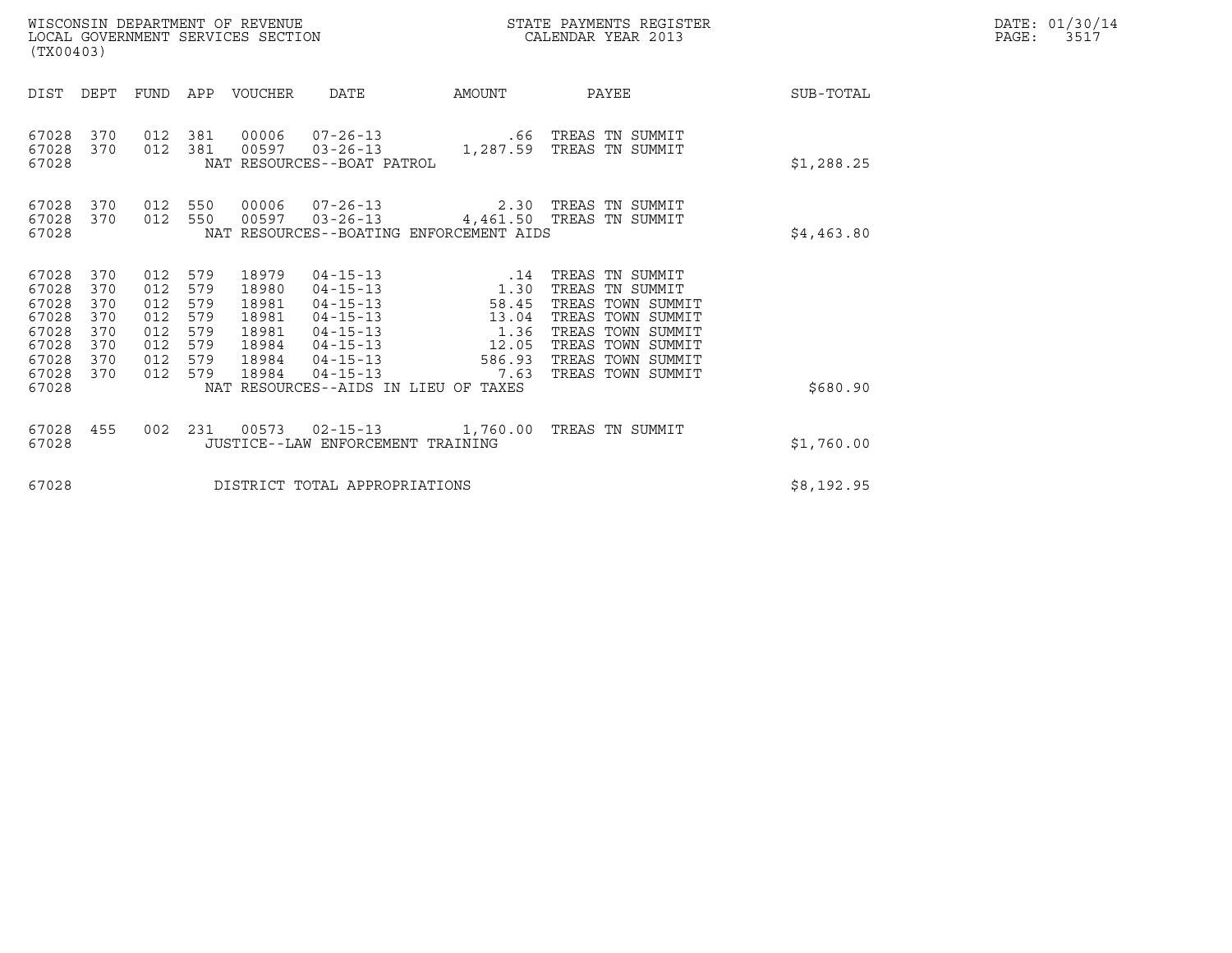WISCONSIN DEPARTMENT OF REVENUE
LOCAL GOVERNMENT SERVICES SECTION
(TX00403)

STATE PAYMENTS REGISTER
CALENDAR YEAR 2013

DATE: 01/30/14
PAGE: 3517

| DIST | DEPT | FUND | APP | VOUCHER | DATE | AMOUNT | PAYEE | SUB-TOTAL |
|---|---|---|---|---|---|---|---|---|
| 67028 | 370 | 012 | 381 | 00006 | 07-26-13 | .66 | TREAS TN SUMMIT | |
| 67028 | 370 | 012 | 381 | 00597 | 03-26-13 | 1,287.59 | TREAS TN SUMMIT | |
| 67028 | | | | NAT RESOURCES--BOAT PATROL | | | | $1,288.25 |
| 67028 | 370 | 012 | 550 | 00006 | 07-26-13 | 2.30 | TREAS TN SUMMIT | |
| 67028 | 370 | 012 | 550 | 00597 | 03-26-13 | 4,461.50 | TREAS TN SUMMIT | |
| 67028 | | | | NAT RESOURCES--BOATING ENFORCEMENT AIDS | | | | $4,463.80 |
| 67028 | 370 | 012 | 579 | 18979 | 04-15-13 | .14 | TREAS TN SUMMIT | |
| 67028 | 370 | 012 | 579 | 18980 | 04-15-13 | 1.30 | TREAS TN SUMMIT | |
| 67028 | 370 | 012 | 579 | 18981 | 04-15-13 | 58.45 | TREAS TOWN SUMMIT | |
| 67028 | 370 | 012 | 579 | 18981 | 04-15-13 | 13.04 | TREAS TOWN SUMMIT | |
| 67028 | 370 | 012 | 579 | 18981 | 04-15-13 | 1.36 | TREAS TOWN SUMMIT | |
| 67028 | 370 | 012 | 579 | 18984 | 04-15-13 | 12.05 | TREAS TOWN SUMMIT | |
| 67028 | 370 | 012 | 579 | 18984 | 04-15-13 | 586.93 | TREAS TOWN SUMMIT | |
| 67028 | 370 | 012 | 579 | 18984 | 04-15-13 | 7.63 | TREAS TOWN SUMMIT | |
| 67028 | | | | NAT RESOURCES--AIDS IN LIEU OF TAXES | | | | $680.90 |
| 67028 | 455 | 002 | 231 | 00573 | 02-15-13 | 1,760.00 | TREAS TN SUMMIT | |
| 67028 | | | | JUSTICE--LAW ENFORCEMENT TRAINING | | | | $1,760.00 |
| 67028 | | | | DISTRICT TOTAL APPROPRIATIONS | | | | $8,192.95 |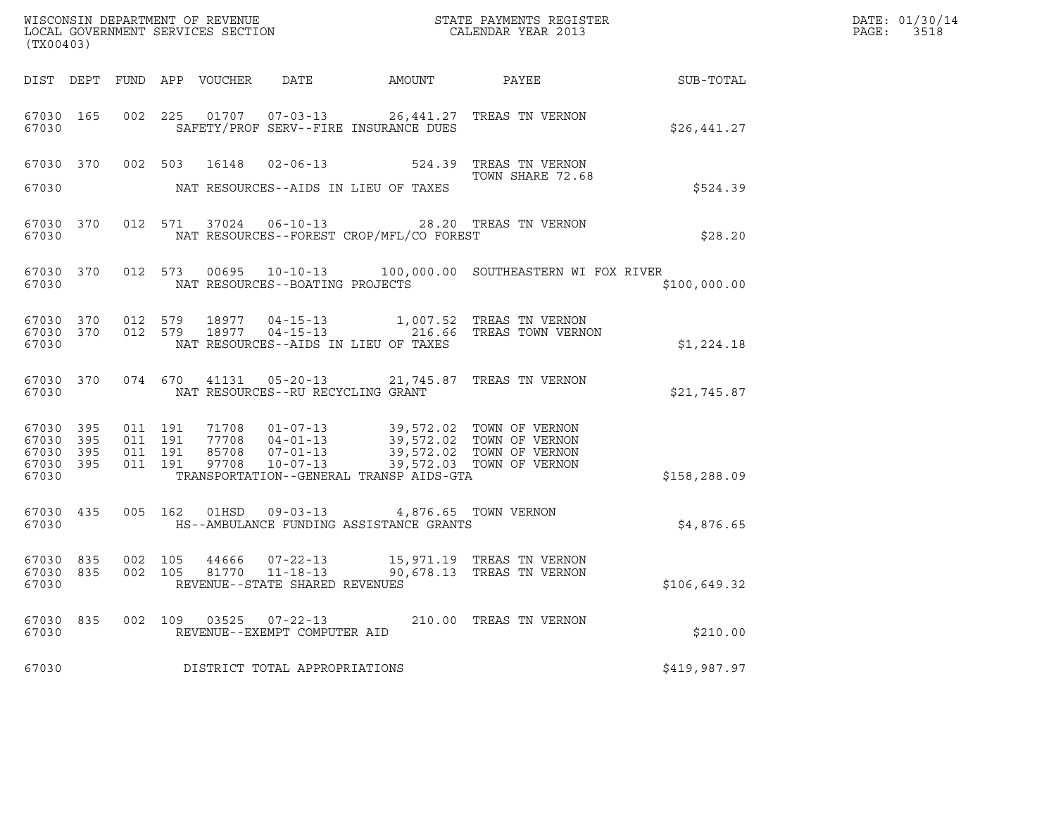WISCONSIN DEPARTMENT OF REVENUE
LOCAL GOVERNMENT SERVICES SECTION
(TX00403)

STATE PAYMENTS REGISTER
CALENDAR YEAR 2013

| DIST | DEPT | FUND | APP | VOUCHER | DATE | AMOUNT | PAYEE | SUB-TOTAL |
|---|---|---|---|---|---|---|---|---|
| 67030 | 165 | 002 | 225 | 01707 | 07-03-13 | 26,441.27 | TREAS TN VERNON | |
| 67030 | | | | | SAFETY/PROF SERV--FIRE INSURANCE DUES | | | $26,441.27 |
| 67030 | 370 | 002 | 503 | 16148 | 02-06-13 | 524.39 | TREAS TN VERNON TOWN SHARE 72.68 | |
| 67030 | | | | | NAT RESOURCES--AIDS IN LIEU OF TAXES | | | $524.39 |
| 67030 | 370 | 012 | 571 | 37024 | 06-10-13 | 28.20 | TREAS TN VERNON | |
| 67030 | | | | | NAT RESOURCES--FOREST CROP/MFL/CO FOREST | | | $28.20 |
| 67030 | 370 | 012 | 573 | 00695 | 10-10-13 | 100,000.00 | SOUTHEASTERN WI FOX RIVER | |
| 67030 | | | | | NAT RESOURCES--BOATING PROJECTS | | | $100,000.00 |
| 67030 | 370 | 012 | 579 | 18977 | 04-15-13 | 1,007.52 | TREAS TN VERNON | |
| 67030 | 370 | 012 | 579 | 18977 | 04-15-13 | 216.66 | TREAS TOWN VERNON | |
| 67030 | | | | | NAT RESOURCES--AIDS IN LIEU OF TAXES | | | $1,224.18 |
| 67030 | 370 | 074 | 670 | 41131 | 05-20-13 | 21,745.87 | TREAS TN VERNON | |
| 67030 | | | | | NAT RESOURCES--RU RECYCLING GRANT | | | $21,745.87 |
| 67030 | 395 | 011 | 191 | 71708 | 01-07-13 | 39,572.02 | TOWN OF VERNON | |
| 67030 | 395 | 011 | 191 | 77708 | 04-01-13 | 39,572.02 | TOWN OF VERNON | |
| 67030 | 395 | 011 | 191 | 85708 | 07-01-13 | 39,572.02 | TOWN OF VERNON | |
| 67030 | 395 | 011 | 191 | 97708 | 10-07-13 | 39,572.03 | TOWN OF VERNON | |
| 67030 | | | | | TRANSPORTATION--GENERAL TRANSP AIDS-GTA | | | $158,288.09 |
| 67030 | 435 | 005 | 162 | 01HSD | 09-03-13 | 4,876.65 | TOWN VERNON | |
| 67030 | | | | | HS--AMBULANCE FUNDING ASSISTANCE GRANTS | | | $4,876.65 |
| 67030 | 835 | 002 | 105 | 44666 | 07-22-13 | 15,971.19 | TREAS TN VERNON | |
| 67030 | 835 | 002 | 105 | 81770 | 11-18-13 | 90,678.13 | TREAS TN VERNON | |
| 67030 | | | | | REVENUE--STATE SHARED REVENUES | | | $106,649.32 |
| 67030 | 835 | 002 | 109 | 03525 | 07-22-13 | 210.00 | TREAS TN VERNON | |
| 67030 | | | | | REVENUE--EXEMPT COMPUTER AID | | | $210.00 |
| 67030 | | | | | DISTRICT TOTAL APPROPRIATIONS | | | $419,987.97 |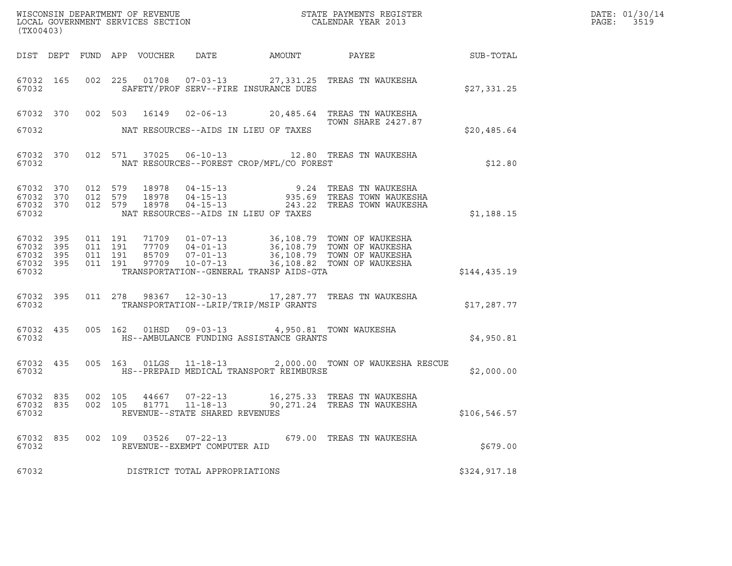WISCONSIN DEPARTMENT OF REVENUE
LOCAL GOVERNMENT SERVICES SECTION
(TX00403)

STATE PAYMENTS REGISTER
CALENDAR YEAR 2013

DATE: 01/30/14
PAGE: 3519

| DIST | DEPT | FUND | APP | VOUCHER | DATE | AMOUNT | PAYEE | SUB-TOTAL |
|---|---|---|---|---|---|---|---|---|
| 67032 | 165 | 002 | 225 | 01708 | 07-03-13 | 27,331.25 | TREAS TN WAUKESHA | |
| 67032 | | | | | SAFETY/PROF SERV--FIRE INSURANCE DUES | | | $27,331.25 |
| 67032 | 370 | 002 | 503 | 16149 | 02-06-13 | 20,485.64 | TREAS TN WAUKESHA TOWN SHARE 2427.87 | |
| 67032 | | | | | NAT RESOURCES--AIDS IN LIEU OF TAXES | | | $20,485.64 |
| 67032 | 370 | 012 | 571 | 37025 | 06-10-13 | 12.80 | TREAS TN WAUKESHA | |
| 67032 | | | | | NAT RESOURCES--FOREST CROP/MFL/CO FOREST | | | $12.80 |
| 67032 | 370 | 012 | 579 | 18978 | 04-15-13 | 9.24 | TREAS TN WAUKESHA | |
| 67032 | 370 | 012 | 579 | 18978 | 04-15-13 | 935.69 | TREAS TOWN WAUKESHA | |
| 67032 | 370 | 012 | 579 | 18978 | 04-15-13 | 243.22 | TREAS TOWN WAUKESHA | |
| 67032 | | | | | NAT RESOURCES--AIDS IN LIEU OF TAXES | | | $1,188.15 |
| 67032 | 395 | 011 | 191 | 71709 | 01-07-13 | 36,108.79 | TOWN OF WAUKESHA | |
| 67032 | 395 | 011 | 191 | 77709 | 04-01-13 | 36,108.79 | TOWN OF WAUKESHA | |
| 67032 | 395 | 011 | 191 | 85709 | 07-01-13 | 36,108.79 | TOWN OF WAUKESHA | |
| 67032 | 395 | 011 | 191 | 97709 | 10-07-13 | 36,108.82 | TOWN OF WAUKESHA | |
| 67032 | | | | | TRANSPORTATION--GENERAL TRANSP AIDS-GTA | | | $144,435.19 |
| 67032 | 395 | 011 | 278 | 98367 | 12-30-13 | 17,287.77 | TREAS TN WAUKESHA | |
| 67032 | | | | | TRANSPORTATION--LRIP/TRIP/MSIP GRANTS | | | $17,287.77 |
| 67032 | 435 | 005 | 162 | 01HSD | 09-03-13 | 4,950.81 | TOWN WAUKESHA | |
| 67032 | | | | | HS--AMBULANCE FUNDING ASSISTANCE GRANTS | | | $4,950.81 |
| 67032 | 435 | 005 | 163 | 01LGS | 11-18-13 | 2,000.00 | TOWN OF WAUKESHA RESCUE | |
| 67032 | | | | | HS--PREPAID MEDICAL TRANSPORT REIMBURSE | | | $2,000.00 |
| 67032 | 835 | 002 | 105 | 44667 | 07-22-13 | 16,275.33 | TREAS TN WAUKESHA | |
| 67032 | 835 | 002 | 105 | 81771 | 11-18-13 | 90,271.24 | TREAS TN WAUKESHA | |
| 67032 | | | | | REVENUE--STATE SHARED REVENUES | | | $106,546.57 |
| 67032 | 835 | 002 | 109 | 03526 | 07-22-13 | 679.00 | TREAS TN WAUKESHA | |
| 67032 | | | | | REVENUE--EXEMPT COMPUTER AID | | | $679.00 |
| 67032 | | | | | DISTRICT TOTAL APPROPRIATIONS | | | $324,917.18 |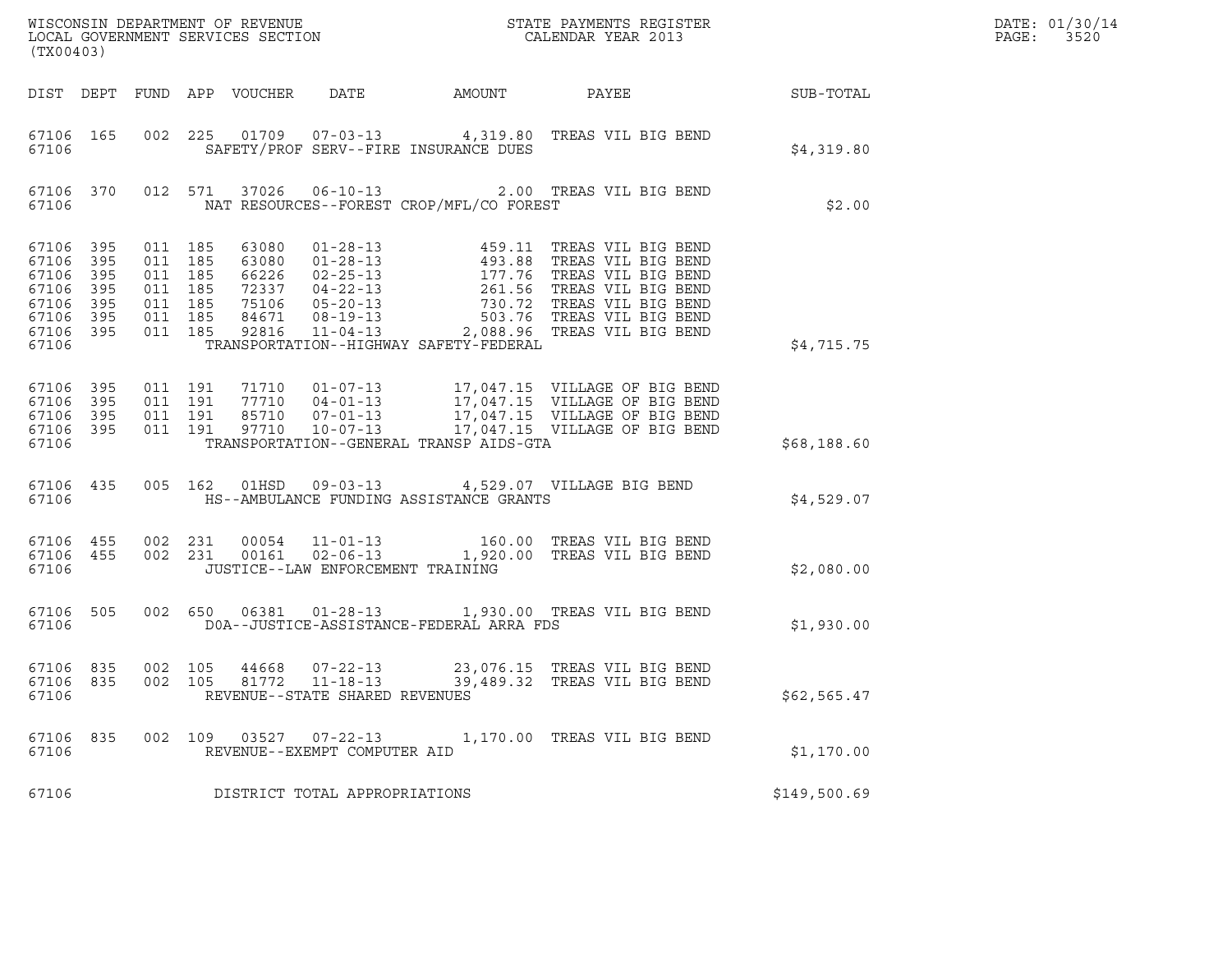WISCONSIN DEPARTMENT OF REVENUE
LOCAL GOVERNMENT SERVICES SECTION
(TX00403)

STATE PAYMENTS REGISTER
CALENDAR YEAR 2013

DATE: 01/30/14
PAGE: 3520

| DIST | DEPT | FUND | APP | VOUCHER | DATE | AMOUNT | PAYEE | SUB-TOTAL |
|---|---|---|---|---|---|---|---|---|
| 67106 | 165 | 002 | 225 | 01709 | 07-03-13 | 4,319.80 | TREAS VIL BIG BEND | |
| 67106 | | | | | SAFETY/PROF SERV--FIRE INSURANCE DUES | | | $4,319.80 |
| 67106 | 370 | 012 | 571 | 37026 | 06-10-13 | 2.00 | TREAS VIL BIG BEND | |
| 67106 | | | | | NAT RESOURCES--FOREST CROP/MFL/CO FOREST | | | $2.00 |
| 67106 | 395 | 011 | 185 | 63080 | 01-28-13 | 459.11 | TREAS VIL BIG BEND | |
| 67106 | 395 | 011 | 185 | 63080 | 01-28-13 | 493.88 | TREAS VIL BIG BEND | |
| 67106 | 395 | 011 | 185 | 66226 | 02-25-13 | 177.76 | TREAS VIL BIG BEND | |
| 67106 | 395 | 011 | 185 | 72337 | 04-22-13 | 261.56 | TREAS VIL BIG BEND | |
| 67106 | 395 | 011 | 185 | 75106 | 05-20-13 | 730.72 | TREAS VIL BIG BEND | |
| 67106 | 395 | 011 | 185 | 84671 | 08-19-13 | 503.76 | TREAS VIL BIG BEND | |
| 67106 | 395 | 011 | 185 | 92816 | 11-04-13 | 2,088.96 | TREAS VIL BIG BEND | |
| 67106 | | | | | TRANSPORTATION--HIGHWAY SAFETY-FEDERAL | | | $4,715.75 |
| 67106 | 395 | 011 | 191 | 71710 | 01-07-13 | 17,047.15 | VILLAGE OF BIG BEND | |
| 67106 | 395 | 011 | 191 | 77710 | 04-01-13 | 17,047.15 | VILLAGE OF BIG BEND | |
| 67106 | 395 | 011 | 191 | 85710 | 07-01-13 | 17,047.15 | VILLAGE OF BIG BEND | |
| 67106 | 395 | 011 | 191 | 97710 | 10-07-13 | 17,047.15 | VILLAGE OF BIG BEND | |
| 67106 | | | | | TRANSPORTATION--GENERAL TRANSP AIDS-GTA | | | $68,188.60 |
| 67106 | 435 | 005 | 162 | 01HSD | 09-03-13 | 4,529.07 | VILLAGE BIG BEND | |
| 67106 | | | | | HS--AMBULANCE FUNDING ASSISTANCE GRANTS | | | $4,529.07 |
| 67106 | 455 | 002 | 231 | 00054 | 11-01-13 | 160.00 | TREAS VIL BIG BEND | |
| 67106 | 455 | 002 | 231 | 00161 | 02-06-13 | 1,920.00 | TREAS VIL BIG BEND | |
| 67106 | | | | | JUSTICE--LAW ENFORCEMENT TRAINING | | | $2,080.00 |
| 67106 | 505 | 002 | 650 | 06381 | 01-28-13 | 1,930.00 | TREAS VIL BIG BEND | |
| 67106 | | | | | DOA--JUSTICE-ASSISTANCE-FEDERAL ARRA FDS | | | $1,930.00 |
| 67106 | 835 | 002 | 105 | 44668 | 07-22-13 | 23,076.15 | TREAS VIL BIG BEND | |
| 67106 | 835 | 002 | 105 | 81772 | 11-18-13 | 39,489.32 | TREAS VIL BIG BEND | |
| 67106 | | | | | REVENUE--STATE SHARED REVENUES | | | $62,565.47 |
| 67106 | 835 | 002 | 109 | 03527 | 07-22-13 | 1,170.00 | TREAS VIL BIG BEND | |
| 67106 | | | | | REVENUE--EXEMPT COMPUTER AID | | | $1,170.00 |
| 67106 | | | | | DISTRICT TOTAL APPROPRIATIONS | | | $149,500.69 |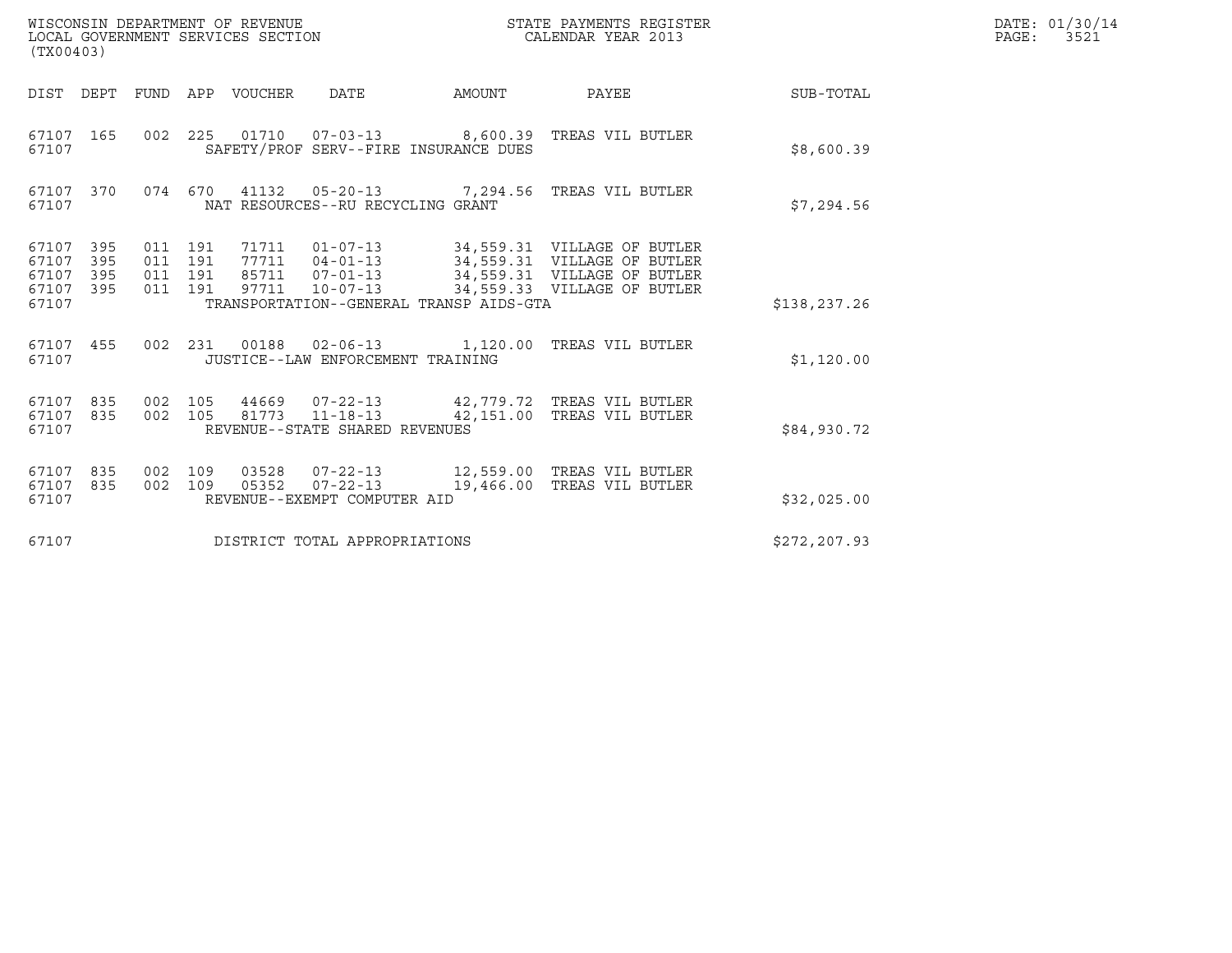WISCONSIN DEPARTMENT OF REVENUE
LOCAL GOVERNMENT SERVICES SECTION
(TX00403)

STATE PAYMENTS REGISTER
CALENDAR YEAR 2013

DATE: 01/30/14
PAGE: 3521

| DIST | DEPT | FUND | APP | VOUCHER | DATE | AMOUNT | PAYEE | SUB-TOTAL |
|---|---|---|---|---|---|---|---|---|
| 67107 | 165 | 002 | 225 | 01710 | 07-03-13 | 8,600.39 | TREAS VIL BUTLER | |
| 67107 | | | | SAFETY/PROF SERV--FIRE INSURANCE DUES | | | | $8,600.39 |
| 67107 | 370 | 074 | 670 | 41132 | 05-20-13 | 7,294.56 | TREAS VIL BUTLER | |
| 67107 | | | | NAT RESOURCES--RU RECYCLING GRANT | | | | $7,294.56 |
| 67107 | 395 | 011 | 191 | 71711 | 01-07-13 | 34,559.31 | VILLAGE OF BUTLER | |
| 67107 | 395 | 011 | 191 | 77711 | 04-01-13 | 34,559.31 | VILLAGE OF BUTLER | |
| 67107 | 395 | 011 | 191 | 85711 | 07-01-13 | 34,559.31 | VILLAGE OF BUTLER | |
| 67107 | 395 | 011 | 191 | 97711 | 10-07-13 | 34,559.33 | VILLAGE OF BUTLER | |
| 67107 | | | | TRANSPORTATION--GENERAL TRANSP AIDS-GTA | | | | $138,237.26 |
| 67107 | 455 | 002 | 231 | 00188 | 02-06-13 | 1,120.00 | TREAS VIL BUTLER | |
| 67107 | | | | JUSTICE--LAW ENFORCEMENT TRAINING | | | | $1,120.00 |
| 67107 | 835 | 002 | 105 | 44669 | 07-22-13 | 42,779.72 | TREAS VIL BUTLER | |
| 67107 | 835 | 002 | 105 | 81773 | 11-18-13 | 42,151.00 | TREAS VIL BUTLER | |
| 67107 | | | | REVENUE--STATE SHARED REVENUES | | | | $84,930.72 |
| 67107 | 835 | 002 | 109 | 03528 | 07-22-13 | 12,559.00 | TREAS VIL BUTLER | |
| 67107 | 835 | 002 | 109 | 05352 | 07-22-13 | 19,466.00 | TREAS VIL BUTLER | |
| 67107 | | | | REVENUE--EXEMPT COMPUTER AID | | | | $32,025.00 |
| 67107 | | | | DISTRICT TOTAL APPROPRIATIONS | | | | $272,207.93 |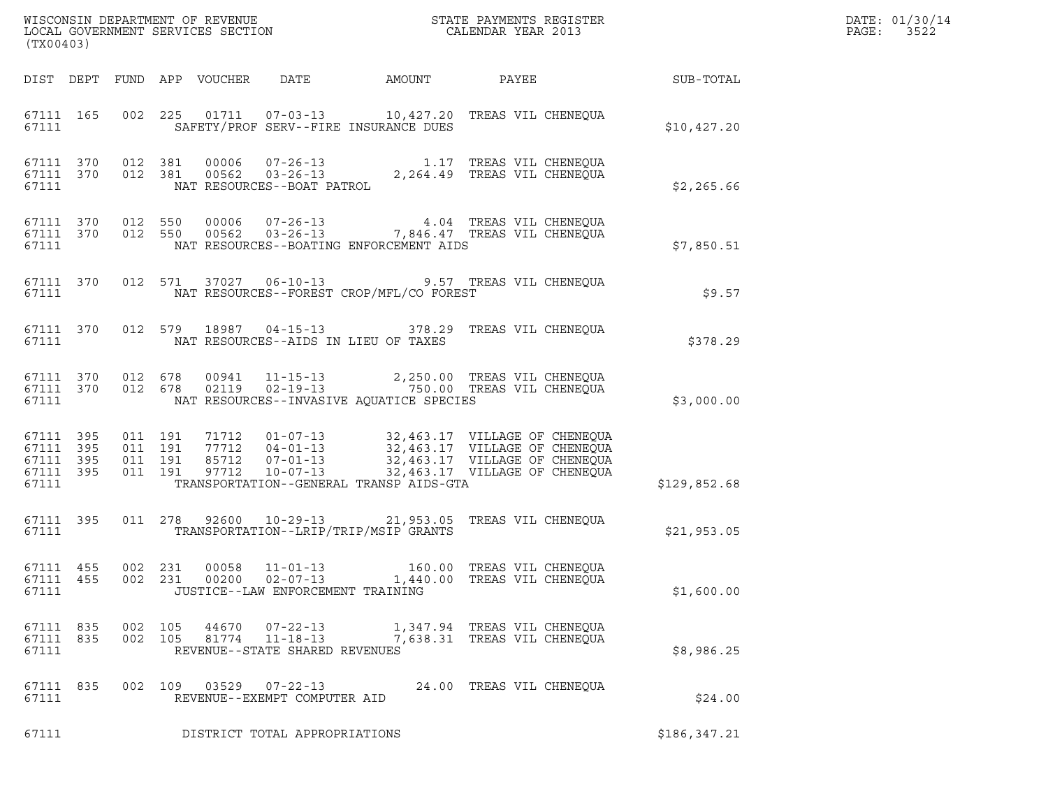WISCONSIN DEPARTMENT OF REVENUE
LOCAL GOVERNMENT SERVICES SECTION
(TX00403)

STATE PAYMENTS REGISTER
CALENDAR YEAR 2013

DATE: 01/30/14

| DIST | DEPT | FUND | APP | VOUCHER | DATE | AMOUNT | PAYEE | SUB-TOTAL |
|---|---|---|---|---|---|---|---|---|
| 67111 | 165 | 002 | 225 | 01711 | 07-03-13 | 10,427.20 | TREAS VIL CHENEQUA | |
| 67111 | | | | SAFETY/PROF SERV--FIRE INSURANCE DUES | | | | $10,427.20 |
| 67111 | 370 | 012 | 381 | 00006 | 07-26-13 | 1.17 | TREAS VIL CHENEQUA | |
| 67111 | 370 | 012 | 381 | 00562 | 03-26-13 | 2,264.49 | TREAS VIL CHENEQUA | |
| 67111 | | | | NAT RESOURCES--BOAT PATROL | | | | $2,265.66 |
| 67111 | 370 | 012 | 550 | 00006 | 07-26-13 | 4.04 | TREAS VIL CHENEQUA | |
| 67111 | 370 | 012 | 550 | 00562 | 03-26-13 | 7,846.47 | TREAS VIL CHENEQUA | |
| 67111 | | | | NAT RESOURCES--BOATING ENFORCEMENT AIDS | | | | $7,850.51 |
| 67111 | 370 | 012 | 571 | 37027 | 06-10-13 | 9.57 | TREAS VIL CHENEQUA | |
| 67111 | | | | NAT RESOURCES--FOREST CROP/MFL/CO FOREST | | | | $9.57 |
| 67111 | 370 | 012 | 579 | 18987 | 04-15-13 | 378.29 | TREAS VIL CHENEQUA | |
| 67111 | | | | NAT RESOURCES--AIDS IN LIEU OF TAXES | | | | $378.29 |
| 67111 | 370 | 012 | 678 | 00941 | 11-15-13 | 2,250.00 | TREAS VIL CHENEQUA | |
| 67111 | 370 | 012 | 678 | 02119 | 02-19-13 | 750.00 | TREAS VIL CHENEQUA | |
| 67111 | | | | NAT RESOURCES--INVASIVE AQUATICE SPECIES | | | | $3,000.00 |
| 67111 | 395 | 011 | 191 | 71712 | 01-07-13 | 32,463.17 | VILLAGE OF CHENEQUA | |
| 67111 | 395 | 011 | 191 | 77712 | 04-01-13 | 32,463.17 | VILLAGE OF CHENEQUA | |
| 67111 | 395 | 011 | 191 | 85712 | 07-01-13 | 32,463.17 | VILLAGE OF CHENEQUA | |
| 67111 | 395 | 011 | 191 | 97712 | 10-07-13 | 32,463.17 | VILLAGE OF CHENEQUA | |
| 67111 | | | | TRANSPORTATION--GENERAL TRANSP AIDS-GTA | | | | $129,852.68 |
| 67111 | 395 | 011 | 278 | 92600 | 10-29-13 | 21,953.05 | TREAS VIL CHENEQUA | |
| 67111 | | | | TRANSPORTATION--LRIP/TRIP/MSIP GRANTS | | | | $21,953.05 |
| 67111 | 455 | 002 | 231 | 00058 | 11-01-13 | 160.00 | TREAS VIL CHENEQUA | |
| 67111 | 455 | 002 | 231 | 00200 | 02-07-13 | 1,440.00 | TREAS VIL CHENEQUA | |
| 67111 | | | | JUSTICE--LAW ENFORCEMENT TRAINING | | | | $1,600.00 |
| 67111 | 835 | 002 | 105 | 44670 | 07-22-13 | 1,347.94 | TREAS VIL CHENEQUA | |
| 67111 | 835 | 002 | 105 | 81774 | 11-18-13 | 7,638.31 | TREAS VIL CHENEQUA | |
| 67111 | | | | REVENUE--STATE SHARED REVENUES | | | | $8,986.25 |
| 67111 | 835 | 002 | 109 | 03529 | 07-22-13 | 24.00 | TREAS VIL CHENEQUA | |
| 67111 | | | | REVENUE--EXEMPT COMPUTER AID | | | | $24.00 |
| 67111 | | | | DISTRICT TOTAL APPROPRIATIONS | | | | $186,347.21 |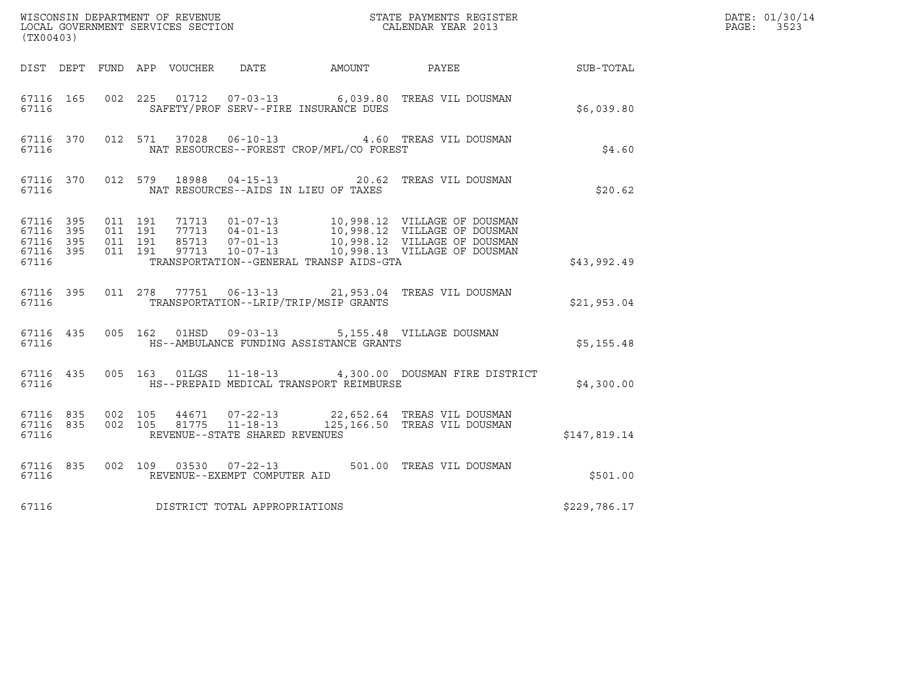WISCONSIN DEPARTMENT OF REVENUE
LOCAL GOVERNMENT SERVICES SECTION
(TX00403)

STATE PAYMENTS REGISTER
CALENDAR YEAR 2013

DATE: 01/30/14
PAGE: 3523

| DIST | DEPT | FUND | APP | VOUCHER | DATE | AMOUNT | PAYEE | SUB-TOTAL |
|---|---|---|---|---|---|---|---|---|
| 67116 | 165 | 002 | 225 | 01712 | 07-03-13 | 6,039.80 | TREAS VIL DOUSMAN | |
| 67116 | | | | | SAFETY/PROF SERV--FIRE INSURANCE DUES | | | $6,039.80 |
| 67116 | 370 | 012 | 571 | 37028 | 06-10-13 | 4.60 | TREAS VIL DOUSMAN | |
| 67116 | | | | | NAT RESOURCES--FOREST CROP/MFL/CO FOREST | | | $4.60 |
| 67116 | 370 | 012 | 579 | 18988 | 04-15-13 | 20.62 | TREAS VIL DOUSMAN | |
| 67116 | | | | | NAT RESOURCES--AIDS IN LIEU OF TAXES | | | $20.62 |
| 67116 | 395 | 011 | 191 | 71713 | 01-07-13 | 10,998.12 | VILLAGE OF DOUSMAN | |
| 67116 | 395 | 011 | 191 | 77713 | 04-01-13 | 10,998.12 | VILLAGE OF DOUSMAN | |
| 67116 | 395 | 011 | 191 | 85713 | 07-01-13 | 10,998.12 | VILLAGE OF DOUSMAN | |
| 67116 | 395 | 011 | 191 | 97713 | 10-07-13 | 10,998.13 | VILLAGE OF DOUSMAN | |
| 67116 | | | | | TRANSPORTATION--GENERAL TRANSP AIDS-GTA | | | $43,992.49 |
| 67116 | 395 | 011 | 278 | 77751 | 06-13-13 | 21,953.04 | TREAS VIL DOUSMAN | |
| 67116 | | | | | TRANSPORTATION--LRIP/TRIP/MSIP GRANTS | | | $21,953.04 |
| 67116 | 435 | 005 | 162 | 01HSD | 09-03-13 | 5,155.48 | VILLAGE DOUSMAN | |
| 67116 | | | | | HS--AMBULANCE FUNDING ASSISTANCE GRANTS | | | $5,155.48 |
| 67116 | 435 | 005 | 163 | 01LGS | 11-18-13 | 4,300.00 | DOUSMAN FIRE DISTRICT | |
| 67116 | | | | | HS--PREPAID MEDICAL TRANSPORT REIMBURSE | | | $4,300.00 |
| 67116 | 835 | 002 | 105 | 44671 | 07-22-13 | 22,652.64 | TREAS VIL DOUSMAN | |
| 67116 | 835 | 002 | 105 | 81775 | 11-18-13 | 125,166.50 | TREAS VIL DOUSMAN | |
| 67116 | | | | | REVENUE--STATE SHARED REVENUES | | | $147,819.14 |
| 67116 | 835 | 002 | 109 | 03530 | 07-22-13 | 501.00 | TREAS VIL DOUSMAN | |
| 67116 | | | | | REVENUE--EXEMPT COMPUTER AID | | | $501.00 |
| 67116 | | | | | DISTRICT TOTAL APPROPRIATIONS | | | $229,786.17 |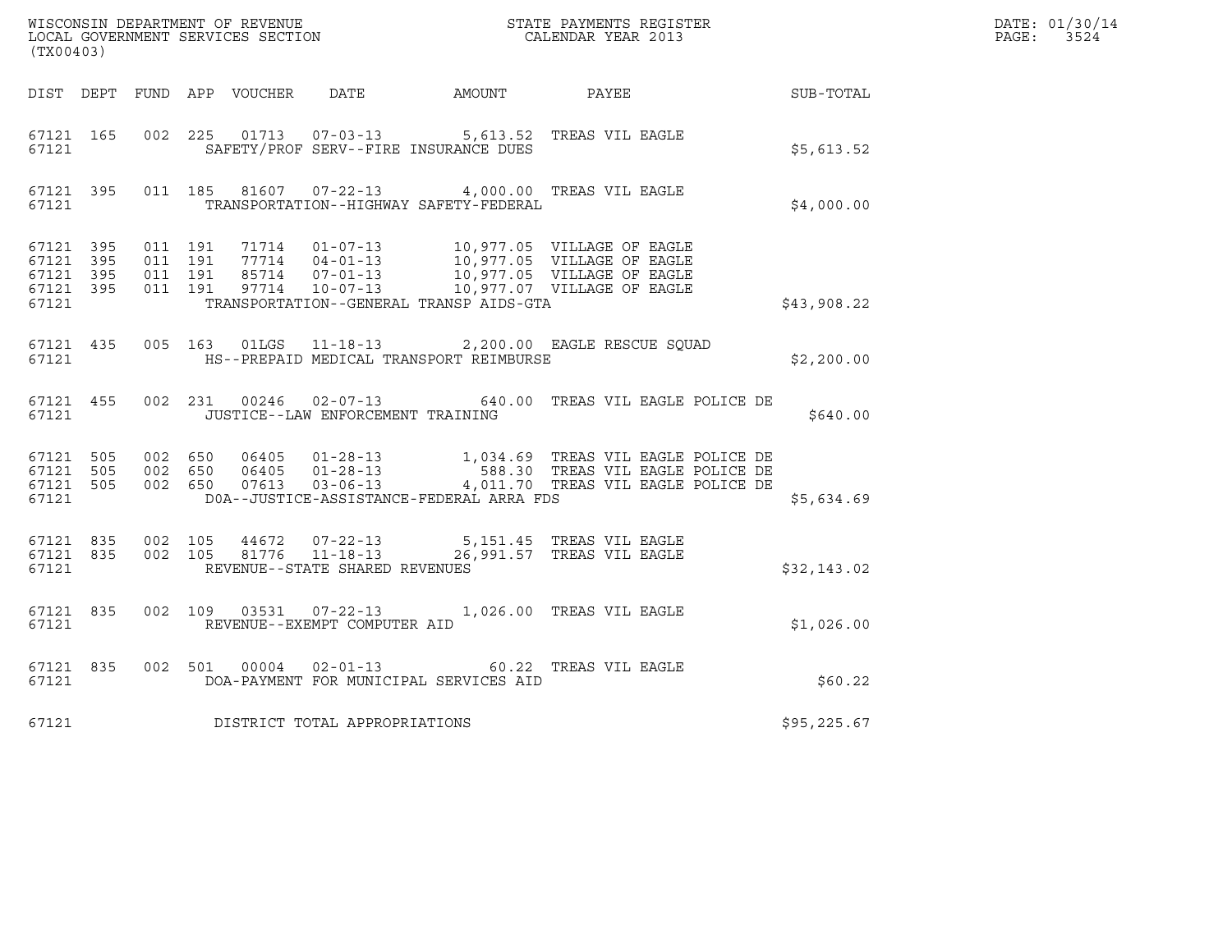WISCONSIN DEPARTMENT OF REVENUE
LOCAL GOVERNMENT SERVICES SECTION
(TX00403)

STATE PAYMENTS REGISTER
CALENDAR YEAR 2013

DATE: 01/30/14
PAGE: 3524

| DIST | DEPT | FUND | APP | VOUCHER | DATE | AMOUNT | PAYEE | SUB-TOTAL |
|---|---|---|---|---|---|---|---|---|
| 67121 | 165 | 002 | 225 | 01713 | 07-03-13 | 5,613.52 | TREAS VIL EAGLE | |
| 67121 | | | | | SAFETY/PROF SERV--FIRE INSURANCE DUES | | | $5,613.52 |
| 67121 | 395 | 011 | 185 | 81607 | 07-22-13 | 4,000.00 | TREAS VIL EAGLE | |
| 67121 | | | | | TRANSPORTATION--HIGHWAY SAFETY-FEDERAL | | | $4,000.00 |
| 67121 | 395 | 011 | 191 | 71714 | 01-07-13 | 10,977.05 | VILLAGE OF EAGLE | |
| 67121 | 395 | 011 | 191 | 77714 | 04-01-13 | 10,977.05 | VILLAGE OF EAGLE | |
| 67121 | 395 | 011 | 191 | 85714 | 07-01-13 | 10,977.05 | VILLAGE OF EAGLE | |
| 67121 | 395 | 011 | 191 | 97714 | 10-07-13 | 10,977.07 | VILLAGE OF EAGLE | |
| 67121 | | | | | TRANSPORTATION--GENERAL TRANSP AIDS-GTA | | | $43,908.22 |
| 67121 | 435 | 005 | 163 | 01LGS | 11-18-13 | 2,200.00 | EAGLE RESCUE SQUAD | |
| 67121 | | | | | HS--PREPAID MEDICAL TRANSPORT REIMBURSE | | | $2,200.00 |
| 67121 | 455 | 002 | 231 | 00246 | 02-07-13 | 640.00 | TREAS VIL EAGLE POLICE DE | |
| 67121 | | | | | JUSTICE--LAW ENFORCEMENT TRAINING | | | $640.00 |
| 67121 | 505 | 002 | 650 | 06405 | 01-28-13 | 1,034.69 | TREAS VIL EAGLE POLICE DE | |
| 67121 | 505 | 002 | 650 | 06405 | 01-28-13 | 588.30 | TREAS VIL EAGLE POLICE DE | |
| 67121 | 505 | 002 | 650 | 07613 | 03-06-13 | 4,011.70 | TREAS VIL EAGLE POLICE DE | |
| 67121 | | | | | DOA--JUSTICE-ASSISTANCE-FEDERAL ARRA FDS | | | $5,634.69 |
| 67121 | 835 | 002 | 105 | 44672 | 07-22-13 | 5,151.45 | TREAS VIL EAGLE | |
| 67121 | 835 | 002 | 105 | 81776 | 11-18-13 | 26,991.57 | TREAS VIL EAGLE | |
| 67121 | | | | | REVENUE--STATE SHARED REVENUES | | | $32,143.02 |
| 67121 | 835 | 002 | 109 | 03531 | 07-22-13 | 1,026.00 | TREAS VIL EAGLE | |
| 67121 | | | | | REVENUE--EXEMPT COMPUTER AID | | | $1,026.00 |
| 67121 | 835 | 002 | 501 | 00004 | 02-01-13 | 60.22 | TREAS VIL EAGLE | |
| 67121 | | | | | DOA-PAYMENT FOR MUNICIPAL SERVICES AID | | | $60.22 |
| 67121 | | | | | DISTRICT TOTAL APPROPRIATIONS | | | $95,225.67 |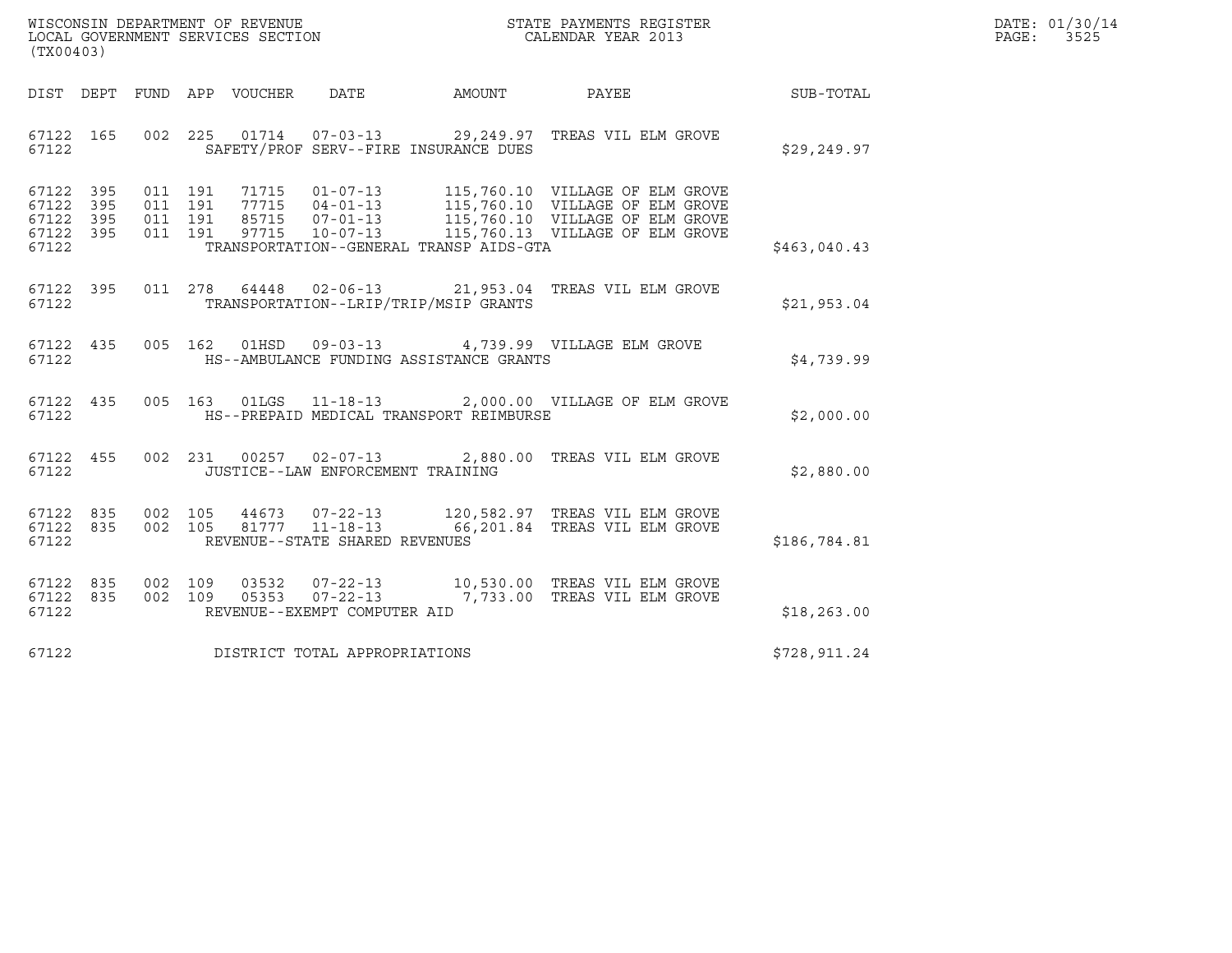WISCONSIN DEPARTMENT OF REVENUE
LOCAL GOVERNMENT SERVICES SECTION
(TX00403)

STATE PAYMENTS REGISTER
CALENDAR YEAR 2013

DATE: 01/30/14

| DIST | DEPT | FUND | APP | VOUCHER | DATE | AMOUNT | PAYEE | SUB-TOTAL |
|---|---|---|---|---|---|---|---|---|
| 67122 | 165 | 002 | 225 | 01714 | 07-03-13 | 29,249.97 | TREAS VIL ELM GROVE | |
| 67122 | | | | SAFETY/PROF SERV--FIRE INSURANCE DUES | | | | $29,249.97 |
| 67122 | 395 | 011 | 191 | 71715 | 01-07-13 | 115,760.10 | VILLAGE OF ELM GROVE | |
| 67122 | 395 | 011 | 191 | 77715 | 04-01-13 | 115,760.10 | VILLAGE OF ELM GROVE | |
| 67122 | 395 | 011 | 191 | 85715 | 07-01-13 | 115,760.10 | VILLAGE OF ELM GROVE | |
| 67122 | 395 | 011 | 191 | 97715 | 10-07-13 | 115,760.13 | VILLAGE OF ELM GROVE | |
| 67122 | | | | TRANSPORTATION--GENERAL TRANSP AIDS-GTA | | | | $463,040.43 |
| 67122 | 395 | 011 | 278 | 64448 | 02-06-13 | 21,953.04 | TREAS VIL ELM GROVE | |
| 67122 | | | | TRANSPORTATION--LRIP/TRIP/MSIP GRANTS | | | | $21,953.04 |
| 67122 | 435 | 005 | 162 | 01HSD | 09-03-13 | 4,739.99 | VILLAGE ELM GROVE | |
| 67122 | | | | HS--AMBULANCE FUNDING ASSISTANCE GRANTS | | | | $4,739.99 |
| 67122 | 435 | 005 | 163 | 01LGS | 11-18-13 | 2,000.00 | VILLAGE OF ELM GROVE | |
| 67122 | | | | HS--PREPAID MEDICAL TRANSPORT REIMBURSE | | | | $2,000.00 |
| 67122 | 455 | 002 | 231 | 00257 | 02-07-13 | 2,880.00 | TREAS VIL ELM GROVE | |
| 67122 | | | | JUSTICE--LAW ENFORCEMENT TRAINING | | | | $2,880.00 |
| 67122 | 835 | 002 | 105 | 44673 | 07-22-13 | 120,582.97 | TREAS VIL ELM GROVE | |
| 67122 | 835 | 002 | 105 | 81777 | 11-18-13 | 66,201.84 | TREAS VIL ELM GROVE | |
| 67122 | | | | REVENUE--STATE SHARED REVENUES | | | | $186,784.81 |
| 67122 | 835 | 002 | 109 | 03532 | 07-22-13 | 10,530.00 | TREAS VIL ELM GROVE | |
| 67122 | 835 | 002 | 109 | 05353 | 07-22-13 | 7,733.00 | TREAS VIL ELM GROVE | |
| 67122 | | | | REVENUE--EXEMPT COMPUTER AID | | | | $18,263.00 |
| 67122 | | | | DISTRICT TOTAL APPROPRIATIONS | | | | $728,911.24 |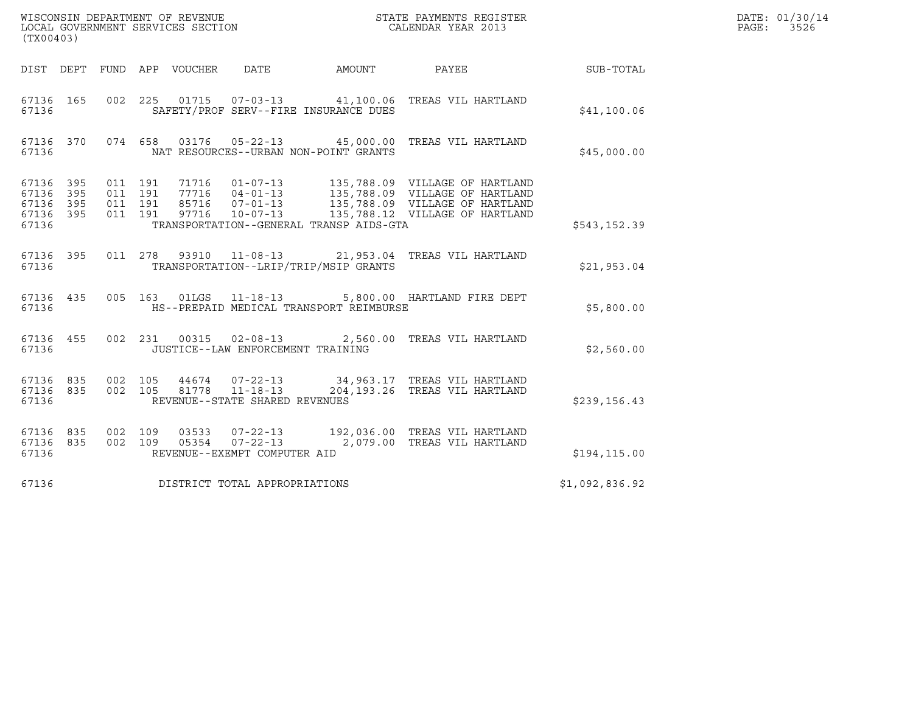WISCONSIN DEPARTMENT OF REVENUE
LOCAL GOVERNMENT SERVICES SECTION
(TX00403)

STATE PAYMENTS REGISTER
CALENDAR YEAR 2013

DATE: 01/30/14
PAGE: 3526

| DIST | DEPT | FUND | APP | VOUCHER | DATE | AMOUNT | PAYEE | SUB-TOTAL |
|---|---|---|---|---|---|---|---|---|
| 67136 | 165 | 002 | 225 | 01715 | 07-03-13 | 41,100.06 | TREAS VIL HARTLAND | |
| 67136 | | | | SAFETY/PROF SERV--FIRE INSURANCE DUES | | | | $41,100.06 |
| 67136 | 370 | 074 | 658 | 03176 | 05-22-13 | 45,000.00 | TREAS VIL HARTLAND | |
| 67136 | | | | NAT RESOURCES--URBAN NON-POINT GRANTS | | | | $45,000.00 |
| 67136 | 395 | 011 | 191 | 71716 | 01-07-13 | 135,788.09 | VILLAGE OF HARTLAND | |
| 67136 | 395 | 011 | 191 | 77716 | 04-01-13 | 135,788.09 | VILLAGE OF HARTLAND | |
| 67136 | 395 | 011 | 191 | 85716 | 07-01-13 | 135,788.09 | VILLAGE OF HARTLAND | |
| 67136 | 395 | 011 | 191 | 97716 | 10-07-13 | 135,788.12 | VILLAGE OF HARTLAND | |
| 67136 | | | | TRANSPORTATION--GENERAL TRANSP AIDS-GTA | | | | $543,152.39 |
| 67136 | 395 | 011 | 278 | 93910 | 11-08-13 | 21,953.04 | TREAS VIL HARTLAND | |
| 67136 | | | | TRANSPORTATION--LRIP/TRIP/MSIP GRANTS | | | | $21,953.04 |
| 67136 | 435 | 005 | 163 | 01LGS | 11-18-13 | 5,800.00 | HARTLAND FIRE DEPT | |
| 67136 | | | | HS--PREPAID MEDICAL TRANSPORT REIMBURSE | | | | $5,800.00 |
| 67136 | 455 | 002 | 231 | 00315 | 02-08-13 | 2,560.00 | TREAS VIL HARTLAND | |
| 67136 | | | | JUSTICE--LAW ENFORCEMENT TRAINING | | | | $2,560.00 |
| 67136 | 835 | 002 | 105 | 44674 | 07-22-13 | 34,963.17 | TREAS VIL HARTLAND | |
| 67136 | 835 | 002 | 105 | 81778 | 11-18-13 | 204,193.26 | TREAS VIL HARTLAND | |
| 67136 | | | | REVENUE--STATE SHARED REVENUES | | | | $239,156.43 |
| 67136 | 835 | 002 | 109 | 03533 | 07-22-13 | 192,036.00 | TREAS VIL HARTLAND | |
| 67136 | 835 | 002 | 109 | 05354 | 07-22-13 | 2,079.00 | TREAS VIL HARTLAND | |
| 67136 | | | | REVENUE--EXEMPT COMPUTER AID | | | | $194,115.00 |
| 67136 | | | | DISTRICT TOTAL APPROPRIATIONS | | | | $1,092,836.92 |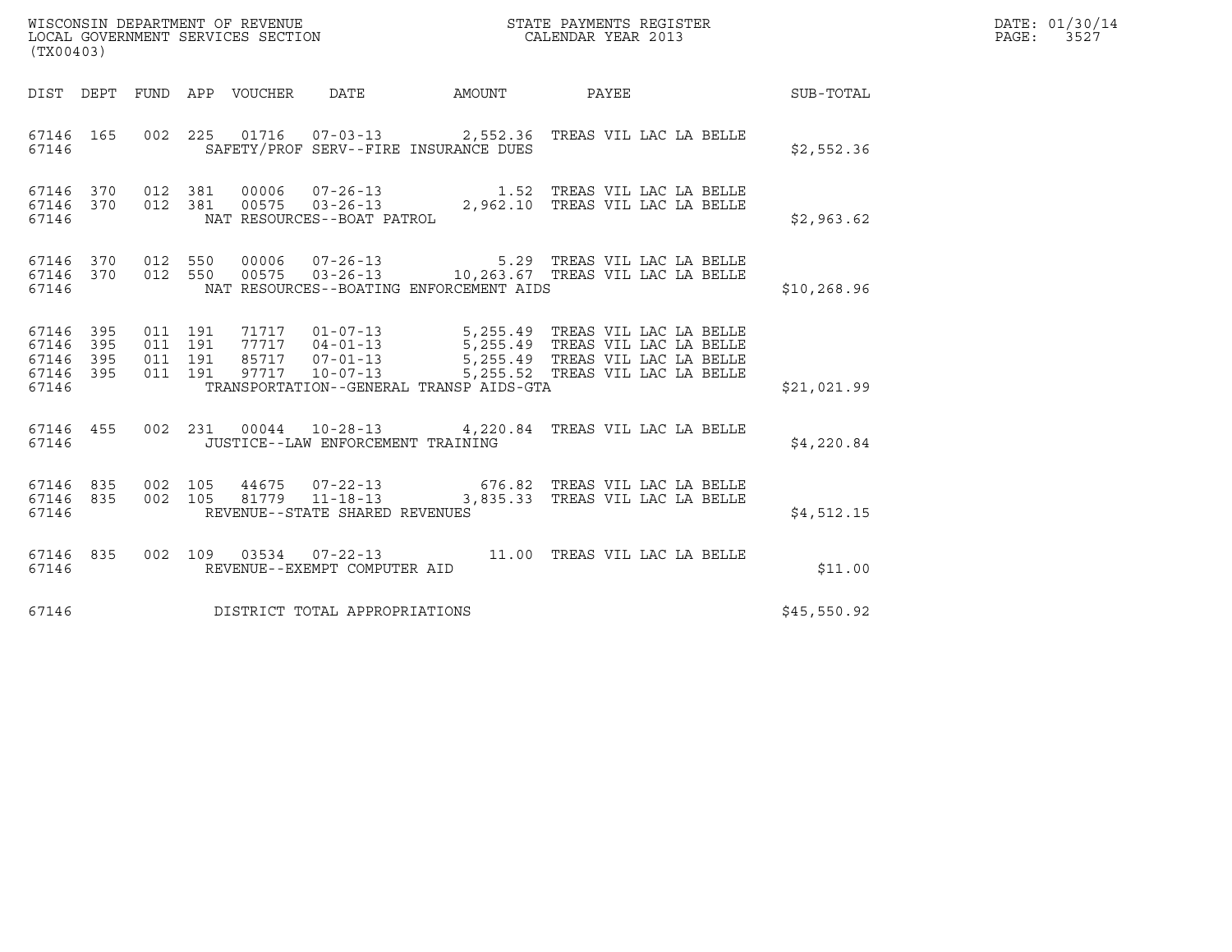WISCONSIN DEPARTMENT OF REVENUE
LOCAL GOVERNMENT SERVICES SECTION
(TX00403)

STATE PAYMENTS REGISTER
CALENDAR YEAR 2013

DATE: 01/30/14
PAGE: 3527

| DIST | DEPT | FUND | APP | VOUCHER | DATE | AMOUNT | PAYEE | SUB-TOTAL |
|---|---|---|---|---|---|---|---|---|
| 67146 | 165 | 002 | 225 | 01716 | 07-03-13 | 2,552.36 | TREAS VIL LAC LA BELLE | |
| 67146 | | | | | SAFETY/PROF SERV--FIRE INSURANCE DUES | | | $2,552.36 |
| 67146 | 370 | 012 | 381 | 00006 | 07-26-13 | 1.52 | TREAS VIL LAC LA BELLE | |
| 67146 | 370 | 012 | 381 | 00575 | 03-26-13 | 2,962.10 | TREAS VIL LAC LA BELLE | |
| 67146 | | | | | NAT RESOURCES--BOAT PATROL | | | $2,963.62 |
| 67146 | 370 | 012 | 550 | 00006 | 07-26-13 | 5.29 | TREAS VIL LAC LA BELLE | |
| 67146 | 370 | 012 | 550 | 00575 | 03-26-13 | 10,263.67 | TREAS VIL LAC LA BELLE | |
| 67146 | | | | | NAT RESOURCES--BOATING ENFORCEMENT AIDS | | | $10,268.96 |
| 67146 | 395 | 011 | 191 | 71717 | 01-07-13 | 5,255.49 | TREAS VIL LAC LA BELLE | |
| 67146 | 395 | 011 | 191 | 77717 | 04-01-13 | 5,255.49 | TREAS VIL LAC LA BELLE | |
| 67146 | 395 | 011 | 191 | 85717 | 07-01-13 | 5,255.49 | TREAS VIL LAC LA BELLE | |
| 67146 | 395 | 011 | 191 | 97717 | 10-07-13 | 5,255.52 | TREAS VIL LAC LA BELLE | |
| 67146 | | | | | TRANSPORTATION--GENERAL TRANSP AIDS-GTA | | | $21,021.99 |
| 67146 | 455 | 002 | 231 | 00044 | 10-28-13 | 4,220.84 | TREAS VIL LAC LA BELLE | |
| 67146 | | | | | JUSTICE--LAW ENFORCEMENT TRAINING | | | $4,220.84 |
| 67146 | 835 | 002 | 105 | 44675 | 07-22-13 | 676.82 | TREAS VIL LAC LA BELLE | |
| 67146 | 835 | 002 | 105 | 81779 | 11-18-13 | 3,835.33 | TREAS VIL LAC LA BELLE | |
| 67146 | | | | | REVENUE--STATE SHARED REVENUES | | | $4,512.15 |
| 67146 | 835 | 002 | 109 | 03534 | 07-22-13 | 11.00 | TREAS VIL LAC LA BELLE | |
| 67146 | | | | | REVENUE--EXEMPT COMPUTER AID | | | $11.00 |
| 67146 | | | | | DISTRICT TOTAL APPROPRIATIONS | | | $45,550.92 |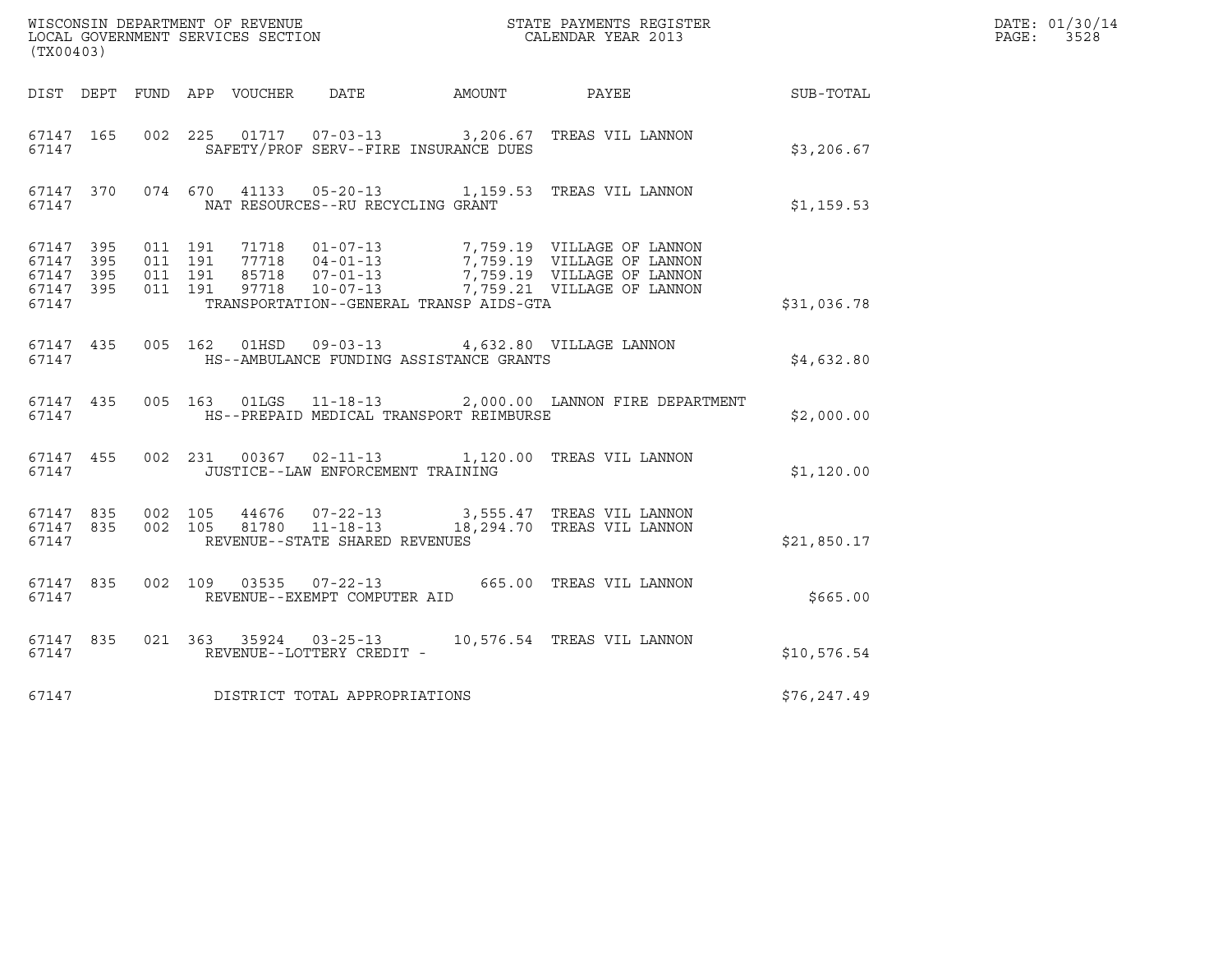WISCONSIN DEPARTMENT OF REVENUE
LOCAL GOVERNMENT SERVICES SECTION
(TX00403)

STATE PAYMENTS REGISTER
CALENDAR YEAR 2013

DATE: 01/30/14
PAGE: 3528

| DIST | DEPT | FUND | APP | VOUCHER | DATE | AMOUNT | PAYEE | SUB-TOTAL |
|---|---|---|---|---|---|---|---|---|
| 67147 | 165 | 002 | 225 | 01717 | 07-03-13 | 3,206.67 | TREAS VIL LANNON | |
| 67147 | | | | SAFETY/PROF SERV--FIRE INSURANCE DUES | | | | $3,206.67 |
| 67147 | 370 | 074 | 670 | 41133 | 05-20-13 | 1,159.53 | TREAS VIL LANNON | |
| 67147 | | | | NAT RESOURCES--RU RECYCLING GRANT | | | | $1,159.53 |
| 67147 | 395 | 011 | 191 | 71718 | 01-07-13 | 7,759.19 | VILLAGE OF LANNON | |
| 67147 | 395 | 011 | 191 | 77718 | 04-01-13 | 7,759.19 | VILLAGE OF LANNON | |
| 67147 | 395 | 011 | 191 | 85718 | 07-01-13 | 7,759.19 | VILLAGE OF LANNON | |
| 67147 | 395 | 011 | 191 | 97718 | 10-07-13 | 7,759.21 | VILLAGE OF LANNON | |
| 67147 | | | | TRANSPORTATION--GENERAL TRANSP AIDS-GTA | | | | $31,036.78 |
| 67147 | 435 | 005 | 162 | 01HSD | 09-03-13 | 4,632.80 | VILLAGE LANNON | |
| 67147 | | | | HS--AMBULANCE FUNDING ASSISTANCE GRANTS | | | | $4,632.80 |
| 67147 | 435 | 005 | 163 | 01LGS | 11-18-13 | 2,000.00 | LANNON FIRE DEPARTMENT | |
| 67147 | | | | HS--PREPAID MEDICAL TRANSPORT REIMBURSE | | | | $2,000.00 |
| 67147 | 455 | 002 | 231 | 00367 | 02-11-13 | 1,120.00 | TREAS VIL LANNON | |
| 67147 | | | | JUSTICE--LAW ENFORCEMENT TRAINING | | | | $1,120.00 |
| 67147 | 835 | 002 | 105 | 44676 | 07-22-13 | 3,555.47 | TREAS VIL LANNON | |
| 67147 | 835 | 002 | 105 | 81780 | 11-18-13 | 18,294.70 | TREAS VIL LANNON | |
| 67147 | | | | REVENUE--STATE SHARED REVENUES | | | | $21,850.17 |
| 67147 | 835 | 002 | 109 | 03535 | 07-22-13 | 665.00 | TREAS VIL LANNON | |
| 67147 | | | | REVENUE--EXEMPT COMPUTER AID | | | | $665.00 |
| 67147 | 835 | 021 | 363 | 35924 | 03-25-13 | 10,576.54 | TREAS VIL LANNON | |
| 67147 | | | | REVENUE--LOTTERY CREDIT - | | | | $10,576.54 |
| 67147 | | | | DISTRICT TOTAL APPROPRIATIONS | | | | $76,247.49 |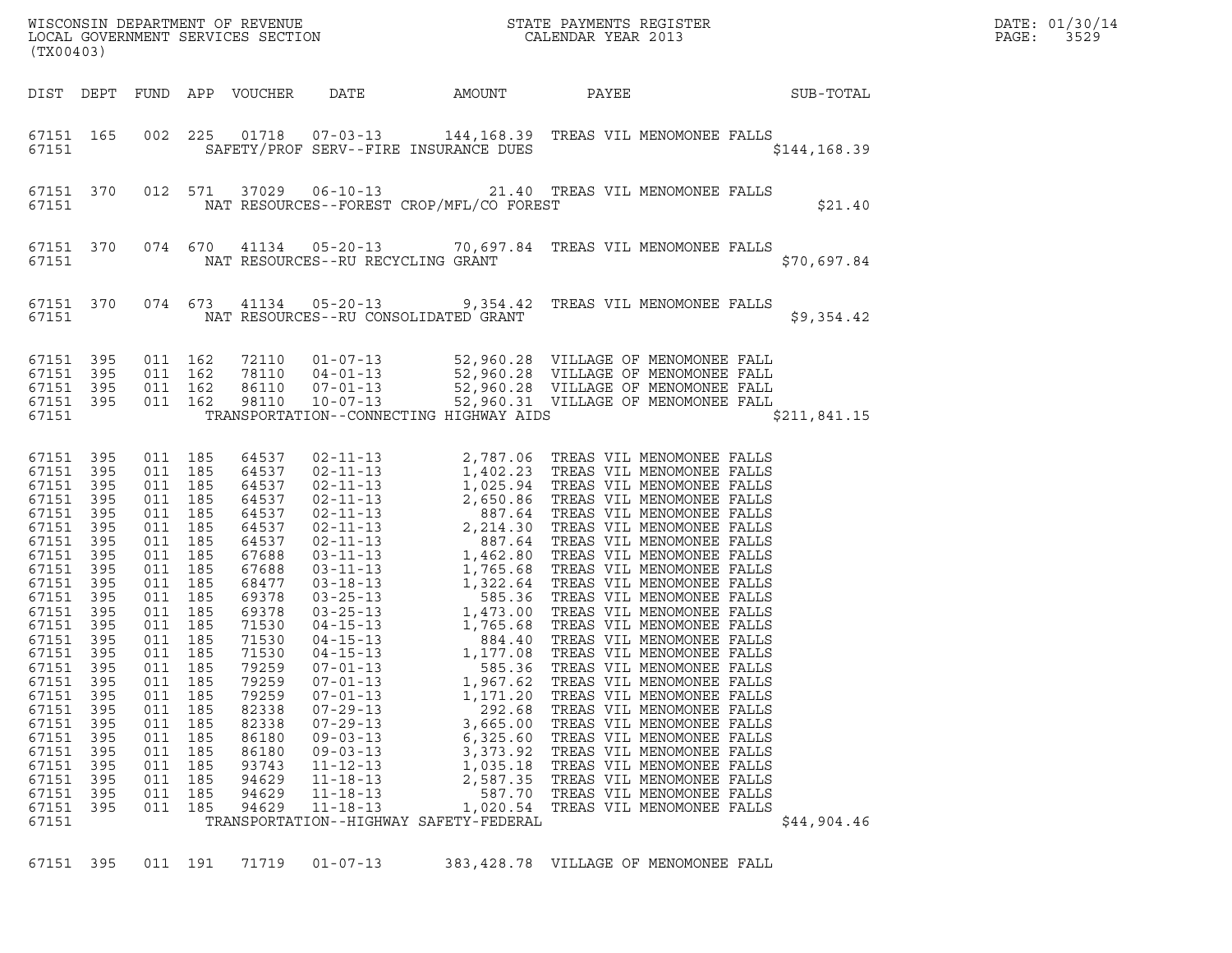WISCONSIN DEPARTMENT OF REVENUE
LOCAL GOVERNMENT SERVICES SECTION
(TX00403)

STATE PAYMENTS REGISTER
CALENDAR YEAR 2013

DATE: 01/30/14
PAGE: 3529

| DIST | DEPT | FUND | APP | VOUCHER | DATE | AMOUNT | PAYEE | SUB-TOTAL |
|---|---|---|---|---|---|---|---|---|
| 67151 | 165 | 002 | 225 | 01718 | 07-03-13 | 144,168.39 | TREAS VIL MENOMONEE FALLS | |
| 67151 | | | | | SAFETY/PROF SERV--FIRE INSURANCE DUES | | | $144,168.39 |
| 67151 | 370 | 012 | 571 | 37029 | 06-10-13 | 21.40 | TREAS VIL MENOMONEE FALLS | |
| 67151 | | | | | NAT RESOURCES--FOREST CROP/MFL/CO FOREST | | | $21.40 |
| 67151 | 370 | 074 | 670 | 41134 | 05-20-13 | 70,697.84 | TREAS VIL MENOMONEE FALLS | |
| 67151 | | | | | NAT RESOURCES--RU RECYCLING GRANT | | | $70,697.84 |
| 67151 | 370 | 074 | 673 | 41134 | 05-20-13 | 9,354.42 | TREAS VIL MENOMONEE FALLS | |
| 67151 | | | | | NAT RESOURCES--RU CONSOLIDATED GRANT | | | $9,354.42 |
| 67151 | 395 | 011 | 162 | 72110 | 01-07-13 | 52,960.28 | VILLAGE OF MENOMONEE FALL | |
| 67151 | 395 | 011 | 162 | 78110 | 04-01-13 | 52,960.28 | VILLAGE OF MENOMONEE FALL | |
| 67151 | 395 | 011 | 162 | 86110 | 07-01-13 | 52,960.28 | VILLAGE OF MENOMONEE FALL | |
| 67151 | 395 | 011 | 162 | 98110 | 10-07-13 | 52,960.31 | VILLAGE OF MENOMONEE FALL | |
| 67151 | | | | | TRANSPORTATION--CONNECTING HIGHWAY AIDS | | | $211,841.15 |
| 67151 | 395 | 011 | 185 | 64537 | 02-11-13 | 2,787.06 | TREAS VIL MENOMONEE FALLS | |
| 67151 | 395 | 011 | 185 | 64537 | 02-11-13 | 1,402.23 | TREAS VIL MENOMONEE FALLS | |
| 67151 | 395 | 011 | 185 | 64537 | 02-11-13 | 1,025.94 | TREAS VIL MENOMONEE FALLS | |
| 67151 | 395 | 011 | 185 | 64537 | 02-11-13 | 2,650.86 | TREAS VIL MENOMONEE FALLS | |
| 67151 | 395 | 011 | 185 | 64537 | 02-11-13 | 887.64 | TREAS VIL MENOMONEE FALLS | |
| 67151 | 395 | 011 | 185 | 64537 | 02-11-13 | 2,214.30 | TREAS VIL MENOMONEE FALLS | |
| 67151 | 395 | 011 | 185 | 64537 | 02-11-13 | 887.64 | TREAS VIL MENOMONEE FALLS | |
| 67151 | 395 | 011 | 185 | 67688 | 03-11-13 | 1,462.80 | TREAS VIL MENOMONEE FALLS | |
| 67151 | 395 | 011 | 185 | 67688 | 03-11-13 | 1,765.68 | TREAS VIL MENOMONEE FALLS | |
| 67151 | 395 | 011 | 185 | 68477 | 03-18-13 | 1,322.64 | TREAS VIL MENOMONEE FALLS | |
| 67151 | 395 | 011 | 185 | 69378 | 03-25-13 | 585.36 | TREAS VIL MENOMONEE FALLS | |
| 67151 | 395 | 011 | 185 | 69378 | 03-25-13 | 1,473.00 | TREAS VIL MENOMONEE FALLS | |
| 67151 | 395 | 011 | 185 | 71530 | 04-15-13 | 1,765.68 | TREAS VIL MENOMONEE FALLS | |
| 67151 | 395 | 011 | 185 | 71530 | 04-15-13 | 884.40 | TREAS VIL MENOMONEE FALLS | |
| 67151 | 395 | 011 | 185 | 71530 | 04-15-13 | 1,177.08 | TREAS VIL MENOMONEE FALLS | |
| 67151 | 395 | 011 | 185 | 79259 | 07-01-13 | 585.36 | TREAS VIL MENOMONEE FALLS | |
| 67151 | 395 | 011 | 185 | 79259 | 07-01-13 | 1,967.62 | TREAS VIL MENOMONEE FALLS | |
| 67151 | 395 | 011 | 185 | 79259 | 07-01-13 | 1,171.20 | TREAS VIL MENOMONEE FALLS | |
| 67151 | 395 | 011 | 185 | 82338 | 07-29-13 | 292.68 | TREAS VIL MENOMONEE FALLS | |
| 67151 | 395 | 011 | 185 | 82338 | 07-29-13 | 3,665.00 | TREAS VIL MENOMONEE FALLS | |
| 67151 | 395 | 011 | 185 | 86180 | 09-03-13 | 6,325.60 | TREAS VIL MENOMONEE FALLS | |
| 67151 | 395 | 011 | 185 | 86180 | 09-03-13 | 3,373.92 | TREAS VIL MENOMONEE FALLS | |
| 67151 | 395 | 011 | 185 | 93743 | 11-12-13 | 1,035.18 | TREAS VIL MENOMONEE FALLS | |
| 67151 | 395 | 011 | 185 | 94629 | 11-18-13 | 2,587.35 | TREAS VIL MENOMONEE FALLS | |
| 67151 | 395 | 011 | 185 | 94629 | 11-18-13 | 587.70 | TREAS VIL MENOMONEE FALLS | |
| 67151 | 395 | 011 | 185 | 94629 | 11-18-13 | 1,020.54 | TREAS VIL MENOMONEE FALLS | |
| 67151 | | | | | TRANSPORTATION--HIGHWAY SAFETY-FEDERAL | | | $44,904.46 |
| 67151 | 395 | 011 | 191 | 71719 | 01-07-13 | 383,428.78 | VILLAGE OF MENOMONEE FALL | |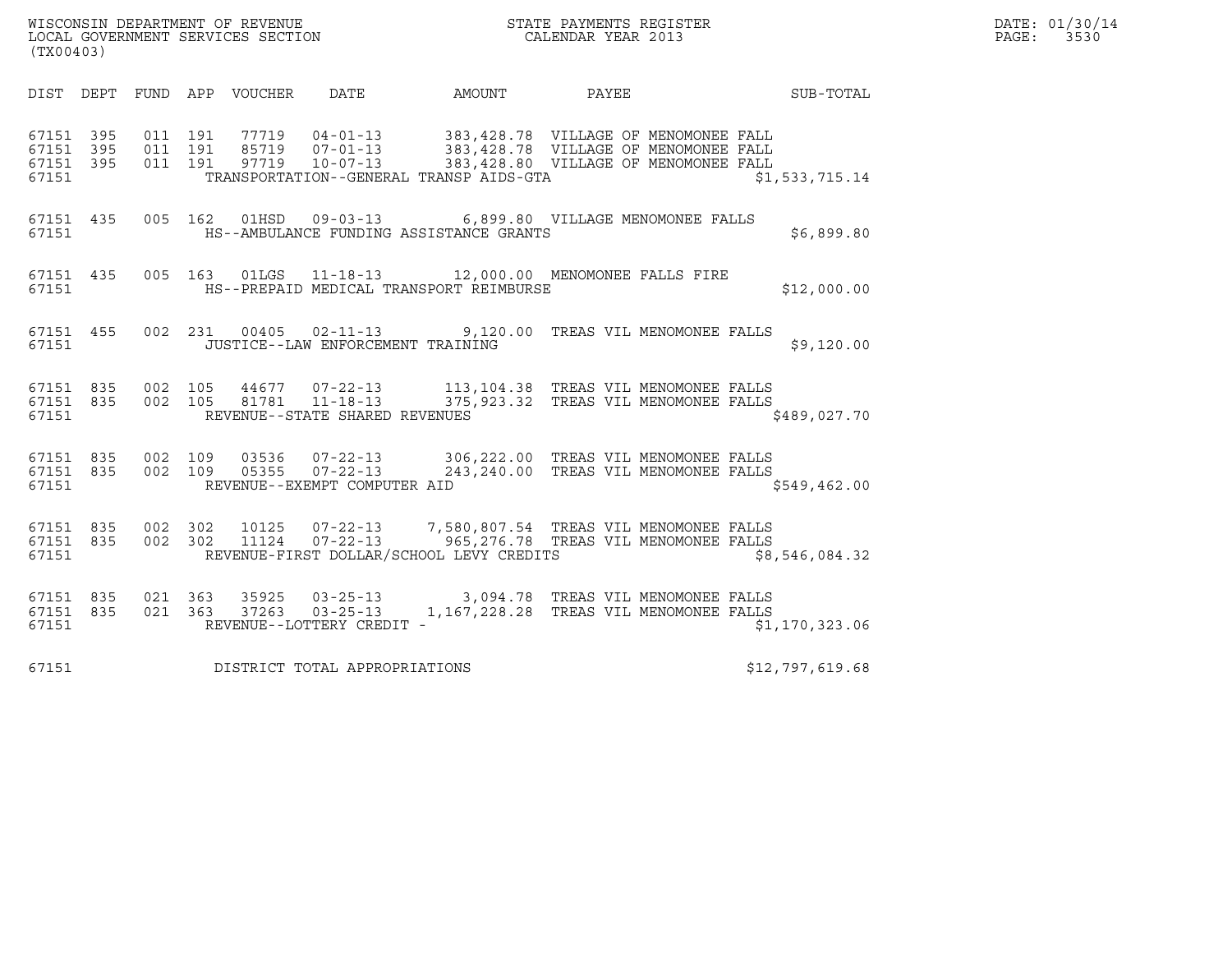WISCONSIN DEPARTMENT OF REVENUE
LOCAL GOVERNMENT SERVICES SECTION
(TX00403)

STATE PAYMENTS REGISTER
CALENDAR YEAR 2013

DATE: 01/30/14
PAGE: 3530

| DIST | DEPT | FUND | APP | VOUCHER | DATE | AMOUNT | PAYEE | SUB-TOTAL |
|---|---|---|---|---|---|---|---|---|
| 67151 | 395 | 011 | 191 | 77719 | 04-01-13 | 383,428.78 | VILLAGE OF MENOMONEE FALL | |
| 67151 | 395 | 011 | 191 | 85719 | 07-01-13 | 383,428.78 | VILLAGE OF MENOMONEE FALL | |
| 67151 | 395 | 011 | 191 | 97719 | 10-07-13 | 383,428.80 | VILLAGE OF MENOMONEE FALL | |
| 67151 | | | | TRANSPORTATION--GENERAL TRANSP AIDS-GTA | | | | $1,533,715.14 |
| 67151 | 435 | 005 | 162 | 01HSD | 09-03-13 | 6,899.80 | VILLAGE MENOMONEE FALLS | |
| 67151 | | | | HS--AMBULANCE FUNDING ASSISTANCE GRANTS | | | | $6,899.80 |
| 67151 | 435 | 005 | 163 | 01LGS | 11-18-13 | 12,000.00 | MENOMONEE FALLS FIRE | |
| 67151 | | | | HS--PREPAID MEDICAL TRANSPORT REIMBURSE | | | | $12,000.00 |
| 67151 | 455 | 002 | 231 | 00405 | 02-11-13 | 9,120.00 | TREAS VIL MENOMONEE FALLS | |
| 67151 | | | | JUSTICE--LAW ENFORCEMENT TRAINING | | | | $9,120.00 |
| 67151 | 835 | 002 | 105 | 44677 | 07-22-13 | 113,104.38 | TREAS VIL MENOMONEE FALLS | |
| 67151 | 835 | 002 | 105 | 81781 | 11-18-13 | 375,923.32 | TREAS VIL MENOMONEE FALLS | |
| 67151 | | | | REVENUE--STATE SHARED REVENUES | | | | $489,027.70 |
| 67151 | 835 | 002 | 109 | 03536 | 07-22-13 | 306,222.00 | TREAS VIL MENOMONEE FALLS | |
| 67151 | 835 | 002 | 109 | 05355 | 07-22-13 | 243,240.00 | TREAS VIL MENOMONEE FALLS | |
| 67151 | | | | REVENUE--EXEMPT COMPUTER AID | | | | $549,462.00 |
| 67151 | 835 | 002 | 302 | 10125 | 07-22-13 | 7,580,807.54 | TREAS VIL MENOMONEE FALLS | |
| 67151 | 835 | 002 | 302 | 11124 | 07-22-13 | 965,276.78 | TREAS VIL MENOMONEE FALLS | |
| 67151 | | | | REVENUE-FIRST DOLLAR/SCHOOL LEVY CREDITS | | | | $8,546,084.32 |
| 67151 | 835 | 021 | 363 | 35925 | 03-25-13 | 3,094.78 | TREAS VIL MENOMONEE FALLS | |
| 67151 | 835 | 021 | 363 | 37263 | 03-25-13 | 1,167,228.28 | TREAS VIL MENOMONEE FALLS | |
| 67151 | | | | REVENUE--LOTTERY CREDIT - | | | | $1,170,323.06 |
| 67151 | | | | DISTRICT TOTAL APPROPRIATIONS | | | | $12,797,619.68 |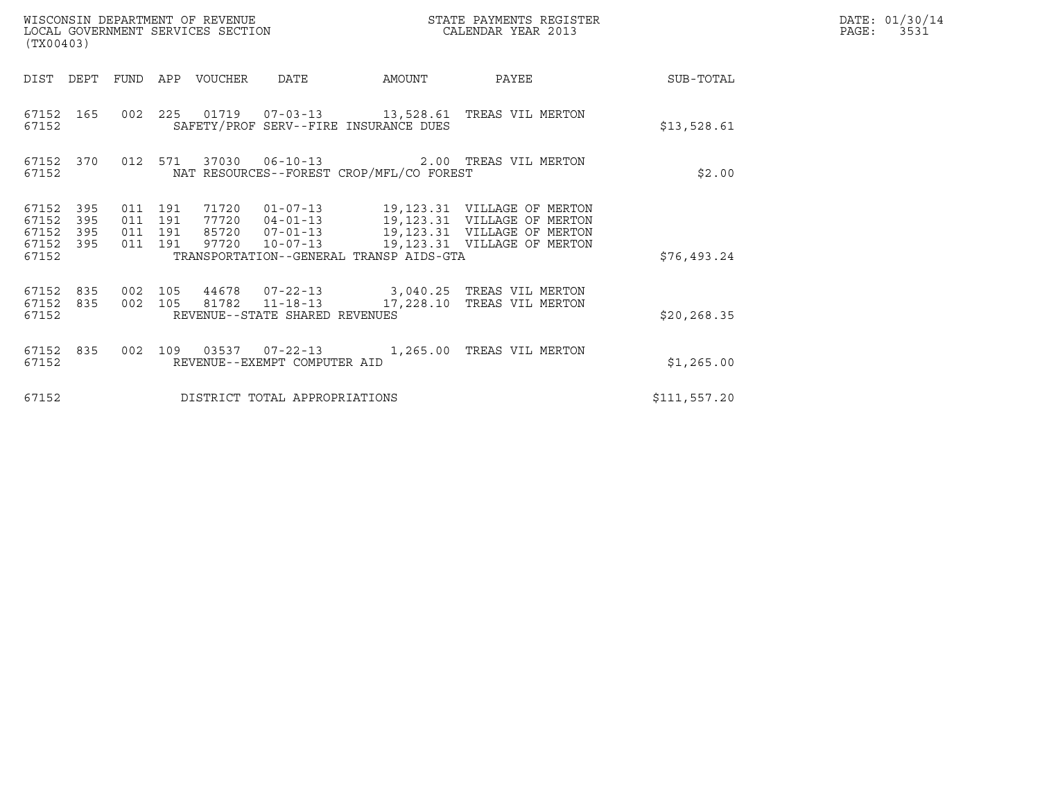WISCONSIN DEPARTMENT OF REVENUE
LOCAL GOVERNMENT SERVICES SECTION
(TX00403)

STATE PAYMENTS REGISTER
CALENDAR YEAR 2013

DATE: 01/30/14
PAGE: 3531

| DIST | DEPT | FUND | APP | VOUCHER | DATE | AMOUNT | PAYEE | SUB-TOTAL |
|---|---|---|---|---|---|---|---|---|
| 67152 | 165 | 002 | 225 | 01719 | 07-03-13 | 13,528.61 | TREAS VIL MERTON | |
| 67152 | | | | SAFETY/PROF SERV--FIRE INSURANCE DUES | | | | $13,528.61 |
| 67152 | 370 | 012 | 571 | 37030 | 06-10-13 | 2.00 | TREAS VIL MERTON | |
| 67152 | | | | NAT RESOURCES--FOREST CROP/MFL/CO FOREST | | | | $2.00 |
| 67152 | 395 | 011 | 191 | 71720 | 01-07-13 | 19,123.31 | VILLAGE OF MERTON | |
| 67152 | 395 | 011 | 191 | 77720 | 04-01-13 | 19,123.31 | VILLAGE OF MERTON | |
| 67152 | 395 | 011 | 191 | 85720 | 07-01-13 | 19,123.31 | VILLAGE OF MERTON | |
| 67152 | 395 | 011 | 191 | 97720 | 10-07-13 | 19,123.31 | VILLAGE OF MERTON | |
| 67152 | | | | TRANSPORTATION--GENERAL TRANSP AIDS-GTA | | | | $76,493.24 |
| 67152 | 835 | 002 | 105 | 44678 | 07-22-13 | 3,040.25 | TREAS VIL MERTON | |
| 67152 | 835 | 002 | 105 | 81782 | 11-18-13 | 17,228.10 | TREAS VIL MERTON | |
| 67152 | | | | REVENUE--STATE SHARED REVENUES | | | | $20,268.35 |
| 67152 | 835 | 002 | 109 | 03537 | 07-22-13 | 1,265.00 | TREAS VIL MERTON | |
| 67152 | | | | REVENUE--EXEMPT COMPUTER AID | | | | $1,265.00 |
| 67152 | | | | DISTRICT TOTAL APPROPRIATIONS | | | | $111,557.20 |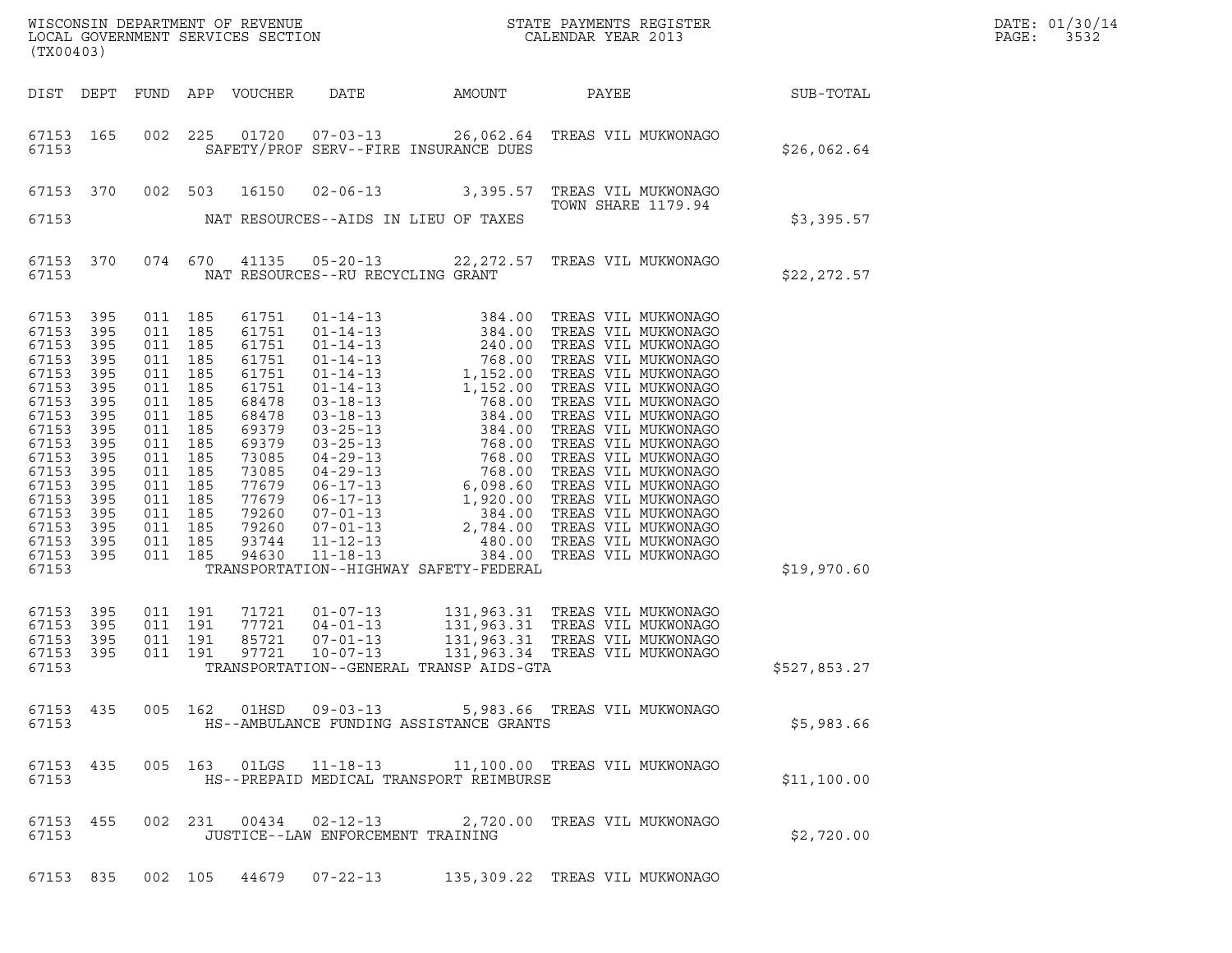WISCONSIN DEPARTMENT OF REVENUE
LOCAL GOVERNMENT SERVICES SECTION
(TX00403)

STATE PAYMENTS REGISTER
CALENDAR YEAR 2013

DATE: 01/30/14
PAGE: 3532

| DIST | DEPT | FUND | APP | VOUCHER | DATE | AMOUNT | PAYEE | SUB-TOTAL |
|---|---|---|---|---|---|---|---|---|
| 67153 | 165 | 002 | 225 | 01720 | 07-03-13 | 26,062.64 | TREAS VIL MUKWONAGO | |
| 67153 | | | | | SAFETY/PROF SERV--FIRE INSURANCE DUES | | | $26,062.64 |
| 67153 | 370 | 002 | 503 | 16150 | 02-06-13 | 3,395.57 | TREAS VIL MUKWONAGO TOWN SHARE 1179.94 | |
| 67153 | | | | | NAT RESOURCES--AIDS IN LIEU OF TAXES | | | $3,395.57 |
| 67153 | 370 | 074 | 670 | 41135 | 05-20-13 | 22,272.57 | TREAS VIL MUKWONAGO | |
| 67153 | | | | | NAT RESOURCES--RU RECYCLING GRANT | | | $22,272.57 |
| 67153 | 395 | 011 | 185 | 61751 | 01-14-13 | 384.00 | TREAS VIL MUKWONAGO | |
| 67153 | 395 | 011 | 185 | 61751 | 01-14-13 | 384.00 | TREAS VIL MUKWONAGO | |
| 67153 | 395 | 011 | 185 | 61751 | 01-14-13 | 240.00 | TREAS VIL MUKWONAGO | |
| 67153 | 395 | 011 | 185 | 61751 | 01-14-13 | 768.00 | TREAS VIL MUKWONAGO | |
| 67153 | 395 | 011 | 185 | 61751 | 01-14-13 | 1,152.00 | TREAS VIL MUKWONAGO | |
| 67153 | 395 | 011 | 185 | 61751 | 01-14-13 | 1,152.00 | TREAS VIL MUKWONAGO | |
| 67153 | 395 | 011 | 185 | 68478 | 03-18-13 | 768.00 | TREAS VIL MUKWONAGO | |
| 67153 | 395 | 011 | 185 | 68478 | 03-18-13 | 384.00 | TREAS VIL MUKWONAGO | |
| 67153 | 395 | 011 | 185 | 69379 | 03-25-13 | 384.00 | TREAS VIL MUKWONAGO | |
| 67153 | 395 | 011 | 185 | 69379 | 03-25-13 | 768.00 | TREAS VIL MUKWONAGO | |
| 67153 | 395 | 011 | 185 | 73085 | 04-29-13 | 768.00 | TREAS VIL MUKWONAGO | |
| 67153 | 395 | 011 | 185 | 73085 | 04-29-13 | 768.00 | TREAS VIL MUKWONAGO | |
| 67153 | 395 | 011 | 185 | 77679 | 06-17-13 | 6,098.60 | TREAS VIL MUKWONAGO | |
| 67153 | 395 | 011 | 185 | 77679 | 06-17-13 | 1,920.00 | TREAS VIL MUKWONAGO | |
| 67153 | 395 | 011 | 185 | 79260 | 07-01-13 | 384.00 | TREAS VIL MUKWONAGO | |
| 67153 | 395 | 011 | 185 | 79260 | 07-01-13 | 2,784.00 | TREAS VIL MUKWONAGO | |
| 67153 | 395 | 011 | 185 | 93744 | 11-12-13 | 480.00 | TREAS VIL MUKWONAGO | |
| 67153 | 395 | 011 | 185 | 94630 | 11-18-13 | 384.00 | TREAS VIL MUKWONAGO | |
| 67153 | | | | | TRANSPORTATION--HIGHWAY SAFETY-FEDERAL | | | $19,970.60 |
| 67153 | 395 | 011 | 191 | 71721 | 01-07-13 | 131,963.31 | TREAS VIL MUKWONAGO | |
| 67153 | 395 | 011 | 191 | 77721 | 04-01-13 | 131,963.31 | TREAS VIL MUKWONAGO | |
| 67153 | 395 | 011 | 191 | 85721 | 07-01-13 | 131,963.31 | TREAS VIL MUKWONAGO | |
| 67153 | 395 | 011 | 191 | 97721 | 10-07-13 | 131,963.34 | TREAS VIL MUKWONAGO | |
| 67153 | | | | | TRANSPORTATION--GENERAL TRANSP AIDS-GTA | | | $527,853.27 |
| 67153 | 435 | 005 | 162 | 01HSD | 09-03-13 | 5,983.66 | TREAS VIL MUKWONAGO | |
| 67153 | | | | | HS--AMBULANCE FUNDING ASSISTANCE GRANTS | | | $5,983.66 |
| 67153 | 435 | 005 | 163 | 01LGS | 11-18-13 | 11,100.00 | TREAS VIL MUKWONAGO | |
| 67153 | | | | | HS--PREPAID MEDICAL TRANSPORT REIMBURSE | | | $11,100.00 |
| 67153 | 455 | 002 | 231 | 00434 | 02-12-13 | 2,720.00 | TREAS VIL MUKWONAGO | |
| 67153 | | | | | JUSTICE--LAW ENFORCEMENT TRAINING | | | $2,720.00 |
| 67153 | 835 | 002 | 105 | 44679 | 07-22-13 | 135,309.22 | TREAS VIL MUKWONAGO | |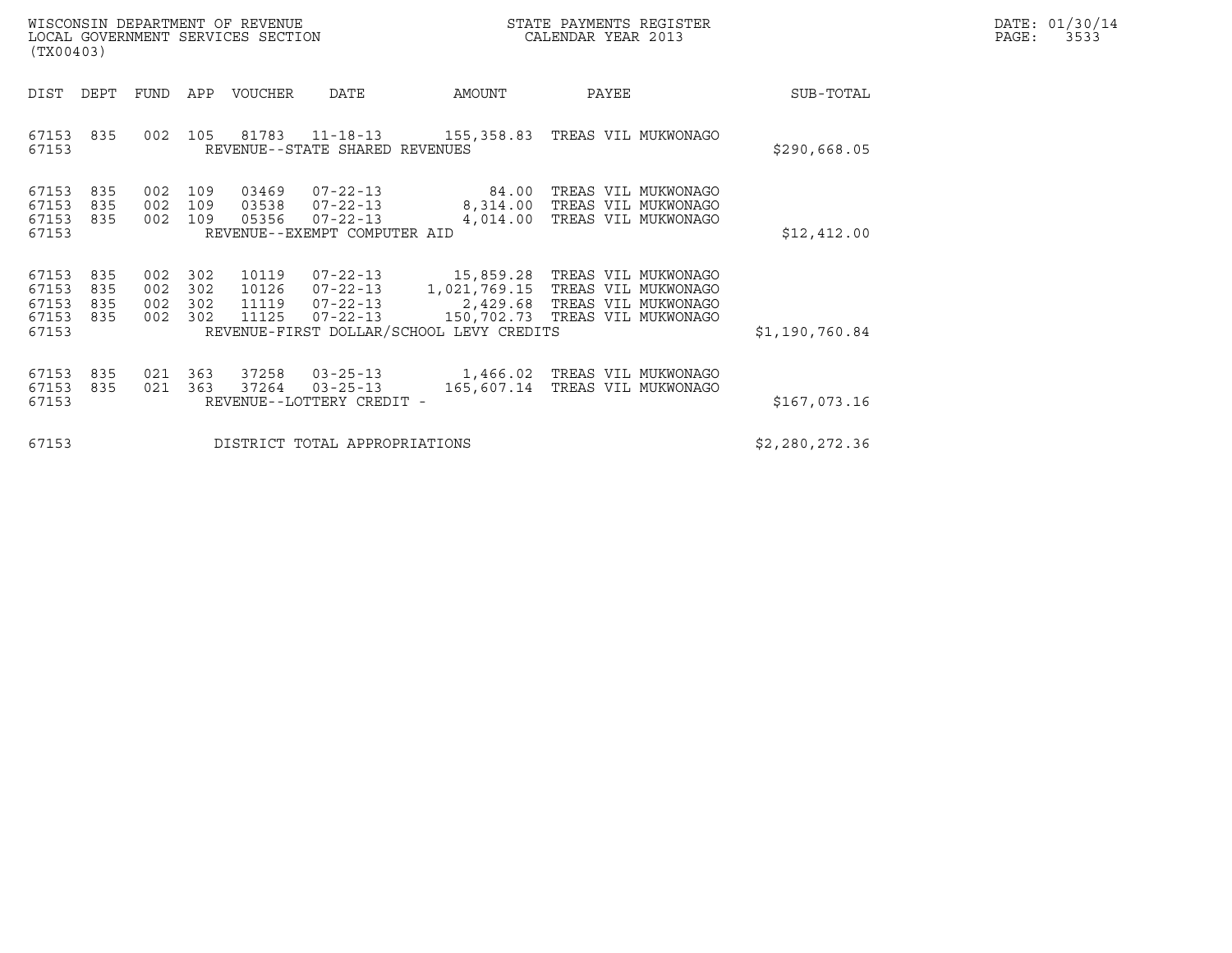WISCONSIN DEPARTMENT OF REVENUE
LOCAL GOVERNMENT SERVICES SECTION
(TX00403)

STATE PAYMENTS REGISTER
CALENDAR YEAR 2013

| DIST | DEPT | FUND | APP | VOUCHER | DATE | AMOUNT | PAYEE | SUB-TOTAL |
|---|---|---|---|---|---|---|---|---|
| 67153 | 835 | 002 | 105 | 81783 | 11-18-13 | 155,358.83 | TREAS VIL MUKWONAGO | |
| 67153 | | | | REVENUE--STATE SHARED REVENUES | | | | $290,668.05 |
| 67153 | 835 | 002 | 109 | 03469 | 07-22-13 | 84.00 | TREAS VIL MUKWONAGO | |
| 67153 | 835 | 002 | 109 | 03538 | 07-22-13 | 8,314.00 | TREAS VIL MUKWONAGO | |
| 67153 | 835 | 002 | 109 | 05356 | 07-22-13 | 4,014.00 | TREAS VIL MUKWONAGO | |
| 67153 | | | | REVENUE--EXEMPT COMPUTER AID | | | | $12,412.00 |
| 67153 | 835 | 002 | 302 | 10119 | 07-22-13 | 15,859.28 | TREAS VIL MUKWONAGO | |
| 67153 | 835 | 002 | 302 | 10126 | 07-22-13 | 1,021,769.15 | TREAS VIL MUKWONAGO | |
| 67153 | 835 | 002 | 302 | 11119 | 07-22-13 | 2,429.68 | TREAS VIL MUKWONAGO | |
| 67153 | 835 | 002 | 302 | 11125 | 07-22-13 | 150,702.73 | TREAS VIL MUKWONAGO | |
| 67153 | | | | REVENUE-FIRST DOLLAR/SCHOOL LEVY CREDITS | | | | $1,190,760.84 |
| 67153 | 835 | 021 | 363 | 37258 | 03-25-13 | 1,466.02 | TREAS VIL MUKWONAGO | |
| 67153 | 835 | 021 | 363 | 37264 | 03-25-13 | 165,607.14 | TREAS VIL MUKWONAGO | |
| 67153 | | | | REVENUE--LOTTERY CREDIT - | | | | $167,073.16 |
| 67153 | | | | DISTRICT TOTAL APPROPRIATIONS | | | | $2,280,272.36 |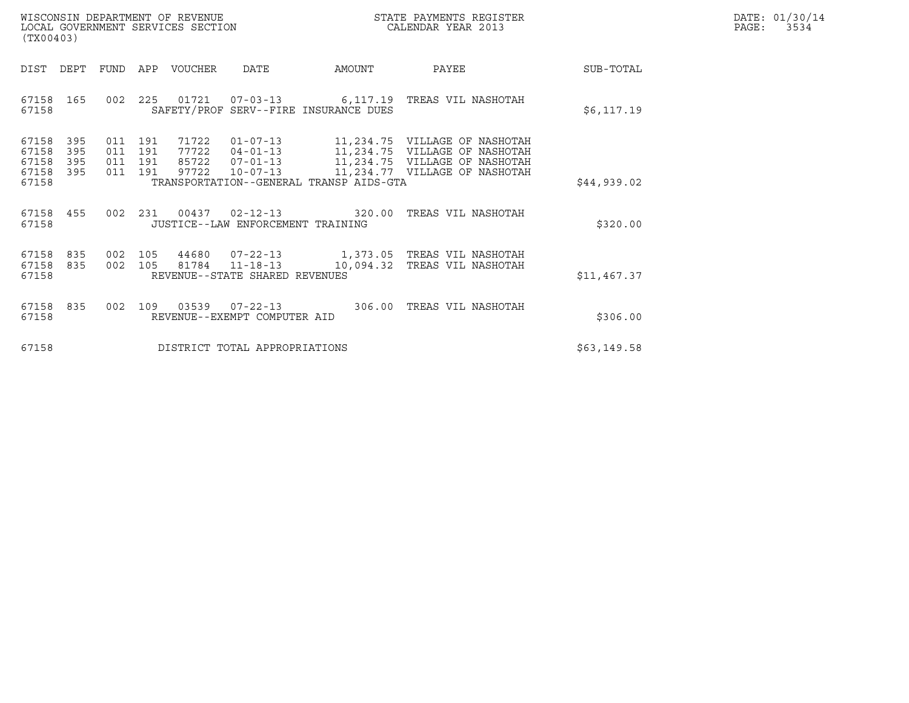WISCONSIN DEPARTMENT OF REVENUE
LOCAL GOVERNMENT SERVICES SECTION
(TX00403)

STATE PAYMENTS REGISTER
CALENDAR YEAR 2013

DATE: 01/30/14
PAGE: 3534

| DIST | DEPT | FUND | APP | VOUCHER | DATE | AMOUNT | PAYEE | SUB-TOTAL |
|---|---|---|---|---|---|---|---|---|
| 67158 | 165 | 002 | 225 | 01721 | 07-03-13 | 6,117.19 | TREAS VIL NASHOTAH | |
| 67158 | | | | SAFETY/PROF SERV--FIRE INSURANCE DUES | | | | $6,117.19 |
| 67158 | 395 | 011 | 191 | 71722 | 01-07-13 | 11,234.75 | VILLAGE OF NASHOTAH | |
| 67158 | 395 | 011 | 191 | 77722 | 04-01-13 | 11,234.75 | VILLAGE OF NASHOTAH | |
| 67158 | 395 | 011 | 191 | 85722 | 07-01-13 | 11,234.75 | VILLAGE OF NASHOTAH | |
| 67158 | 395 | 011 | 191 | 97722 | 10-07-13 | 11,234.77 | VILLAGE OF NASHOTAH | |
| 67158 | | | | TRANSPORTATION--GENERAL TRANSP AIDS-GTA | | | | $44,939.02 |
| 67158 | 455 | 002 | 231 | 00437 | 02-12-13 | 320.00 | TREAS VIL NASHOTAH | |
| 67158 | | | | JUSTICE--LAW ENFORCEMENT TRAINING | | | | $320.00 |
| 67158 | 835 | 002 | 105 | 44680 | 07-22-13 | 1,373.05 | TREAS VIL NASHOTAH | |
| 67158 | 835 | 002 | 105 | 81784 | 11-18-13 | 10,094.32 | TREAS VIL NASHOTAH | |
| 67158 | | | | REVENUE--STATE SHARED REVENUES | | | | $11,467.37 |
| 67158 | 835 | 002 | 109 | 03539 | 07-22-13 | 306.00 | TREAS VIL NASHOTAH | |
| 67158 | | | | REVENUE--EXEMPT COMPUTER AID | | | | $306.00 |
| 67158 | | | | DISTRICT TOTAL APPROPRIATIONS | | | | $63,149.58 |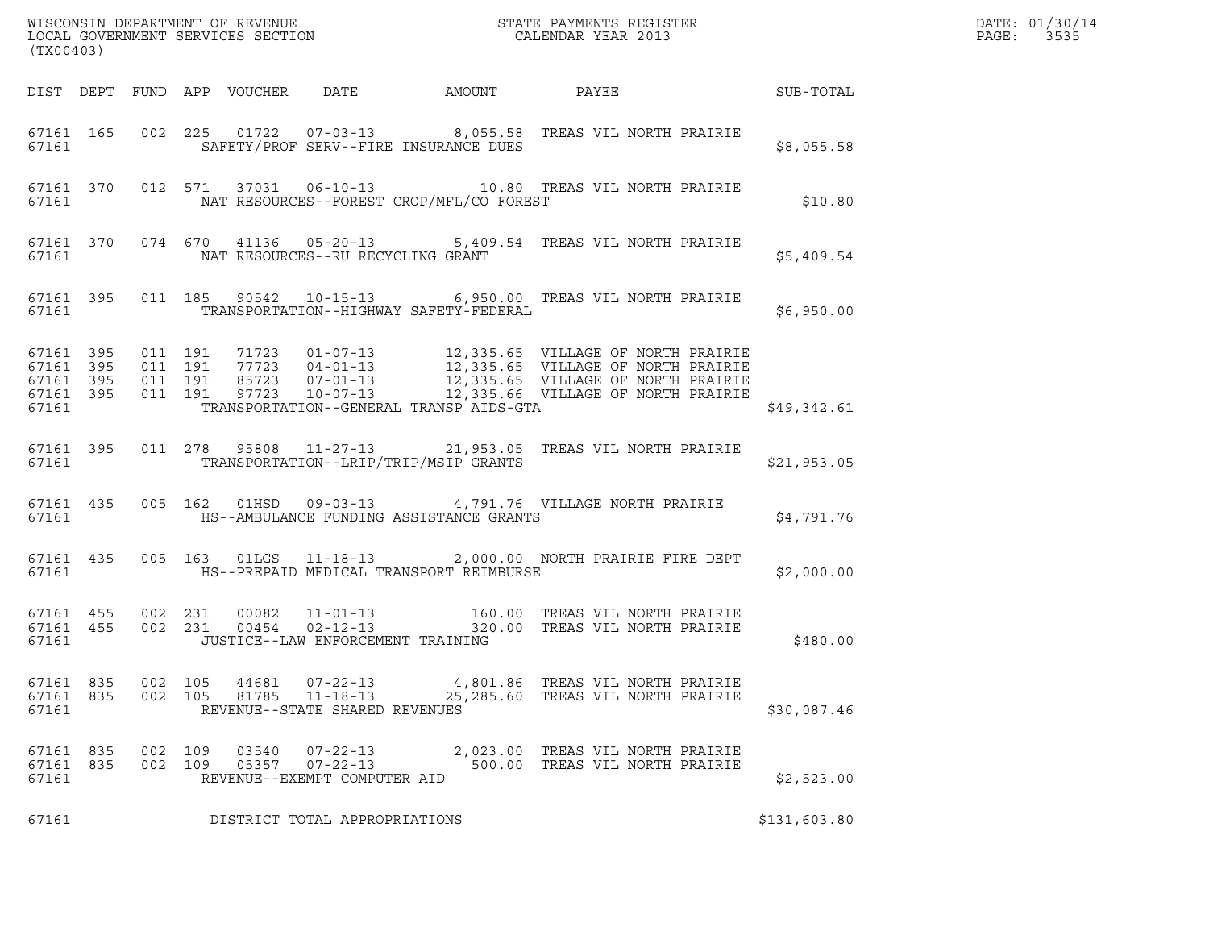WISCONSIN DEPARTMENT OF REVENUE
LOCAL GOVERNMENT SERVICES SECTION
(TX00403)

STATE PAYMENTS REGISTER
CALENDAR YEAR 2013

DATE: 01/30/14
PAGE: 3535

| DIST | DEPT | FUND | APP | VOUCHER | DATE | AMOUNT | PAYEE | SUB-TOTAL |
|---|---|---|---|---|---|---|---|---|
| 67161 | 165 | 002 | 225 | 01722 | 07-03-13 | 8,055.58 | TREAS VIL NORTH PRAIRIE | |
| 67161 | | | | | SAFETY/PROF SERV--FIRE INSURANCE DUES | | | $8,055.58 |
| 67161 | 370 | 012 | 571 | 37031 | 06-10-13 | 10.80 | TREAS VIL NORTH PRAIRIE | |
| 67161 | | | | | NAT RESOURCES--FOREST CROP/MFL/CO FOREST | | | $10.80 |
| 67161 | 370 | 074 | 670 | 41136 | 05-20-13 | 5,409.54 | TREAS VIL NORTH PRAIRIE | |
| 67161 | | | | | NAT RESOURCES--RU RECYCLING GRANT | | | $5,409.54 |
| 67161 | 395 | 011 | 185 | 90542 | 10-15-13 | 6,950.00 | TREAS VIL NORTH PRAIRIE | |
| 67161 | | | | | TRANSPORTATION--HIGHWAY SAFETY-FEDERAL | | | $6,950.00 |
| 67161 | 395 | 011 | 191 | 71723 | 01-07-13 | 12,335.65 | VILLAGE OF NORTH PRAIRIE | |
| 67161 | 395 | 011 | 191 | 77723 | 04-01-13 | 12,335.65 | VILLAGE OF NORTH PRAIRIE | |
| 67161 | 395 | 011 | 191 | 85723 | 07-01-13 | 12,335.65 | VILLAGE OF NORTH PRAIRIE | |
| 67161 | 395 | 011 | 191 | 97723 | 10-07-13 | 12,335.66 | VILLAGE OF NORTH PRAIRIE | |
| 67161 | | | | | TRANSPORTATION--GENERAL TRANSP AIDS-GTA | | | $49,342.61 |
| 67161 | 395 | 011 | 278 | 95808 | 11-27-13 | 21,953.05 | TREAS VIL NORTH PRAIRIE | |
| 67161 | | | | | TRANSPORTATION--LRIP/TRIP/MSIP GRANTS | | | $21,953.05 |
| 67161 | 435 | 005 | 162 | 01HSD | 09-03-13 | 4,791.76 | VILLAGE NORTH PRAIRIE | |
| 67161 | | | | | HS--AMBULANCE FUNDING ASSISTANCE GRANTS | | | $4,791.76 |
| 67161 | 435 | 005 | 163 | 01LGS | 11-18-13 | 2,000.00 | NORTH PRAIRIE FIRE DEPT | |
| 67161 | | | | | HS--PREPAID MEDICAL TRANSPORT REIMBURSE | | | $2,000.00 |
| 67161 | 455 | 002 | 231 | 00082 | 11-01-13 | 160.00 | TREAS VIL NORTH PRAIRIE | |
| 67161 | 455 | 002 | 231 | 00454 | 02-12-13 | 320.00 | TREAS VIL NORTH PRAIRIE | |
| 67161 | | | | | JUSTICE--LAW ENFORCEMENT TRAINING | | | $480.00 |
| 67161 | 835 | 002 | 105 | 44681 | 07-22-13 | 4,801.86 | TREAS VIL NORTH PRAIRIE | |
| 67161 | 835 | 002 | 105 | 81785 | 11-18-13 | 25,285.60 | TREAS VIL NORTH PRAIRIE | |
| 67161 | | | | | REVENUE--STATE SHARED REVENUES | | | $30,087.46 |
| 67161 | 835 | 002 | 109 | 03540 | 07-22-13 | 2,023.00 | TREAS VIL NORTH PRAIRIE | |
| 67161 | 835 | 002 | 109 | 05357 | 07-22-13 | 500.00 | TREAS VIL NORTH PRAIRIE | |
| 67161 | | | | | REVENUE--EXEMPT COMPUTER AID | | | $2,523.00 |
| 67161 | | | | | DISTRICT TOTAL APPROPRIATIONS | | | $131,603.80 |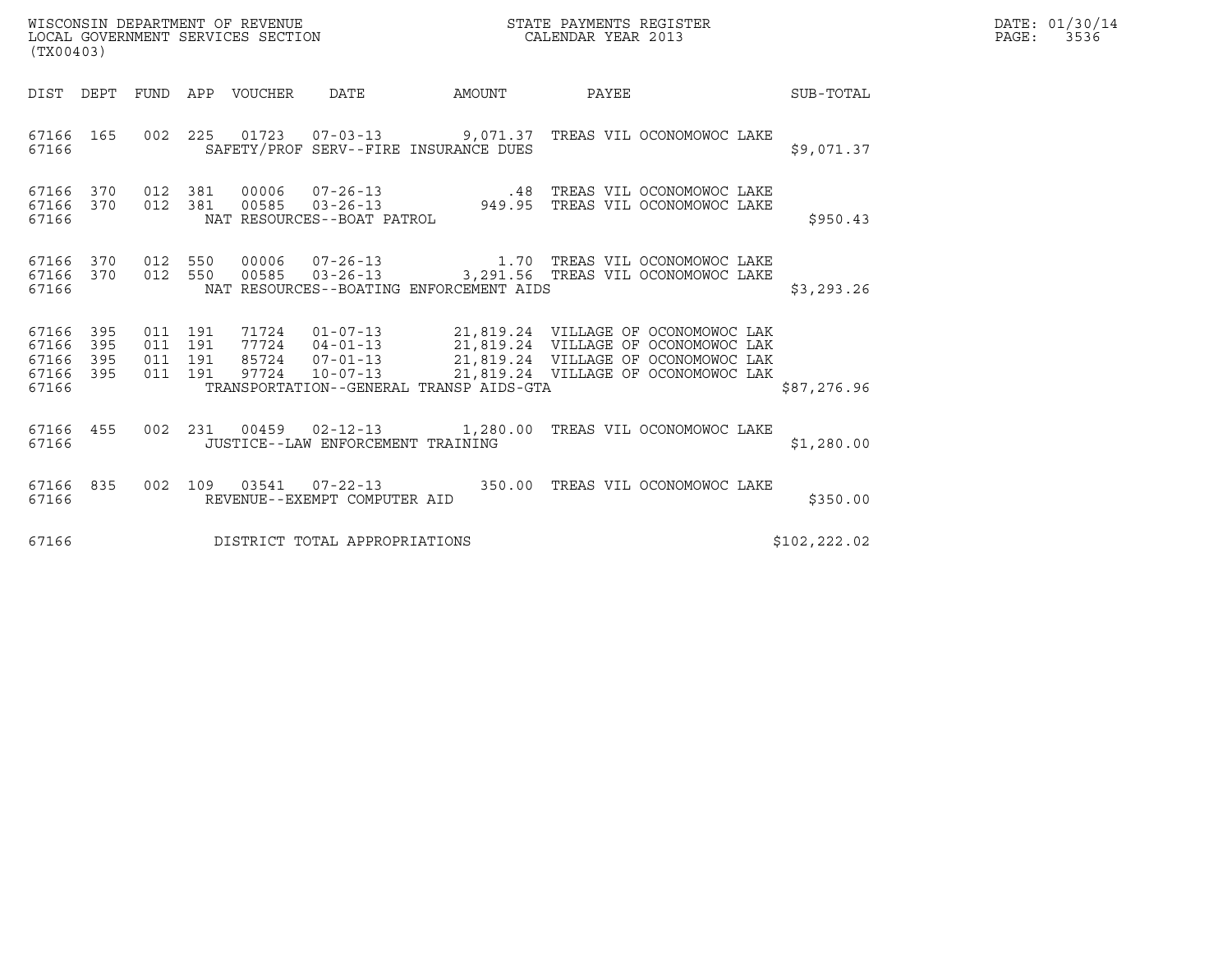WISCONSIN DEPARTMENT OF REVENUE
LOCAL GOVERNMENT SERVICES SECTION
(TX00403)

STATE PAYMENTS REGISTER
CALENDAR YEAR 2013

| DIST | DEPT | FUND | APP | VOUCHER | DATE | AMOUNT | PAYEE | SUB-TOTAL |
|---|---|---|---|---|---|---|---|---|
| 67166 | 165 | 002 | 225 | 01723 | 07-03-13 | 9,071.37 | TREAS VIL OCONOMOWOC LAKE | |
| 67166 | | | | SAFETY/PROF SERV--FIRE INSURANCE DUES | | | | $9,071.37 |
| 67166 | 370 | 012 | 381 | 00006 | 07-26-13 | .48 | TREAS VIL OCONOMOWOC LAKE | |
| 67166 | 370 | 012 | 381 | 00585 | 03-26-13 | 949.95 | TREAS VIL OCONOMOWOC LAKE | |
| 67166 | | | | NAT RESOURCES--BOAT PATROL | | | | $950.43 |
| 67166 | 370 | 012 | 550 | 00006 | 07-26-13 | 1.70 | TREAS VIL OCONOMOWOC LAKE | |
| 67166 | 370 | 012 | 550 | 00585 | 03-26-13 | 3,291.56 | TREAS VIL OCONOMOWOC LAKE | |
| 67166 | | | | NAT RESOURCES--BOATING ENFORCEMENT AIDS | | | | $3,293.26 |
| 67166 | 395 | 011 | 191 | 71724 | 01-07-13 | 21,819.24 | VILLAGE OF OCONOMOWOC LAK | |
| 67166 | 395 | 011 | 191 | 77724 | 04-01-13 | 21,819.24 | VILLAGE OF OCONOMOWOC LAK | |
| 67166 | 395 | 011 | 191 | 85724 | 07-01-13 | 21,819.24 | VILLAGE OF OCONOMOWOC LAK | |
| 67166 | 395 | 011 | 191 | 97724 | 10-07-13 | 21,819.24 | VILLAGE OF OCONOMOWOC LAK | |
| 67166 | | | | TRANSPORTATION--GENERAL TRANSP AIDS-GTA | | | | $87,276.96 |
| 67166 | 455 | 002 | 231 | 00459 | 02-12-13 | 1,280.00 | TREAS VIL OCONOMOWOC LAKE | |
| 67166 | | | | JUSTICE--LAW ENFORCEMENT TRAINING | | | | $1,280.00 |
| 67166 | 835 | 002 | 109 | 03541 | 07-22-13 | 350.00 | TREAS VIL OCONOMOWOC LAKE | |
| 67166 | | | | REVENUE--EXEMPT COMPUTER AID | | | | $350.00 |
| 67166 | | | | DISTRICT TOTAL APPROPRIATIONS | | | | $102,222.02 |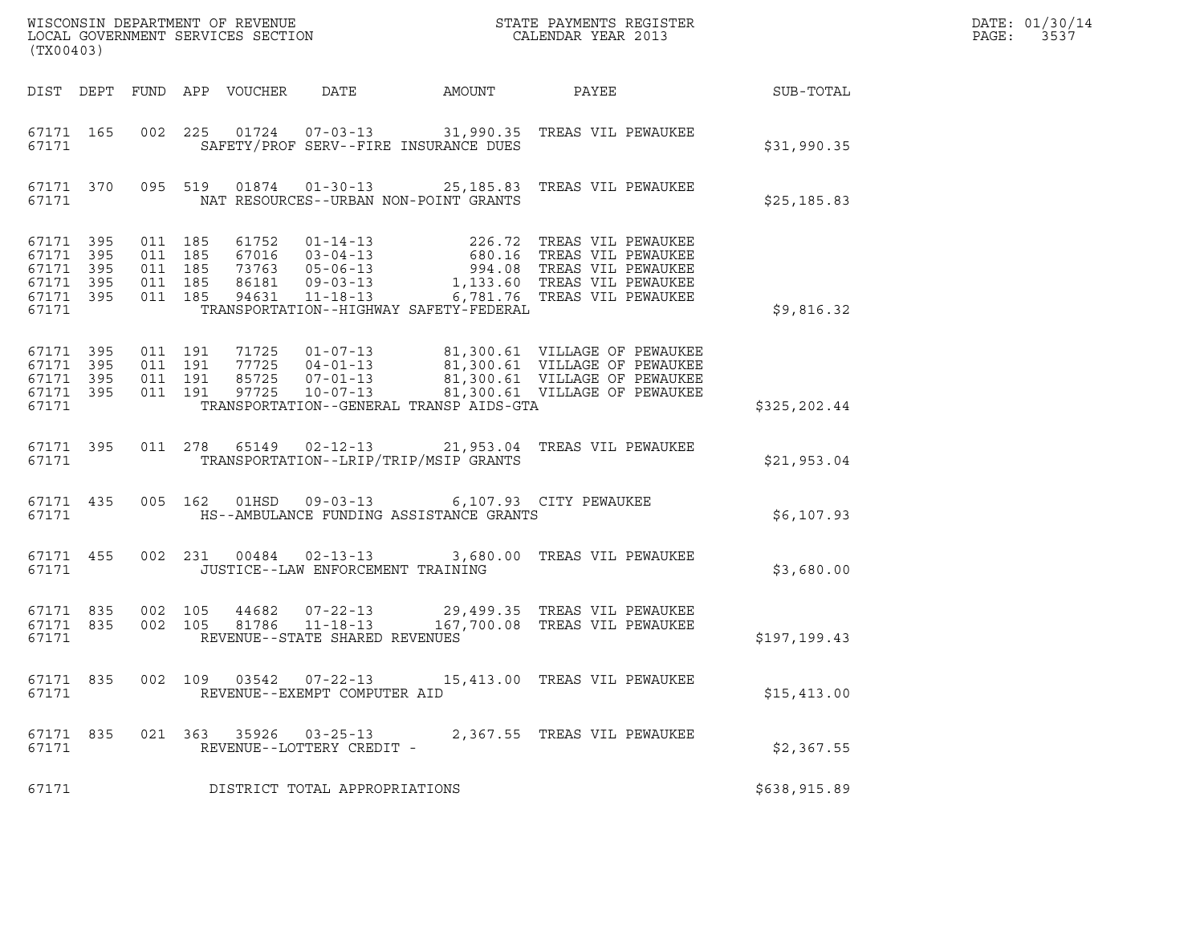WISCONSIN DEPARTMENT OF REVENUE
LOCAL GOVERNMENT SERVICES SECTION
(TX00403)

STATE PAYMENTS REGISTER
CALENDAR YEAR 2013

DATE: 01/30/14
PAGE: 3537

| DIST | DEPT | FUND | APP | VOUCHER | DATE | AMOUNT | PAYEE | SUB-TOTAL |
|---|---|---|---|---|---|---|---|---|
| 67171 | 165 | 002 | 225 | 01724 | 07-03-13 | 31,990.35 | TREAS VIL PEWAUKEE | |
| 67171 | | | | | SAFETY/PROF SERV--FIRE INSURANCE DUES | | | $31,990.35 |
| 67171 | 370 | 095 | 519 | 01874 | 01-30-13 | 25,185.83 | TREAS VIL PEWAUKEE | |
| 67171 | | | | | NAT RESOURCES--URBAN NON-POINT GRANTS | | | $25,185.83 |
| 67171 | 395 | 011 | 185 | 61752 | 01-14-13 | 226.72 | TREAS VIL PEWAUKEE | |
| 67171 | 395 | 011 | 185 | 67016 | 03-04-13 | 680.16 | TREAS VIL PEWAUKEE | |
| 67171 | 395 | 011 | 185 | 73763 | 05-06-13 | 994.08 | TREAS VIL PEWAUKEE | |
| 67171 | 395 | 011 | 185 | 86181 | 09-03-13 | 1,133.60 | TREAS VIL PEWAUKEE | |
| 67171 | 395 | 011 | 185 | 94631 | 11-18-13 | 6,781.76 | TREAS VIL PEWAUKEE | |
| 67171 | | | | | TRANSPORTATION--HIGHWAY SAFETY-FEDERAL | | | $9,816.32 |
| 67171 | 395 | 011 | 191 | 71725 | 01-07-13 | 81,300.61 | VILLAGE OF PEWAUKEE | |
| 67171 | 395 | 011 | 191 | 77725 | 04-01-13 | 81,300.61 | VILLAGE OF PEWAUKEE | |
| 67171 | 395 | 011 | 191 | 85725 | 07-01-13 | 81,300.61 | VILLAGE OF PEWAUKEE | |
| 67171 | 395 | 011 | 191 | 97725 | 10-07-13 | 81,300.61 | VILLAGE OF PEWAUKEE | |
| 67171 | | | | | TRANSPORTATION--GENERAL TRANSP AIDS-GTA | | | $325,202.44 |
| 67171 | 395 | 011 | 278 | 65149 | 02-12-13 | 21,953.04 | TREAS VIL PEWAUKEE | |
| 67171 | | | | | TRANSPORTATION--LRIP/TRIP/MSIP GRANTS | | | $21,953.04 |
| 67171 | 435 | 005 | 162 | 01HSD | 09-03-13 | 6,107.93 | CITY PEWAUKEE | |
| 67171 | | | | | HS--AMBULANCE FUNDING ASSISTANCE GRANTS | | | $6,107.93 |
| 67171 | 455 | 002 | 231 | 00484 | 02-13-13 | 3,680.00 | TREAS VIL PEWAUKEE | |
| 67171 | | | | | JUSTICE--LAW ENFORCEMENT TRAINING | | | $3,680.00 |
| 67171 | 835 | 002 | 105 | 44682 | 07-22-13 | 29,499.35 | TREAS VIL PEWAUKEE | |
| 67171 | 835 | 002 | 105 | 81786 | 11-18-13 | 167,700.08 | TREAS VIL PEWAUKEE | |
| 67171 | | | | | REVENUE--STATE SHARED REVENUES | | | $197,199.43 |
| 67171 | 835 | 002 | 109 | 03542 | 07-22-13 | 15,413.00 | TREAS VIL PEWAUKEE | |
| 67171 | | | | | REVENUE--EXEMPT COMPUTER AID | | | $15,413.00 |
| 67171 | 835 | 021 | 363 | 35926 | 03-25-13 | 2,367.55 | TREAS VIL PEWAUKEE | |
| 67171 | | | | | REVENUE--LOTTERY CREDIT - | | | $2,367.55 |
| 67171 | | | | | DISTRICT TOTAL APPROPRIATIONS | | | $638,915.89 |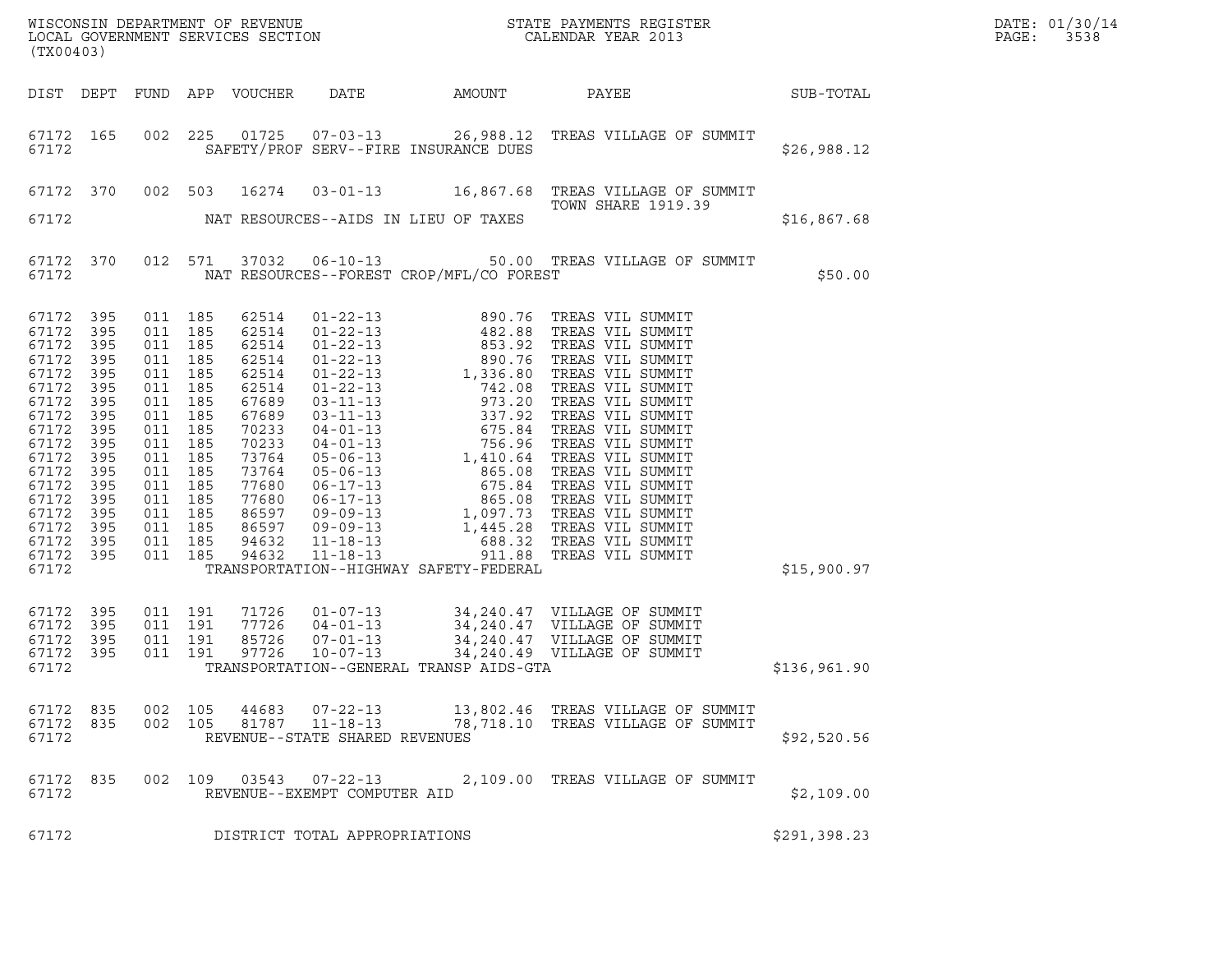WISCONSIN DEPARTMENT OF REVENUE
LOCAL GOVERNMENT SERVICES SECTION
(TX00403)

STATE PAYMENTS REGISTER
CALENDAR YEAR 2013

DATE: 01/30/14
PAGE: 3538

| DIST | DEPT | FUND | APP | VOUCHER | DATE | AMOUNT | PAYEE | SUB-TOTAL |
|---|---|---|---|---|---|---|---|---|
| 67172 | 165 | 002 | 225 | 01725 | 07-03-13 | 26,988.12 | TREAS VILLAGE OF SUMMIT | |
| 67172 | | | | | SAFETY/PROF SERV--FIRE INSURANCE DUES | | | $26,988.12 |
| 67172 | 370 | 002 | 503 | 16274 | 03-01-13 | 16,867.68 | TREAS VILLAGE OF SUMMIT TOWN SHARE 1919.39 | |
| 67172 | | | | | NAT RESOURCES--AIDS IN LIEU OF TAXES | | | $16,867.68 |
| 67172 | 370 | 012 | 571 | 37032 | 06-10-13 | 50.00 | TREAS VILLAGE OF SUMMIT | |
| 67172 | | | | | NAT RESOURCES--FOREST CROP/MFL/CO FOREST | | | $50.00 |
| 67172 | 395 | 011 | 185 | 62514 | 01-22-13 | 890.76 | TREAS VIL SUMMIT | |
| 67172 | 395 | 011 | 185 | 62514 | 01-22-13 | 482.88 | TREAS VIL SUMMIT | |
| 67172 | 395 | 011 | 185 | 62514 | 01-22-13 | 853.92 | TREAS VIL SUMMIT | |
| 67172 | 395 | 011 | 185 | 62514 | 01-22-13 | 890.76 | TREAS VIL SUMMIT | |
| 67172 | 395 | 011 | 185 | 62514 | 01-22-13 | 1,336.80 | TREAS VIL SUMMIT | |
| 67172 | 395 | 011 | 185 | 62514 | 01-22-13 | 742.08 | TREAS VIL SUMMIT | |
| 67172 | 395 | 011 | 185 | 67689 | 03-11-13 | 973.20 | TREAS VIL SUMMIT | |
| 67172 | 395 | 011 | 185 | 67689 | 03-11-13 | 337.92 | TREAS VIL SUMMIT | |
| 67172 | 395 | 011 | 185 | 70233 | 04-01-13 | 675.84 | TREAS VIL SUMMIT | |
| 67172 | 395 | 011 | 185 | 70233 | 04-01-13 | 756.96 | TREAS VIL SUMMIT | |
| 67172 | 395 | 011 | 185 | 73764 | 05-06-13 | 1,410.64 | TREAS VIL SUMMIT | |
| 67172 | 395 | 011 | 185 | 73764 | 05-06-13 | 865.08 | TREAS VIL SUMMIT | |
| 67172 | 395 | 011 | 185 | 77680 | 06-17-13 | 675.84 | TREAS VIL SUMMIT | |
| 67172 | 395 | 011 | 185 | 77680 | 06-17-13 | 865.08 | TREAS VIL SUMMIT | |
| 67172 | 395 | 011 | 185 | 86597 | 09-09-13 | 1,097.73 | TREAS VIL SUMMIT | |
| 67172 | 395 | 011 | 185 | 86597 | 09-09-13 | 1,445.28 | TREAS VIL SUMMIT | |
| 67172 | 395 | 011 | 185 | 94632 | 11-18-13 | 688.32 | TREAS VIL SUMMIT | |
| 67172 | 395 | 011 | 185 | 94632 | 11-18-13 | 911.88 | TREAS VIL SUMMIT | |
| 67172 | | | | | TRANSPORTATION--HIGHWAY SAFETY-FEDERAL | | | $15,900.97 |
| 67172 | 395 | 011 | 191 | 71726 | 01-07-13 | 34,240.47 | VILLAGE OF SUMMIT | |
| 67172 | 395 | 011 | 191 | 77726 | 04-01-13 | 34,240.47 | VILLAGE OF SUMMIT | |
| 67172 | 395 | 011 | 191 | 85726 | 07-01-13 | 34,240.47 | VILLAGE OF SUMMIT | |
| 67172 | 395 | 011 | 191 | 97726 | 10-07-13 | 34,240.49 | VILLAGE OF SUMMIT | |
| 67172 | | | | | TRANSPORTATION--GENERAL TRANSP AIDS-GTA | | | $136,961.90 |
| 67172 | 835 | 002 | 105 | 44683 | 07-22-13 | 13,802.46 | TREAS VILLAGE OF SUMMIT | |
| 67172 | 835 | 002 | 105 | 81787 | 11-18-13 | 78,718.10 | TREAS VILLAGE OF SUMMIT | |
| 67172 | | | | | REVENUE--STATE SHARED REVENUES | | | $92,520.56 |
| 67172 | 835 | 002 | 109 | 03543 | 07-22-13 | 2,109.00 | TREAS VILLAGE OF SUMMIT | |
| 67172 | | | | | REVENUE--EXEMPT COMPUTER AID | | | $2,109.00 |
| 67172 | | | | | DISTRICT TOTAL APPROPRIATIONS | | | $291,398.23 |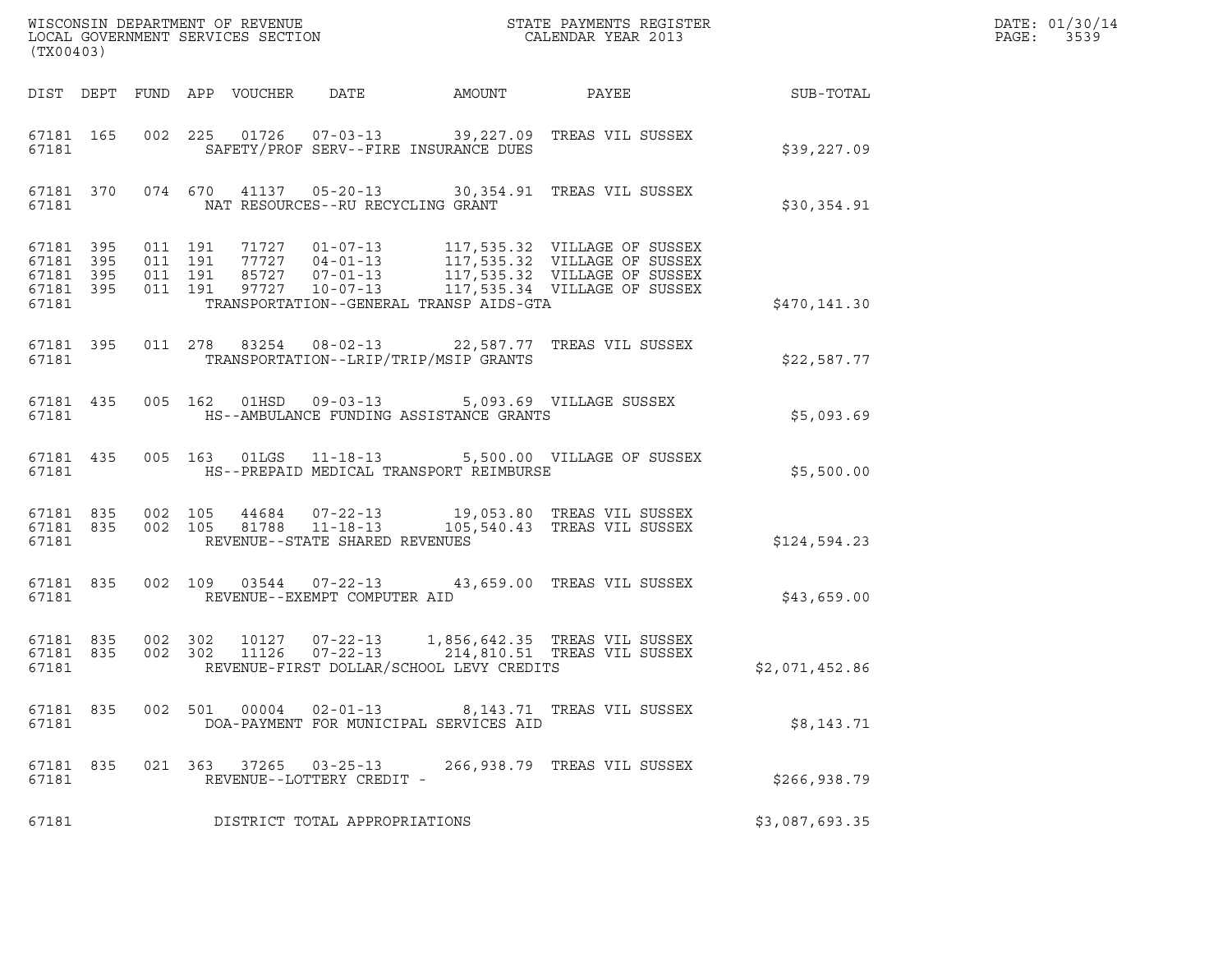WISCONSIN DEPARTMENT OF REVENUE
LOCAL GOVERNMENT SERVICES SECTION
(TX00403)

STATE PAYMENTS REGISTER
CALENDAR YEAR 2013

DATE: 01/30/14
PAGE: 3539

| DIST | DEPT | FUND | APP | VOUCHER | DATE | AMOUNT | PAYEE | SUB-TOTAL |
|---|---|---|---|---|---|---|---|---|
| 67181 | 165 | 002 | 225 | 01726 | 07-03-13 | 39,227.09 | TREAS VIL SUSSEX | |
| 67181 | | | | SAFETY/PROF SERV--FIRE INSURANCE DUES | | | | $39,227.09 |
| 67181 | 370 | 074 | 670 | 41137 | 05-20-13 | 30,354.91 | TREAS VIL SUSSEX | |
| 67181 | | | | NAT RESOURCES--RU RECYCLING GRANT | | | | $30,354.91 |
| 67181 | 395 | 011 | 191 | 71727 | 01-07-13 | 117,535.32 | VILLAGE OF SUSSEX | |
| 67181 | 395 | 011 | 191 | 77727 | 04-01-13 | 117,535.32 | VILLAGE OF SUSSEX | |
| 67181 | 395 | 011 | 191 | 85727 | 07-01-13 | 117,535.32 | VILLAGE OF SUSSEX | |
| 67181 | 395 | 011 | 191 | 97727 | 10-07-13 | 117,535.34 | VILLAGE OF SUSSEX | |
| 67181 | | | | TRANSPORTATION--GENERAL TRANSP AIDS-GTA | | | | $470,141.30 |
| 67181 | 395 | 011 | 278 | 83254 | 08-02-13 | 22,587.77 | TREAS VIL SUSSEX | |
| 67181 | | | | TRANSPORTATION--LRIP/TRIP/MSIP GRANTS | | | | $22,587.77 |
| 67181 | 435 | 005 | 162 | 01HSD | 09-03-13 | 5,093.69 | VILLAGE SUSSEX | |
| 67181 | | | | HS--AMBULANCE FUNDING ASSISTANCE GRANTS | | | | $5,093.69 |
| 67181 | 435 | 005 | 163 | 01LGS | 11-18-13 | 5,500.00 | VILLAGE OF SUSSEX | |
| 67181 | | | | HS--PREPAID MEDICAL TRANSPORT REIMBURSE | | | | $5,500.00 |
| 67181 | 835 | 002 | 105 | 44684 | 07-22-13 | 19,053.80 | TREAS VIL SUSSEX | |
| 67181 | 835 | 002 | 105 | 81788 | 11-18-13 | 105,540.43 | TREAS VIL SUSSEX | |
| 67181 | | | | REVENUE--STATE SHARED REVENUES | | | | $124,594.23 |
| 67181 | 835 | 002 | 109 | 03544 | 07-22-13 | 43,659.00 | TREAS VIL SUSSEX | |
| 67181 | | | | REVENUE--EXEMPT COMPUTER AID | | | | $43,659.00 |
| 67181 | 835 | 002 | 302 | 10127 | 07-22-13 | 1,856,642.35 | TREAS VIL SUSSEX | |
| 67181 | 835 | 002 | 302 | 11126 | 07-22-13 | 214,810.51 | TREAS VIL SUSSEX | |
| 67181 | | | | REVENUE-FIRST DOLLAR/SCHOOL LEVY CREDITS | | | | $2,071,452.86 |
| 67181 | 835 | 002 | 501 | 00004 | 02-01-13 | 8,143.71 | TREAS VIL SUSSEX | |
| 67181 | | | | DOA-PAYMENT FOR MUNICIPAL SERVICES AID | | | | $8,143.71 |
| 67181 | 835 | 021 | 363 | 37265 | 03-25-13 | 266,938.79 | TREAS VIL SUSSEX | |
| 67181 | | | | REVENUE--LOTTERY CREDIT - | | | | $266,938.79 |
| 67181 | | | | DISTRICT TOTAL APPROPRIATIONS | | | | $3,087,693.35 |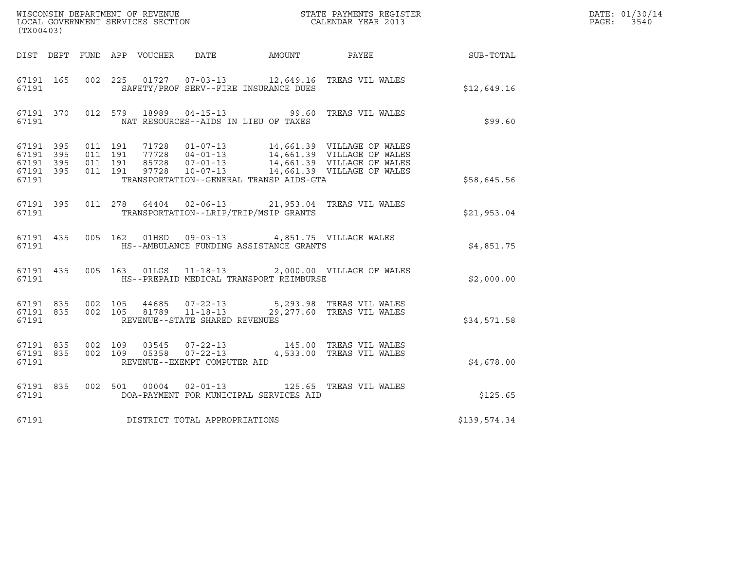WISCONSIN DEPARTMENT OF REVENUE
LOCAL GOVERNMENT SERVICES SECTION
(TX00403)

STATE PAYMENTS REGISTER
CALENDAR YEAR 2013

DATE: 01/30/14
PAGE: 3540

| DIST | DEPT | FUND | APP | VOUCHER | DATE | AMOUNT | PAYEE | SUB-TOTAL |
|---|---|---|---|---|---|---|---|---|
| 67191 | 165 | 002 | 225 | 01727 | 07-03-13 | 12,649.16 | TREAS VIL WALES | |
| 67191 | | | | SAFETY/PROF SERV--FIRE INSURANCE DUES | | | | $12,649.16 |
| 67191 | 370 | 012 | 579 | 18989 | 04-15-13 | 99.60 | TREAS VIL WALES | |
| 67191 | | | | NAT RESOURCES--AIDS IN LIEU OF TAXES | | | | $99.60 |
| 67191 | 395 | 011 | 191 | 71728 | 01-07-13 | 14,661.39 | VILLAGE OF WALES | |
| 67191 | 395 | 011 | 191 | 77728 | 04-01-13 | 14,661.39 | VILLAGE OF WALES | |
| 67191 | 395 | 011 | 191 | 85728 | 07-01-13 | 14,661.39 | VILLAGE OF WALES | |
| 67191 | 395 | 011 | 191 | 97728 | 10-07-13 | 14,661.39 | VILLAGE OF WALES | |
| 67191 | | | | TRANSPORTATION--GENERAL TRANSP AIDS-GTA | | | | $58,645.56 |
| 67191 | 395 | 011 | 278 | 64404 | 02-06-13 | 21,953.04 | TREAS VIL WALES | |
| 67191 | | | | TRANSPORTATION--LRIP/TRIP/MSIP GRANTS | | | | $21,953.04 |
| 67191 | 435 | 005 | 162 | 01HSD | 09-03-13 | 4,851.75 | VILLAGE WALES | |
| 67191 | | | | HS--AMBULANCE FUNDING ASSISTANCE GRANTS | | | | $4,851.75 |
| 67191 | 435 | 005 | 163 | 01LGS | 11-18-13 | 2,000.00 | VILLAGE OF WALES | |
| 67191 | | | | HS--PREPAID MEDICAL TRANSPORT REIMBURSE | | | | $2,000.00 |
| 67191 | 835 | 002 | 105 | 44685 | 07-22-13 | 5,293.98 | TREAS VIL WALES | |
| 67191 | 835 | 002 | 105 | 81789 | 11-18-13 | 29,277.60 | TREAS VIL WALES | |
| 67191 | | | | REVENUE--STATE SHARED REVENUES | | | | $34,571.58 |
| 67191 | 835 | 002 | 109 | 03545 | 07-22-13 | 145.00 | TREAS VIL WALES | |
| 67191 | 835 | 002 | 109 | 05358 | 07-22-13 | 4,533.00 | TREAS VIL WALES | |
| 67191 | | | | REVENUE--EXEMPT COMPUTER AID | | | | $4,678.00 |
| 67191 | 835 | 002 | 501 | 00004 | 02-01-13 | 125.65 | TREAS VIL WALES | |
| 67191 | | | | DOA-PAYMENT FOR MUNICIPAL SERVICES AID | | | | $125.65 |
| 67191 | | | | DISTRICT TOTAL APPROPRIATIONS | | | | $139,574.34 |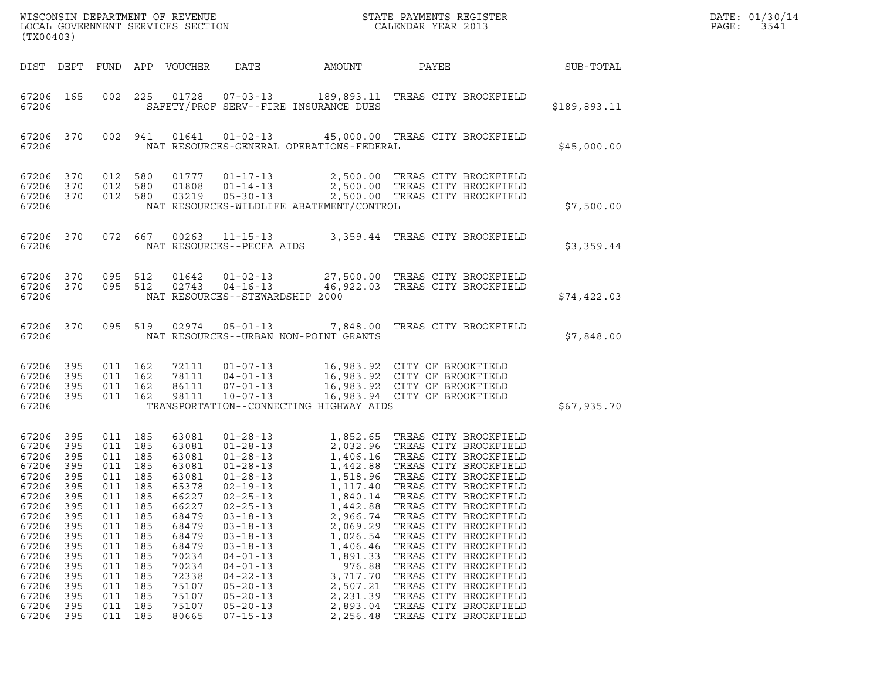WISCONSIN DEPARTMENT OF REVENUE
LOCAL GOVERNMENT SERVICES SECTION
(TX00403)

STATE PAYMENTS REGISTER
CALENDAR YEAR 2013

DATE: 01/30/14
PAGE: 3541

| DIST | DEPT | FUND | APP | VOUCHER | DATE | AMOUNT | PAYEE | SUB-TOTAL |
|---|---|---|---|---|---|---|---|---|
| 67206 | 165 | 002 | 225 | 01728 | 07-03-13 | 189,893.11 | TREAS CITY BROOKFIELD | |
| 67206 | | | | SAFETY/PROF SERV--FIRE INSURANCE DUES | | | | $189,893.11 |
| 67206 | 370 | 002 | 941 | 01641 | 01-02-13 | 45,000.00 | TREAS CITY BROOKFIELD | |
| 67206 | | | | NAT RESOURCES-GENERAL OPERATIONS-FEDERAL | | | | $45,000.00 |
| 67206 | 370 | 012 | 580 | 01777 | 01-17-13 | 2,500.00 | TREAS CITY BROOKFIELD | |
| 67206 | 370 | 012 | 580 | 01808 | 01-14-13 | 2,500.00 | TREAS CITY BROOKFIELD | |
| 67206 | 370 | 012 | 580 | 03219 | 05-30-13 | 2,500.00 | TREAS CITY BROOKFIELD | |
| 67206 | | | | NAT RESOURCES-WILDLIFE ABATEMENT/CONTROL | | | | $7,500.00 |
| 67206 | 370 | 072 | 667 | 00263 | 11-15-13 | 3,359.44 | TREAS CITY BROOKFIELD | |
| 67206 | | | | NAT RESOURCES--PECFA AIDS | | | | $3,359.44 |
| 67206 | 370 | 095 | 512 | 01642 | 01-02-13 | 27,500.00 | TREAS CITY BROOKFIELD | |
| 67206 | 370 | 095 | 512 | 02743 | 04-16-13 | 46,922.03 | TREAS CITY BROOKFIELD | |
| 67206 | | | | NAT RESOURCES--STEWARDSHIP 2000 | | | | $74,422.03 |
| 67206 | 370 | 095 | 519 | 02974 | 05-01-13 | 7,848.00 | TREAS CITY BROOKFIELD | |
| 67206 | | | | NAT RESOURCES--URBAN NON-POINT GRANTS | | | | $7,848.00 |
| 67206 | 395 | 011 | 162 | 72111 | 01-07-13 | 16,983.92 | CITY OF BROOKFIELD | |
| 67206 | 395 | 011 | 162 | 78111 | 04-01-13 | 16,983.92 | CITY OF BROOKFIELD | |
| 67206 | 395 | 011 | 162 | 86111 | 07-01-13 | 16,983.92 | CITY OF BROOKFIELD | |
| 67206 | 395 | 011 | 162 | 98111 | 10-07-13 | 16,983.94 | CITY OF BROOKFIELD | |
| 67206 | | | | TRANSPORTATION--CONNECTING HIGHWAY AIDS | | | | $67,935.70 |
| 67206 | 395 | 011 | 185 | 63081 | 01-28-13 | 1,852.65 | TREAS CITY BROOKFIELD | |
| 67206 | 395 | 011 | 185 | 63081 | 01-28-13 | 2,032.96 | TREAS CITY BROOKFIELD | |
| 67206 | 395 | 011 | 185 | 63081 | 01-28-13 | 1,406.16 | TREAS CITY BROOKFIELD | |
| 67206 | 395 | 011 | 185 | 63081 | 01-28-13 | 1,442.88 | TREAS CITY BROOKFIELD | |
| 67206 | 395 | 011 | 185 | 63081 | 01-28-13 | 1,518.96 | TREAS CITY BROOKFIELD | |
| 67206 | 395 | 011 | 185 | 65378 | 02-19-13 | 1,117.40 | TREAS CITY BROOKFIELD | |
| 67206 | 395 | 011 | 185 | 66227 | 02-25-13 | 1,840.14 | TREAS CITY BROOKFIELD | |
| 67206 | 395 | 011 | 185 | 66227 | 02-25-13 | 1,442.88 | TREAS CITY BROOKFIELD | |
| 67206 | 395 | 011 | 185 | 68479 | 03-18-13 | 2,966.74 | TREAS CITY BROOKFIELD | |
| 67206 | 395 | 011 | 185 | 68479 | 03-18-13 | 2,069.29 | TREAS CITY BROOKFIELD | |
| 67206 | 395 | 011 | 185 | 68479 | 03-18-13 | 1,026.54 | TREAS CITY BROOKFIELD | |
| 67206 | 395 | 011 | 185 | 68479 | 03-18-13 | 1,406.46 | TREAS CITY BROOKFIELD | |
| 67206 | 395 | 011 | 185 | 70234 | 04-01-13 | 1,891.33 | TREAS CITY BROOKFIELD | |
| 67206 | 395 | 011 | 185 | 70234 | 04-01-13 | 976.88 | TREAS CITY BROOKFIELD | |
| 67206 | 395 | 011 | 185 | 72338 | 04-22-13 | 3,717.70 | TREAS CITY BROOKFIELD | |
| 67206 | 395 | 011 | 185 | 75107 | 05-20-13 | 2,507.21 | TREAS CITY BROOKFIELD | |
| 67206 | 395 | 011 | 185 | 75107 | 05-20-13 | 2,231.39 | TREAS CITY BROOKFIELD | |
| 67206 | 395 | 011 | 185 | 75107 | 05-20-13 | 2,893.04 | TREAS CITY BROOKFIELD | |
| 67206 | 395 | 011 | 185 | 80665 | 07-15-13 | 2,256.48 | TREAS CITY BROOKFIELD | |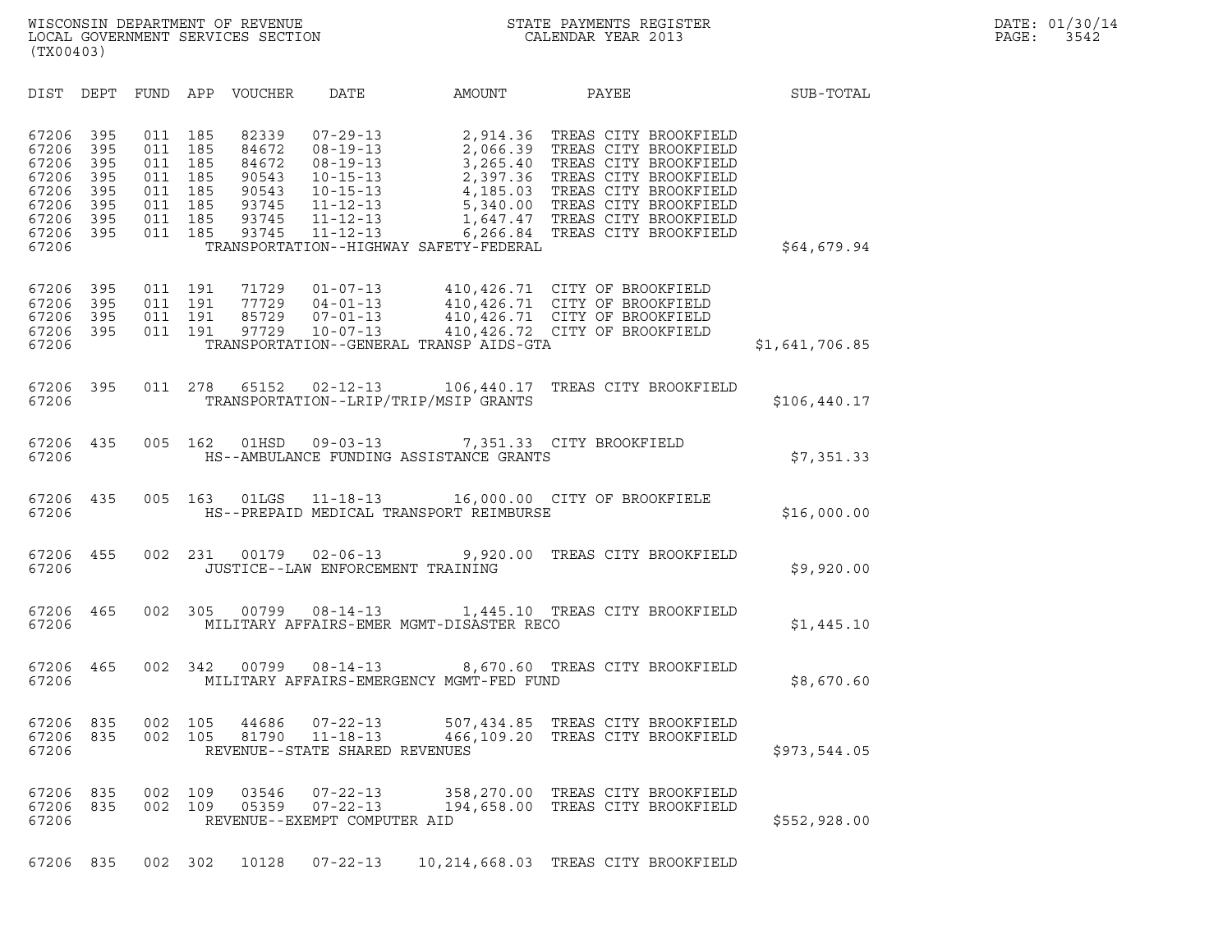WISCONSIN DEPARTMENT OF REVENUE
LOCAL GOVERNMENT SERVICES SECTION
(TX00403)

STATE PAYMENTS REGISTER
CALENDAR YEAR 2013

DATE: 01/30/14
PAGE: 3542

| DIST | DEPT | FUND | APP | VOUCHER | DATE | AMOUNT | PAYEE | SUB-TOTAL |
|---|---|---|---|---|---|---|---|---|
| 67206 | 395 | 011 | 185 | 82339 | 07-29-13 | 2,914.36 | TREAS CITY BROOKFIELD | |
| 67206 | 395 | 011 | 185 | 84672 | 08-19-13 | 2,066.39 | TREAS CITY BROOKFIELD | |
| 67206 | 395 | 011 | 185 | 84672 | 08-19-13 | 3,265.40 | TREAS CITY BROOKFIELD | |
| 67206 | 395 | 011 | 185 | 90543 | 10-15-13 | 2,397.36 | TREAS CITY BROOKFIELD | |
| 67206 | 395 | 011 | 185 | 90543 | 10-15-13 | 4,185.03 | TREAS CITY BROOKFIELD | |
| 67206 | 395 | 011 | 185 | 93745 | 11-12-13 | 5,340.00 | TREAS CITY BROOKFIELD | |
| 67206 | 395 | 011 | 185 | 93745 | 11-12-13 | 1,647.47 | TREAS CITY BROOKFIELD | |
| 67206 | 395 | 011 | 185 | 93745 | 11-12-13 | 6,266.84 | TREAS CITY BROOKFIELD | |
| 67206 | | | | | TRANSPORTATION--HIGHWAY SAFETY-FEDERAL | | | $64,679.94 |
| 67206 | 395 | 011 | 191 | 71729 | 01-07-13 | 410,426.71 | CITY OF BROOKFIELD | |
| 67206 | 395 | 011 | 191 | 77729 | 04-01-13 | 410,426.71 | CITY OF BROOKFIELD | |
| 67206 | 395 | 011 | 191 | 85729 | 07-01-13 | 410,426.71 | CITY OF BROOKFIELD | |
| 67206 | 395 | 011 | 191 | 97729 | 10-07-13 | 410,426.72 | CITY OF BROOKFIELD | |
| 67206 | | | | | TRANSPORTATION--GENERAL TRANSP AIDS-GTA | | | $1,641,706.85 |
| 67206 | 395 | 011 | 278 | 65152 | 02-12-13 | 106,440.17 | TREAS CITY BROOKFIELD | |
| 67206 | | | | | TRANSPORTATION--LRIP/TRIP/MSIP GRANTS | | | $106,440.17 |
| 67206 | 435 | 005 | 162 | 01HSD | 09-03-13 | 7,351.33 | CITY BROOKFIELD | |
| 67206 | | | | | HS--AMBULANCE FUNDING ASSISTANCE GRANTS | | | $7,351.33 |
| 67206 | 435 | 005 | 163 | 01LGS | 11-18-13 | 16,000.00 | CITY OF BROOKFIELE | |
| 67206 | | | | | HS--PREPAID MEDICAL TRANSPORT REIMBURSE | | | $16,000.00 |
| 67206 | 455 | 002 | 231 | 00179 | 02-06-13 | 9,920.00 | TREAS CITY BROOKFIELD | |
| 67206 | | | | | JUSTICE--LAW ENFORCEMENT TRAINING | | | $9,920.00 |
| 67206 | 465 | 002 | 305 | 00799 | 08-14-13 | 1,445.10 | TREAS CITY BROOKFIELD | |
| 67206 | | | | | MILITARY AFFAIRS-EMER MGMT-DISASTER RECO | | | $1,445.10 |
| 67206 | 465 | 002 | 342 | 00799 | 08-14-13 | 8,670.60 | TREAS CITY BROOKFIELD | |
| 67206 | | | | | MILITARY AFFAIRS-EMERGENCY MGMT-FED FUND | | | $8,670.60 |
| 67206 | 835 | 002 | 105 | 44686 | 07-22-13 | 507,434.85 | TREAS CITY BROOKFIELD | |
| 67206 | 835 | 002 | 105 | 81790 | 11-18-13 | 466,109.20 | TREAS CITY BROOKFIELD | |
| 67206 | | | | | REVENUE--STATE SHARED REVENUES | | | $973,544.05 |
| 67206 | 835 | 002 | 109 | 03546 | 07-22-13 | 358,270.00 | TREAS CITY BROOKFIELD | |
| 67206 | 835 | 002 | 109 | 05359 | 07-22-13 | 194,658.00 | TREAS CITY BROOKFIELD | |
| 67206 | | | | | REVENUE--EXEMPT COMPUTER AID | | | $552,928.00 |
| 67206 | 835 | 002 | 302 | 10128 | 07-22-13 | 10,214,668.03 | TREAS CITY BROOKFIELD | |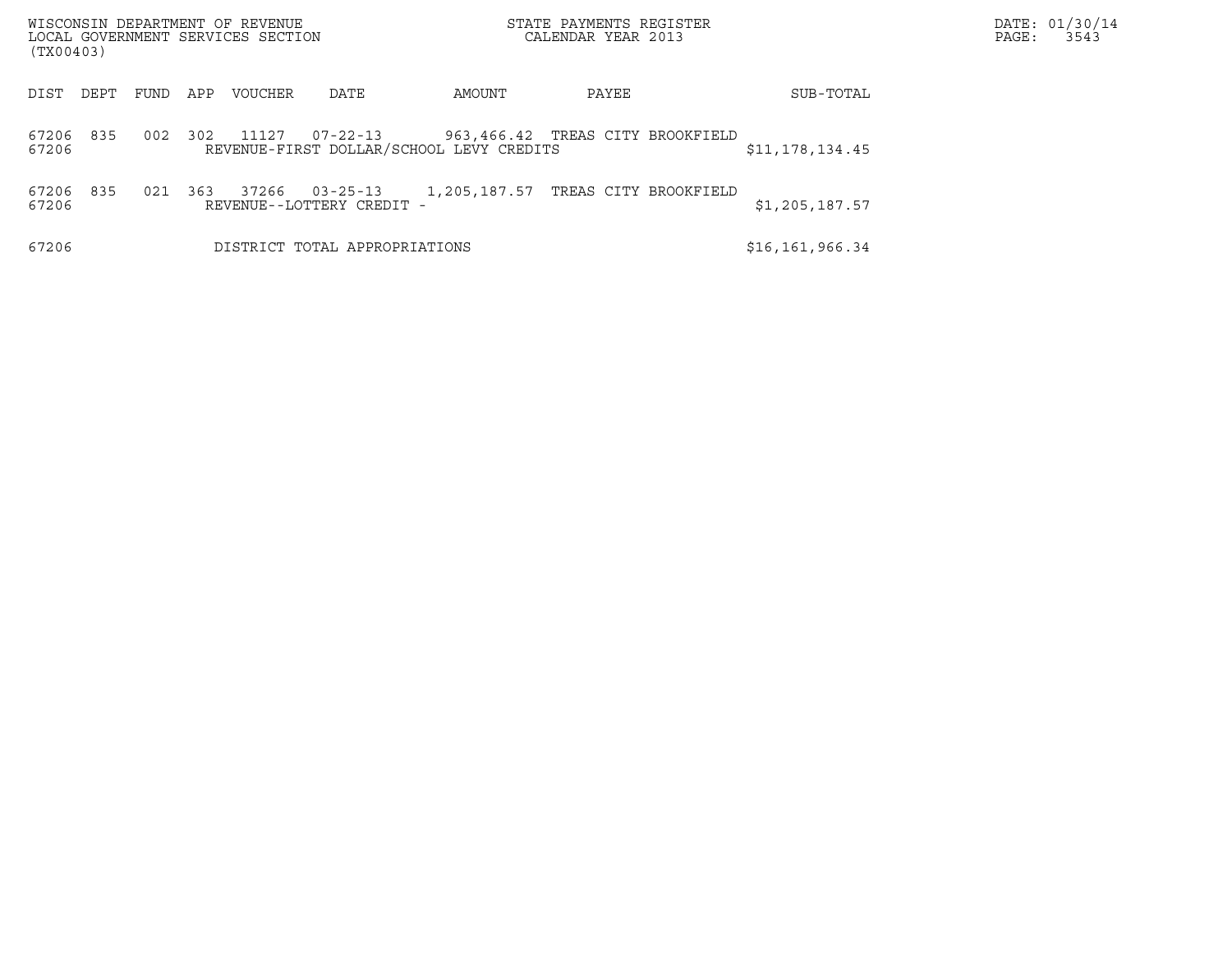WISCONSIN DEPARTMENT OF REVENUE
LOCAL GOVERNMENT SERVICES SECTION
(TX00403)

STATE PAYMENTS REGISTER
CALENDAR YEAR 2013

DATE: 01/30/14
PAGE: 3543

| DIST | DEPT | FUND | APP | VOUCHER | DATE | AMOUNT | PAYEE | SUB-TOTAL |
|---|---|---|---|---|---|---|---|---|
| 67206 | 835 | 002 | 302 | 11127 | 07-22-13 | 963,466.42 | TREAS CITY BROOKFIELD | |
| 67206 | | | | REVENUE-FIRST DOLLAR/SCHOOL LEVY CREDITS | | | | $11,178,134.45 |
| 67206 | 835 | 021 | 363 | 37266 | 03-25-13 | 1,205,187.57 | TREAS CITY BROOKFIELD | |
| 67206 | | | | REVENUE--LOTTERY CREDIT - | | | | $1,205,187.57 |
| 67206 | | | | DISTRICT TOTAL APPROPRIATIONS | | | | $16,161,966.34 |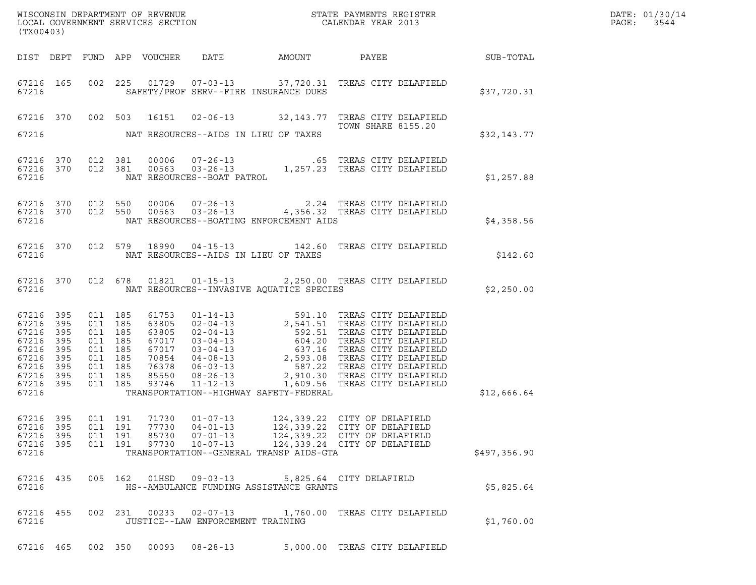WISCONSIN DEPARTMENT OF REVENUE
LOCAL GOVERNMENT SERVICES SECTION
(TX00403)

STATE PAYMENTS REGISTER
CALENDAR YEAR 2013

DATE: 01/30/14
PAGE: 3544

| DIST | DEPT | FUND | APP | VOUCHER | DATE | AMOUNT | PAYEE | SUB-TOTAL |
|---|---|---|---|---|---|---|---|---|
| 67216 | 165 | 002 | 225 | 01729 | 07-03-13 | 37,720.31 | TREAS CITY DELAFIELD | |
| 67216 | | | | | SAFETY/PROF SERV--FIRE INSURANCE DUES | | | $37,720.31 |
| 67216 | 370 | 002 | 503 | 16151 | 02-06-13 | 32,143.77 | TREAS CITY DELAFIELD TOWN SHARE 8155.20 | |
| 67216 | | | | | NAT RESOURCES--AIDS IN LIEU OF TAXES | | | $32,143.77 |
| 67216 | 370 | 012 | 381 | 00006 | 07-26-13 | .65 | TREAS CITY DELAFIELD | |
| 67216 | 370 | 012 | 381 | 00563 | 03-26-13 | 1,257.23 | TREAS CITY DELAFIELD | |
| 67216 | | | | | NAT RESOURCES--BOAT PATROL | | | $1,257.88 |
| 67216 | 370 | 012 | 550 | 00006 | 07-26-13 | 2.24 | TREAS CITY DELAFIELD | |
| 67216 | 370 | 012 | 550 | 00563 | 03-26-13 | 4,356.32 | TREAS CITY DELAFIELD | |
| 67216 | | | | | NAT RESOURCES--BOATING ENFORCEMENT AIDS | | | $4,358.56 |
| 67216 | 370 | 012 | 579 | 18990 | 04-15-13 | 142.60 | TREAS CITY DELAFIELD | |
| 67216 | | | | | NAT RESOURCES--AIDS IN LIEU OF TAXES | | | $142.60 |
| 67216 | 370 | 012 | 678 | 01821 | 01-15-13 | 2,250.00 | TREAS CITY DELAFIELD | |
| 67216 | | | | | NAT RESOURCES--INVASIVE AQUATICE SPECIES | | | $2,250.00 |
| 67216 | 395 | 011 | 185 | 61753 | 01-14-13 | 591.10 | TREAS CITY DELAFIELD | |
| 67216 | 395 | 011 | 185 | 63805 | 02-04-13 | 2,541.51 | TREAS CITY DELAFIELD | |
| 67216 | 395 | 011 | 185 | 63805 | 02-04-13 | 592.51 | TREAS CITY DELAFIELD | |
| 67216 | 395 | 011 | 185 | 67017 | 03-04-13 | 604.20 | TREAS CITY DELAFIELD | |
| 67216 | 395 | 011 | 185 | 67017 | 03-04-13 | 637.16 | TREAS CITY DELAFIELD | |
| 67216 | 395 | 011 | 185 | 70854 | 04-08-13 | 2,593.08 | TREAS CITY DELAFIELD | |
| 67216 | 395 | 011 | 185 | 76378 | 06-03-13 | 587.22 | TREAS CITY DELAFIELD | |
| 67216 | 395 | 011 | 185 | 85550 | 08-26-13 | 2,910.30 | TREAS CITY DELAFIELD | |
| 67216 | 395 | 011 | 185 | 93746 | 11-12-13 | 1,609.56 | TREAS CITY DELAFIELD | |
| 67216 | | | | | TRANSPORTATION--HIGHWAY SAFETY-FEDERAL | | | $12,666.64 |
| 67216 | 395 | 011 | 191 | 71730 | 01-07-13 | 124,339.22 | CITY OF DELAFIELD | |
| 67216 | 395 | 011 | 191 | 77730 | 04-01-13 | 124,339.22 | CITY OF DELAFIELD | |
| 67216 | 395 | 011 | 191 | 85730 | 07-01-13 | 124,339.22 | CITY OF DELAFIELD | |
| 67216 | 395 | 011 | 191 | 97730 | 10-07-13 | 124,339.24 | CITY OF DELAFIELD | |
| 67216 | | | | | TRANSPORTATION--GENERAL TRANSP AIDS-GTA | | | $497,356.90 |
| 67216 | 435 | 005 | 162 | 01HSD | 09-03-13 | 5,825.64 | CITY DELAFIELD | |
| 67216 | | | | | HS--AMBULANCE FUNDING ASSISTANCE GRANTS | | | $5,825.64 |
| 67216 | 455 | 002 | 231 | 00233 | 02-07-13 | 1,760.00 | TREAS CITY DELAFIELD | |
| 67216 | | | | | JUSTICE--LAW ENFORCEMENT TRAINING | | | $1,760.00 |
| 67216 | 465 | 002 | 350 | 00093 | 08-28-13 | 5,000.00 | TREAS CITY DELAFIELD | |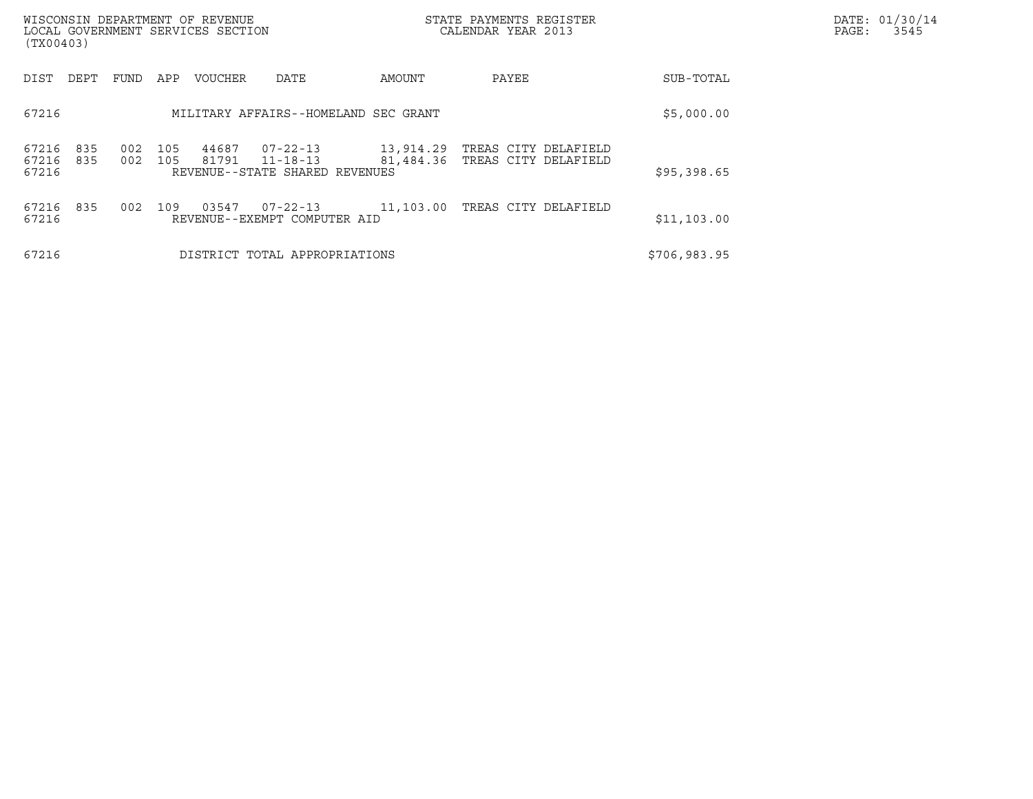| DIST | DEPT | FUND | APP | VOUCHER | DATE | AMOUNT | PAYEE | SUB-TOTAL |
|---|---|---|---|---|---|---|---|---|
| 67216 | | | | MILITARY AFFAIRS--HOMELAND SEC GRANT | | | | $5,000.00 |
| 67216 | 835 | 002 | 105 | 44687 | 07-22-13 | 13,914.29 | TREAS CITY DELAFIELD | |
| 67216 | 835 | 002 | 105 | 81791 | 11-18-13 | 81,484.36 | TREAS CITY DELAFIELD | |
| 67216 | | | | REVENUE--STATE SHARED REVENUES | | | | $95,398.65 |
| 67216 | 835 | 002 | 109 | 03547 | 07-22-13 | 11,103.00 | TREAS CITY DELAFIELD | |
| 67216 | | | | REVENUE--EXEMPT COMPUTER AID | | | | $11,103.00 |
| 67216 | | | | DISTRICT TOTAL APPROPRIATIONS | | | | $706,983.95 |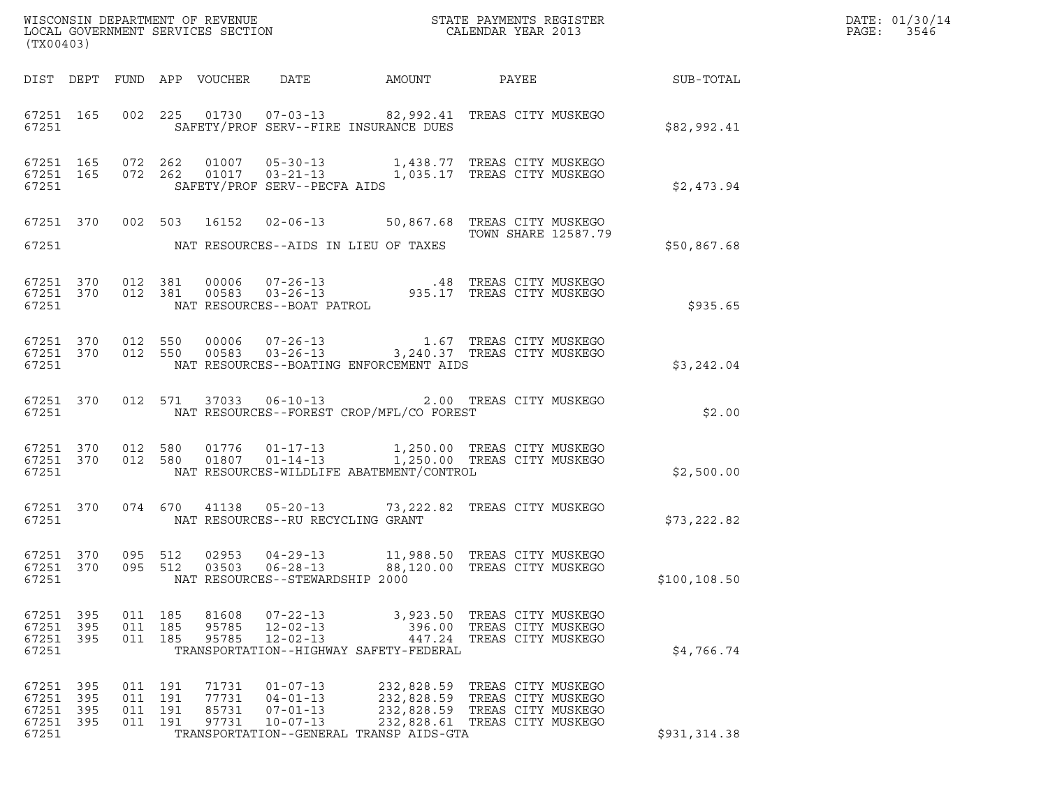WISCONSIN DEPARTMENT OF REVENUE
LOCAL GOVERNMENT SERVICES SECTION
(TX00403)

STATE PAYMENTS REGISTER
CALENDAR YEAR 2013

DATE: 01/30/14
PAGE: 3546

| DIST | DEPT | FUND | APP | VOUCHER | DATE | AMOUNT | PAYEE | SUB-TOTAL |
|---|---|---|---|---|---|---|---|---|
| 67251 | 165 | 002 | 225 | 01730 | 07-03-13 | 82,992.41 | TREAS CITY MUSKEGO | |
| 67251 | | | | | SAFETY/PROF SERV--FIRE INSURANCE DUES | | | $82,992.41 |
| 67251 | 165 | 072 | 262 | 01007 | 05-30-13 | 1,438.77 | TREAS CITY MUSKEGO | |
| 67251 | 165 | 072 | 262 | 01017 | 03-21-13 | 1,035.17 | TREAS CITY MUSKEGO | |
| 67251 | | | | | SAFETY/PROF SERV--PECFA AIDS | | | $2,473.94 |
| 67251 | 370 | 002 | 503 | 16152 | 02-06-13 | 50,867.68 | TREAS CITY MUSKEGO TOWN SHARE 12587.79 | |
| 67251 | | | | | NAT RESOURCES--AIDS IN LIEU OF TAXES | | | $50,867.68 |
| 67251 | 370 | 012 | 381 | 00006 | 07-26-13 | .48 | TREAS CITY MUSKEGO | |
| 67251 | 370 | 012 | 381 | 00583 | 03-26-13 | 935.17 | TREAS CITY MUSKEGO | |
| 67251 | | | | | NAT RESOURCES--BOAT PATROL | | | $935.65 |
| 67251 | 370 | 012 | 550 | 00006 | 07-26-13 | 1.67 | TREAS CITY MUSKEGO | |
| 67251 | 370 | 012 | 550 | 00583 | 03-26-13 | 3,240.37 | TREAS CITY MUSKEGO | |
| 67251 | | | | | NAT RESOURCES--BOATING ENFORCEMENT AIDS | | | $3,242.04 |
| 67251 | 370 | 012 | 571 | 37033 | 06-10-13 | 2.00 | TREAS CITY MUSKEGO | |
| 67251 | | | | | NAT RESOURCES--FOREST CROP/MFL/CO FOREST | | | $2.00 |
| 67251 | 370 | 012 | 580 | 01776 | 01-17-13 | 1,250.00 | TREAS CITY MUSKEGO | |
| 67251 | 370 | 012 | 580 | 01807 | 01-14-13 | 1,250.00 | TREAS CITY MUSKEGO | |
| 67251 | | | | | NAT RESOURCES-WILDLIFE ABATEMENT/CONTROL | | | $2,500.00 |
| 67251 | 370 | 074 | 670 | 41138 | 05-20-13 | 73,222.82 | TREAS CITY MUSKEGO | |
| 67251 | | | | | NAT RESOURCES--RU RECYCLING GRANT | | | $73,222.82 |
| 67251 | 370 | 095 | 512 | 02953 | 04-29-13 | 11,988.50 | TREAS CITY MUSKEGO | |
| 67251 | 370 | 095 | 512 | 03503 | 06-28-13 | 88,120.00 | TREAS CITY MUSKEGO | |
| 67251 | | | | | NAT RESOURCES--STEWARDSHIP 2000 | | | $100,108.50 |
| 67251 | 395 | 011 | 185 | 81608 | 07-22-13 | 3,923.50 | TREAS CITY MUSKEGO | |
| 67251 | 395 | 011 | 185 | 95785 | 12-02-13 | 396.00 | TREAS CITY MUSKEGO | |
| 67251 | 395 | 011 | 185 | 95785 | 12-02-13 | 447.24 | TREAS CITY MUSKEGO | |
| 67251 | | | | | TRANSPORTATION--HIGHWAY SAFETY-FEDERAL | | | $4,766.74 |
| 67251 | 395 | 011 | 191 | 71731 | 01-07-13 | 232,828.59 | TREAS CITY MUSKEGO | |
| 67251 | 395 | 011 | 191 | 77731 | 04-01-13 | 232,828.59 | TREAS CITY MUSKEGO | |
| 67251 | 395 | 011 | 191 | 85731 | 07-01-13 | 232,828.59 | TREAS CITY MUSKEGO | |
| 67251 | 395 | 011 | 191 | 97731 | 10-07-13 | 232,828.61 | TREAS CITY MUSKEGO | |
| 67251 | | | | | TRANSPORTATION--GENERAL TRANSP AIDS-GTA | | | $931,314.38 |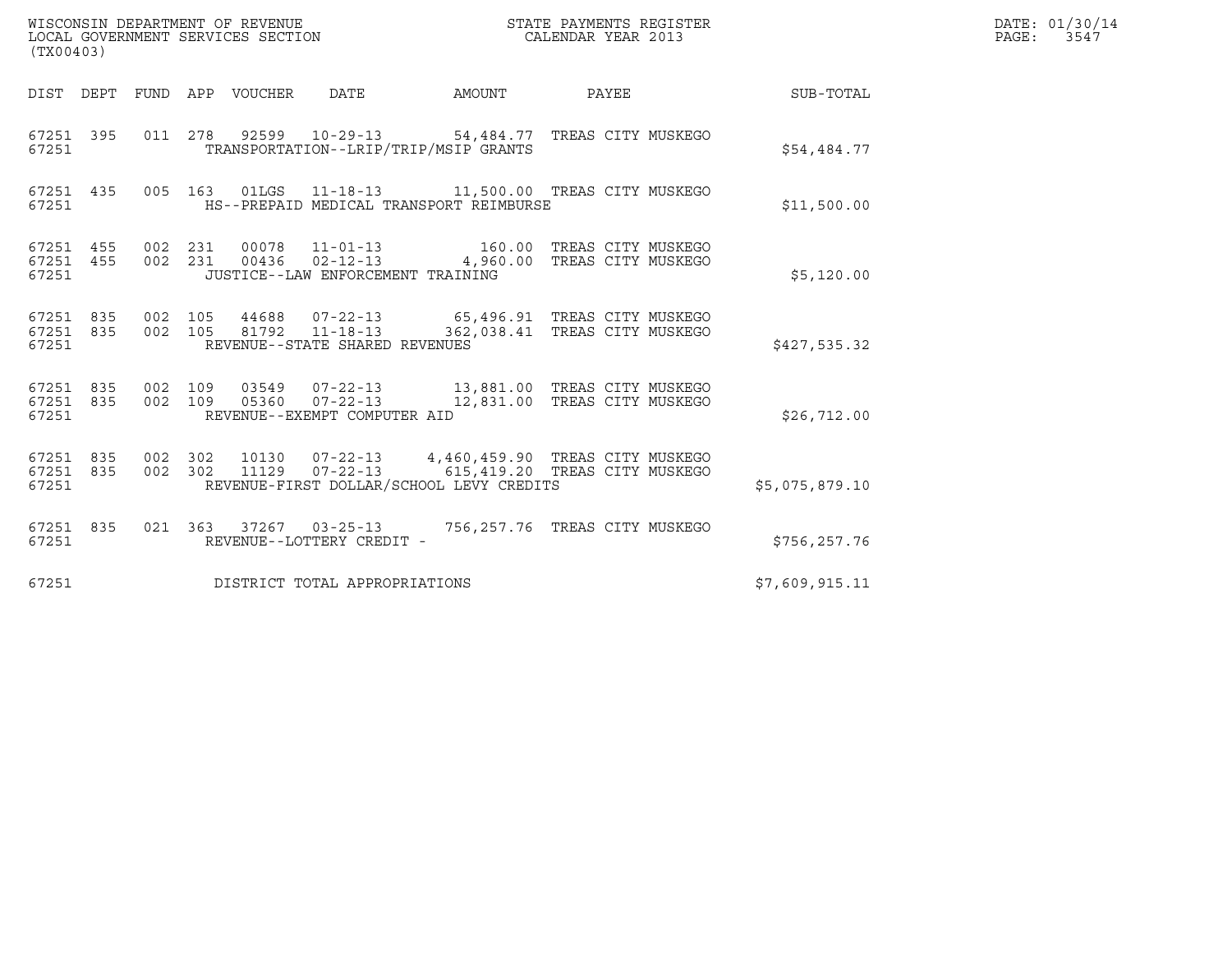WISCONSIN DEPARTMENT OF REVENUE
LOCAL GOVERNMENT SERVICES SECTION
(TX00403)

STATE PAYMENTS REGISTER
CALENDAR YEAR 2013

DATE: 01/30/14
PAGE: 3547

| DIST | DEPT | FUND | APP | VOUCHER | DATE | AMOUNT | PAYEE | SUB-TOTAL |
|---|---|---|---|---|---|---|---|---|
| 67251 | 395 | 011 | 278 | 92599 | 10-29-13 | 54,484.77 | TREAS CITY MUSKEGO | |
| 67251 | | | | TRANSPORTATION--LRIP/TRIP/MSIP GRANTS | | | | $54,484.77 |
| 67251 | 435 | 005 | 163 | 01LGS | 11-18-13 | 11,500.00 | TREAS CITY MUSKEGO | |
| 67251 | | | | HS--PREPAID MEDICAL TRANSPORT REIMBURSE | | | | $11,500.00 |
| 67251 | 455 | 002 | 231 | 00078 | 11-01-13 | 160.00 | TREAS CITY MUSKEGO | |
| 67251 | 455 | 002 | 231 | 00436 | 02-12-13 | 4,960.00 | TREAS CITY MUSKEGO | |
| 67251 | | | | JUSTICE--LAW ENFORCEMENT TRAINING | | | | $5,120.00 |
| 67251 | 835 | 002 | 105 | 44688 | 07-22-13 | 65,496.91 | TREAS CITY MUSKEGO | |
| 67251 | 835 | 002 | 105 | 81792 | 11-18-13 | 362,038.41 | TREAS CITY MUSKEGO | |
| 67251 | | | | REVENUE--STATE SHARED REVENUES | | | | $427,535.32 |
| 67251 | 835 | 002 | 109 | 03549 | 07-22-13 | 13,881.00 | TREAS CITY MUSKEGO | |
| 67251 | 835 | 002 | 109 | 05360 | 07-22-13 | 12,831.00 | TREAS CITY MUSKEGO | |
| 67251 | | | | REVENUE--EXEMPT COMPUTER AID | | | | $26,712.00 |
| 67251 | 835 | 002 | 302 | 10130 | 07-22-13 | 4,460,459.90 | TREAS CITY MUSKEGO | |
| 67251 | 835 | 002 | 302 | 11129 | 07-22-13 | 615,419.20 | TREAS CITY MUSKEGO | |
| 67251 | | | | REVENUE-FIRST DOLLAR/SCHOOL LEVY CREDITS | | | | $5,075,879.10 |
| 67251 | 835 | 021 | 363 | 37267 | 03-25-13 | 756,257.76 | TREAS CITY MUSKEGO | |
| 67251 | | | | REVENUE--LOTTERY CREDIT - | | | | $756,257.76 |
| 67251 | | | | DISTRICT TOTAL APPROPRIATIONS | | | | $7,609,915.11 |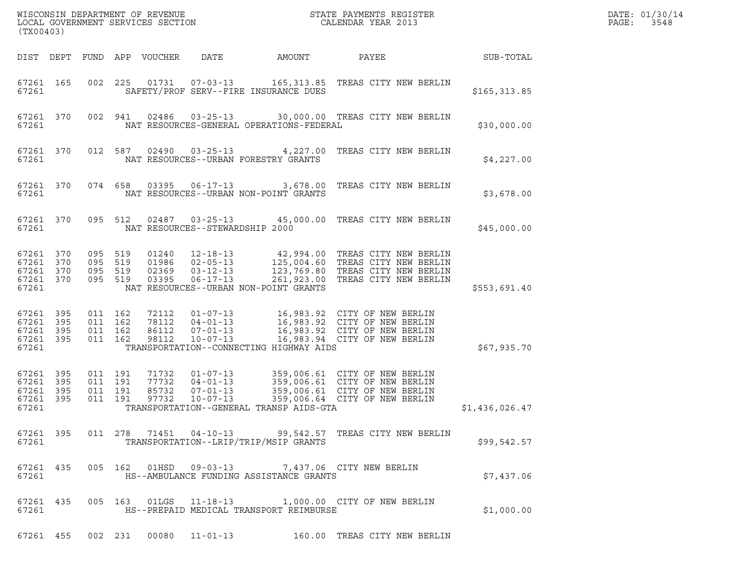WISCONSIN DEPARTMENT OF REVENUE
LOCAL GOVERNMENT SERVICES SECTION
(TX00403)

STATE PAYMENTS REGISTER
CALENDAR YEAR 2013

DATE: 01/30/14
PAGE: 3548

| DIST | DEPT | FUND | APP | VOUCHER | DATE | AMOUNT | PAYEE | SUB-TOTAL |
|---|---|---|---|---|---|---|---|---|
| 67261 | 165 | 002 | 225 | 01731 | 07-03-13 | 165,313.85 | TREAS CITY NEW BERLIN | |
| 67261 | | | | | SAFETY/PROF SERV--FIRE INSURANCE DUES | | | $165,313.85 |
| 67261 | 370 | 002 | 941 | 02486 | 03-25-13 | 30,000.00 | TREAS CITY NEW BERLIN | |
| 67261 | | | | | NAT RESOURCES-GENERAL OPERATIONS-FEDERAL | | | $30,000.00 |
| 67261 | 370 | 012 | 587 | 02490 | 03-25-13 | 4,227.00 | TREAS CITY NEW BERLIN | |
| 67261 | | | | | NAT RESOURCES--URBAN FORESTRY GRANTS | | | $4,227.00 |
| 67261 | 370 | 074 | 658 | 03395 | 06-17-13 | 3,678.00 | TREAS CITY NEW BERLIN | |
| 67261 | | | | | NAT RESOURCES--URBAN NON-POINT GRANTS | | | $3,678.00 |
| 67261 | 370 | 095 | 512 | 02487 | 03-25-13 | 45,000.00 | TREAS CITY NEW BERLIN | |
| 67261 | | | | | NAT RESOURCES--STEWARDSHIP 2000 | | | $45,000.00 |
| 67261 | 370 | 095 | 519 | 01240 | 12-18-13 | 42,994.00 | TREAS CITY NEW BERLIN | |
| 67261 | 370 | 095 | 519 | 01986 | 02-05-13 | 125,004.60 | TREAS CITY NEW BERLIN | |
| 67261 | 370 | 095 | 519 | 02369 | 03-12-13 | 123,769.80 | TREAS CITY NEW BERLIN | |
| 67261 | 370 | 095 | 519 | 03395 | 06-17-13 | 261,923.00 | TREAS CITY NEW BERLIN | |
| 67261 | | | | | NAT RESOURCES--URBAN NON-POINT GRANTS | | | $553,691.40 |
| 67261 | 395 | 011 | 162 | 72112 | 01-07-13 | 16,983.92 | CITY OF NEW BERLIN | |
| 67261 | 395 | 011 | 162 | 78112 | 04-01-13 | 16,983.92 | CITY OF NEW BERLIN | |
| 67261 | 395 | 011 | 162 | 86112 | 07-01-13 | 16,983.92 | CITY OF NEW BERLIN | |
| 67261 | 395 | 011 | 162 | 98112 | 10-07-13 | 16,983.94 | CITY OF NEW BERLIN | |
| 67261 | | | | | TRANSPORTATION--CONNECTING HIGHWAY AIDS | | | $67,935.70 |
| 67261 | 395 | 011 | 191 | 71732 | 01-07-13 | 359,006.61 | CITY OF NEW BERLIN | |
| 67261 | 395 | 011 | 191 | 77732 | 04-01-13 | 359,006.61 | CITY OF NEW BERLIN | |
| 67261 | 395 | 011 | 191 | 85732 | 07-01-13 | 359,006.61 | CITY OF NEW BERLIN | |
| 67261 | 395 | 011 | 191 | 97732 | 10-07-13 | 359,006.64 | CITY OF NEW BERLIN | |
| 67261 | | | | | TRANSPORTATION--GENERAL TRANSP AIDS-GTA | | | $1,436,026.47 |
| 67261 | 395 | 011 | 278 | 71451 | 04-10-13 | 99,542.57 | TREAS CITY NEW BERLIN | |
| 67261 | | | | | TRANSPORTATION--LRIP/TRIP/MSIP GRANTS | | | $99,542.57 |
| 67261 | 435 | 005 | 162 | 01HSD | 09-03-13 | 7,437.06 | CITY NEW BERLIN | |
| 67261 | | | | | HS--AMBULANCE FUNDING ASSISTANCE GRANTS | | | $7,437.06 |
| 67261 | 435 | 005 | 163 | 01LGS | 11-18-13 | 1,000.00 | CITY OF NEW BERLIN | |
| 67261 | | | | | HS--PREPAID MEDICAL TRANSPORT REIMBURSE | | | $1,000.00 |
| 67261 | 455 | 002 | 231 | 00080 | 11-01-13 | 160.00 | TREAS CITY NEW BERLIN | |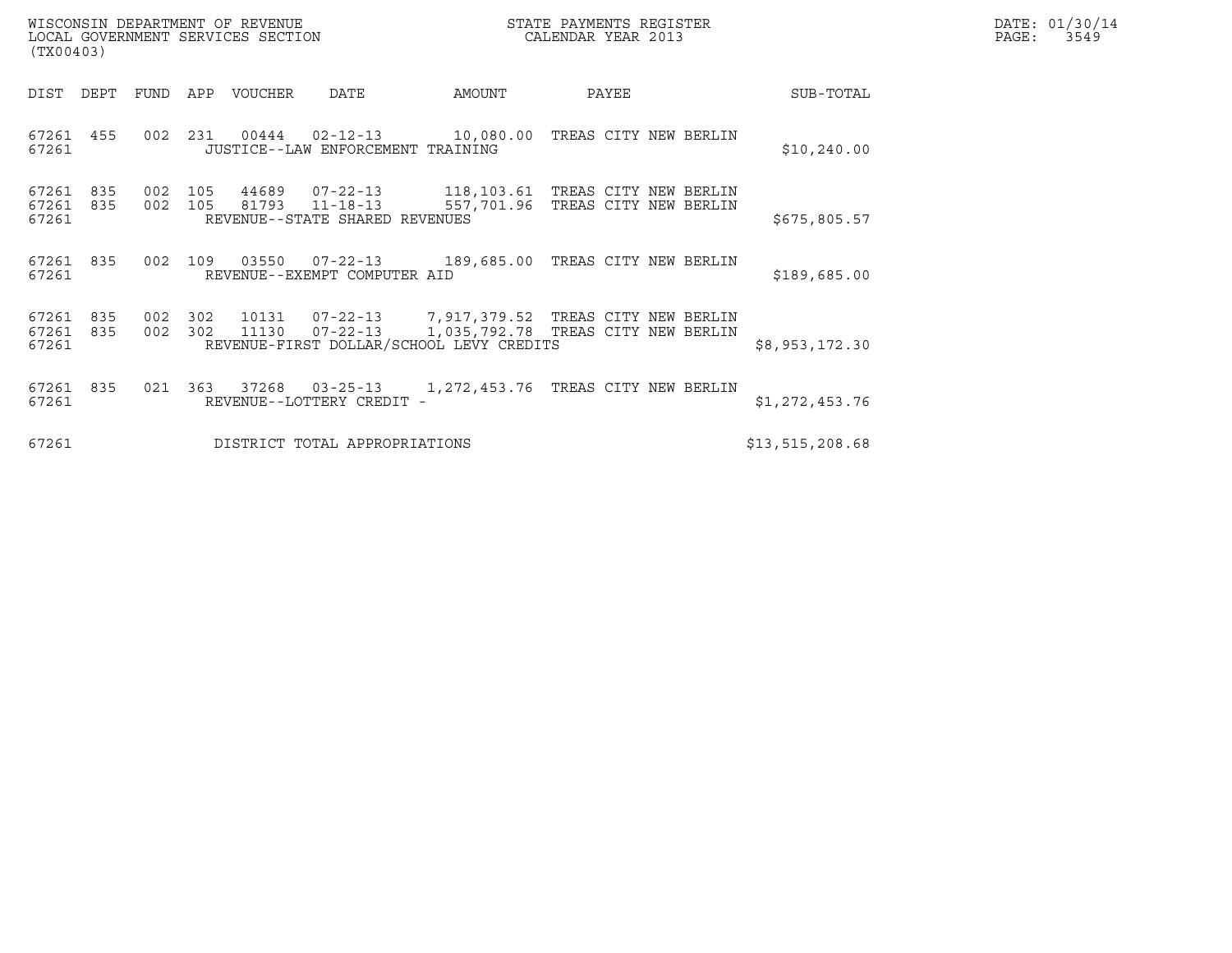WISCONSIN DEPARTMENT OF REVENUE
LOCAL GOVERNMENT SERVICES SECTION
(TX00403)

STATE PAYMENTS REGISTER
CALENDAR YEAR 2013

DATE: 01/30/14

| DIST | DEPT | FUND | APP | VOUCHER | DATE | AMOUNT | PAYEE | SUB-TOTAL |
|---|---|---|---|---|---|---|---|---|
| 67261 | 455 | 002 | 231 | 00444 | 02-12-13 | 10,080.00 | TREAS CITY NEW BERLIN | |
| 67261 | | | | JUSTICE--LAW ENFORCEMENT TRAINING | | | | $10,240.00 |
| 67261 | 835 | 002 | 105 | 44689 | 07-22-13 | 118,103.61 | TREAS CITY NEW BERLIN | |
| 67261 | 835 | 002 | 105 | 81793 | 11-18-13 | 557,701.96 | TREAS CITY NEW BERLIN | |
| 67261 | | | | REVENUE--STATE SHARED REVENUES | | | | $675,805.57 |
| 67261 | 835 | 002 | 109 | 03550 | 07-22-13 | 189,685.00 | TREAS CITY NEW BERLIN | |
| 67261 | | | | REVENUE--EXEMPT COMPUTER AID | | | | $189,685.00 |
| 67261 | 835 | 002 | 302 | 10131 | 07-22-13 | 7,917,379.52 | TREAS CITY NEW BERLIN | |
| 67261 | 835 | 002 | 302 | 11130 | 07-22-13 | 1,035,792.78 | TREAS CITY NEW BERLIN | |
| 67261 | | | | REVENUE-FIRST DOLLAR/SCHOOL LEVY CREDITS | | | | $8,953,172.30 |
| 67261 | 835 | 021 | 363 | 37268 | 03-25-13 | 1,272,453.76 | TREAS CITY NEW BERLIN | |
| 67261 | | | | REVENUE--LOTTERY CREDIT - | | | | $1,272,453.76 |
| 67261 | | | | DISTRICT TOTAL APPROPRIATIONS | | | | $13,515,208.68 |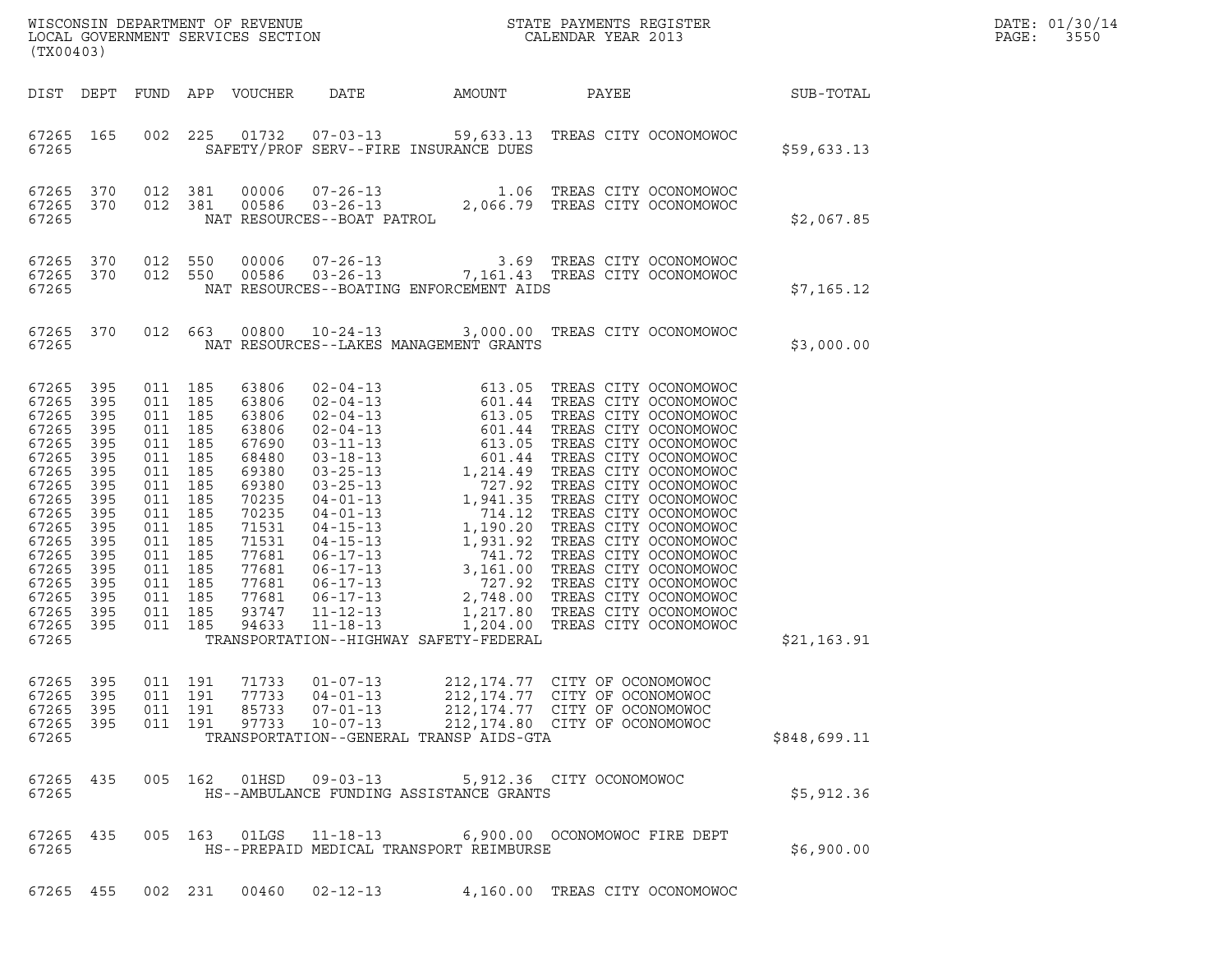WISCONSIN DEPARTMENT OF REVENUE
LOCAL GOVERNMENT SERVICES SECTION
(TX00403)

STATE PAYMENTS REGISTER
CALENDAR YEAR 2013

DATE: 01/30/14
PAGE: 3550

| DIST | DEPT | FUND | APP | VOUCHER | DATE | AMOUNT | PAYEE | SUB-TOTAL |
|---|---|---|---|---|---|---|---|---|
| 67265 | 165 | 002 | 225 | 01732 | 07-03-13 | 59,633.13 | TREAS CITY OCONOMOWOC | |
| 67265 | | | | | SAFETY/PROF SERV--FIRE INSURANCE DUES | | | $59,633.13 |
| 67265 | 370 | 012 | 381 | 00006 | 07-26-13 | 1.06 | TREAS CITY OCONOMOWOC | |
| 67265 | 370 | 012 | 381 | 00586 | 03-26-13 | 2,066.79 | TREAS CITY OCONOMOWOC | |
| 67265 | | | | | NAT RESOURCES--BOAT PATROL | | | $2,067.85 |
| 67265 | 370 | 012 | 550 | 00006 | 07-26-13 | 3.69 | TREAS CITY OCONOMOWOC | |
| 67265 | 370 | 012 | 550 | 00586 | 03-26-13 | 7,161.43 | TREAS CITY OCONOMOWOC | |
| 67265 | | | | | NAT RESOURCES--BOATING ENFORCEMENT AIDS | | | $7,165.12 |
| 67265 | 370 | 012 | 663 | 00800 | 10-24-13 | 3,000.00 | TREAS CITY OCONOMOWOC | |
| 67265 | | | | | NAT RESOURCES--LAKES MANAGEMENT GRANTS | | | $3,000.00 |
| 67265 | 395 | 011 | 185 | 63806 | 02-04-13 | 613.05 | TREAS CITY OCONOMOWOC | |
| 67265 | 395 | 011 | 185 | 63806 | 02-04-13 | 601.44 | TREAS CITY OCONOMOWOC | |
| 67265 | 395 | 011 | 185 | 63806 | 02-04-13 | 613.05 | TREAS CITY OCONOMOWOC | |
| 67265 | 395 | 011 | 185 | 63806 | 02-04-13 | 601.44 | TREAS CITY OCONOMOWOC | |
| 67265 | 395 | 011 | 185 | 67690 | 03-11-13 | 613.05 | TREAS CITY OCONOMOWOC | |
| 67265 | 395 | 011 | 185 | 68480 | 03-18-13 | 601.44 | TREAS CITY OCONOMOWOC | |
| 67265 | 395 | 011 | 185 | 69380 | 03-25-13 | 1,214.49 | TREAS CITY OCONOMOWOC | |
| 67265 | 395 | 011 | 185 | 69380 | 03-25-13 | 727.92 | TREAS CITY OCONOMOWOC | |
| 67265 | 395 | 011 | 185 | 70235 | 04-01-13 | 1,941.35 | TREAS CITY OCONOMOWOC | |
| 67265 | 395 | 011 | 185 | 70235 | 04-01-13 | 714.12 | TREAS CITY OCONOMOWOC | |
| 67265 | 395 | 011 | 185 | 71531 | 04-15-13 | 1,190.20 | TREAS CITY OCONOMOWOC | |
| 67265 | 395 | 011 | 185 | 71531 | 04-15-13 | 1,931.92 | TREAS CITY OCONOMOWOC | |
| 67265 | 395 | 011 | 185 | 77681 | 06-17-13 | 741.72 | TREAS CITY OCONOMOWOC | |
| 67265 | 395 | 011 | 185 | 77681 | 06-17-13 | 3,161.00 | TREAS CITY OCONOMOWOC | |
| 67265 | 395 | 011 | 185 | 77681 | 06-17-13 | 727.92 | TREAS CITY OCONOMOWOC | |
| 67265 | 395 | 011 | 185 | 77681 | 06-17-13 | 2,748.00 | TREAS CITY OCONOMOWOC | |
| 67265 | 395 | 011 | 185 | 93747 | 11-12-13 | 1,217.80 | TREAS CITY OCONOMOWOC | |
| 67265 | 395 | 011 | 185 | 94633 | 11-18-13 | 1,204.00 | TREAS CITY OCONOMOWOC | |
| 67265 | | | | | TRANSPORTATION--HIGHWAY SAFETY-FEDERAL | | | $21,163.91 |
| 67265 | 395 | 011 | 191 | 71733 | 01-07-13 | 212,174.77 | CITY OF OCONOMOWOC | |
| 67265 | 395 | 011 | 191 | 77733 | 04-01-13 | 212,174.77 | CITY OF OCONOMOWOC | |
| 67265 | 395 | 011 | 191 | 85733 | 07-01-13 | 212,174.77 | CITY OF OCONOMOWOC | |
| 67265 | 395 | 011 | 191 | 97733 | 10-07-13 | 212,174.80 | CITY OF OCONOMOWOC | |
| 67265 | | | | | TRANSPORTATION--GENERAL TRANSP AIDS-GTA | | | $848,699.11 |
| 67265 | 435 | 005 | 162 | 01HSD | 09-03-13 | 5,912.36 | CITY OCONOMOWOC | |
| 67265 | | | | | HS--AMBULANCE FUNDING ASSISTANCE GRANTS | | | $5,912.36 |
| 67265 | 435 | 005 | 163 | 01LGS | 11-18-13 | 6,900.00 | OCONOMOWOC FIRE DEPT | |
| 67265 | | | | | HS--PREPAID MEDICAL TRANSPORT REIMBURSE | | | $6,900.00 |
| 67265 | 455 | 002 | 231 | 00460 | 02-12-13 | 4,160.00 | TREAS CITY OCONOMOWOC | |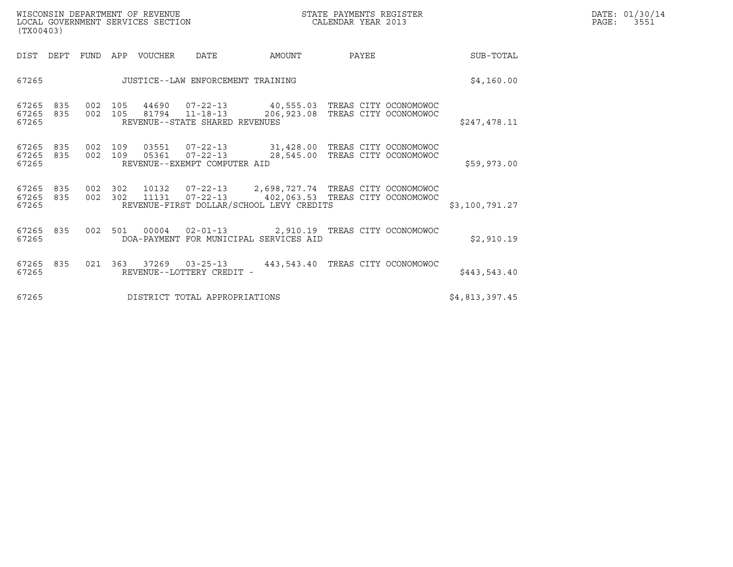WISCONSIN DEPARTMENT OF REVENUE
LOCAL GOVERNMENT SERVICES SECTION
(TX00403)

STATE PAYMENTS REGISTER
CALENDAR YEAR 2013

DATE: 01/30/14
PAGE: 3551

| DIST | DEPT | FUND | APP | VOUCHER | DATE | AMOUNT | PAYEE | SUB-TOTAL |
|---|---|---|---|---|---|---|---|---|
| 67265 | | | | JUSTICE--LAW ENFORCEMENT TRAINING | | | | $4,160.00 |
| 67265 | 835 | 002 | 105 | 44690 | 07-22-13 | 40,555.03 | TREAS CITY OCONOMOWOC | |
| 67265 | 835 | 002 | 105 | 81794 | 11-18-13 | 206,923.08 | TREAS CITY OCONOMOWOC | |
| 67265 | | | | REVENUE--STATE SHARED REVENUES | | | | $247,478.11 |
| 67265 | 835 | 002 | 109 | 03551 | 07-22-13 | 31,428.00 | TREAS CITY OCONOMOWOC | |
| 67265 | 835 | 002 | 109 | 05361 | 07-22-13 | 28,545.00 | TREAS CITY OCONOMOWOC | |
| 67265 | | | | REVENUE--EXEMPT COMPUTER AID | | | | $59,973.00 |
| 67265 | 835 | 002 | 302 | 10132 | 07-22-13 | 2,698,727.74 | TREAS CITY OCONOMOWOC | |
| 67265 | 835 | 002 | 302 | 11131 | 07-22-13 | 402,063.53 | TREAS CITY OCONOMOWOC | |
| 67265 | | | | REVENUE-FIRST DOLLAR/SCHOOL LEVY CREDITS | | | | $3,100,791.27 |
| 67265 | 835 | 002 | 501 | 00004 | 02-01-13 | 2,910.19 | TREAS CITY OCONOMOWOC | |
| 67265 | | | | DOA-PAYMENT FOR MUNICIPAL SERVICES AID | | | | $2,910.19 |
| 67265 | 835 | 021 | 363 | 37269 | 03-25-13 | 443,543.40 | TREAS CITY OCONOMOWOC | |
| 67265 | | | | REVENUE--LOTTERY CREDIT - | | | | $443,543.40 |
| 67265 | | | | DISTRICT TOTAL APPROPRIATIONS | | | | $4,813,397.45 |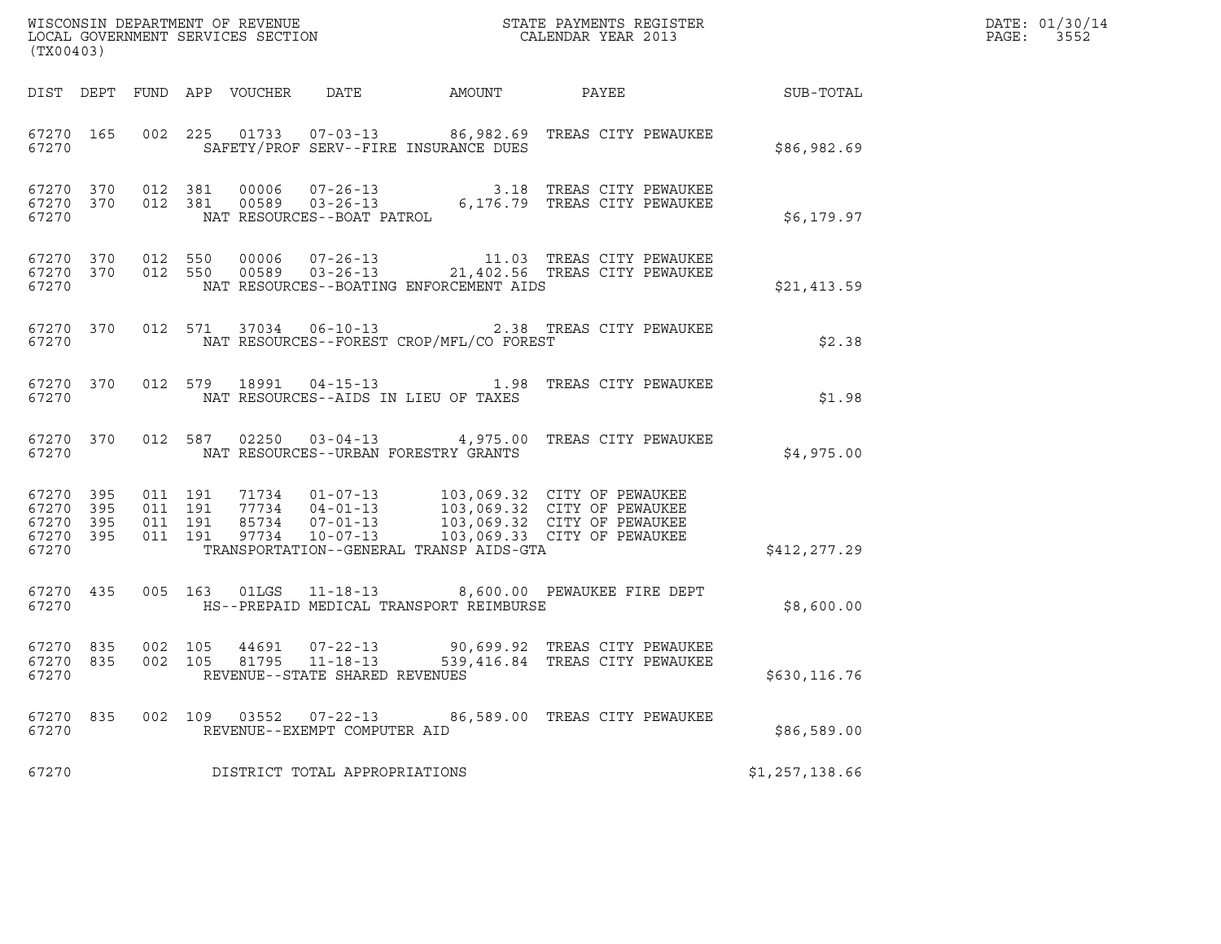WISCONSIN DEPARTMENT OF REVENUE
LOCAL GOVERNMENT SERVICES SECTION
(TX00403)

STATE PAYMENTS REGISTER
CALENDAR YEAR 2013

DATE: 01/30/14
PAGE: 3552

| DIST | DEPT | FUND | APP | VOUCHER | DATE | AMOUNT | PAYEE | SUB-TOTAL |
|---|---|---|---|---|---|---|---|---|
| 67270 | 165 | 002 | 225 | 01733 | 07-03-13 | 86,982.69 | TREAS CITY PEWAUKEE | |
| 67270 | | | | | SAFETY/PROF SERV--FIRE INSURANCE DUES | | | $86,982.69 |
| 67270 | 370 | 012 | 381 | 00006 | 07-26-13 | 3.18 | TREAS CITY PEWAUKEE | |
| 67270 | 370 | 012 | 381 | 00589 | 03-26-13 | 6,176.79 | TREAS CITY PEWAUKEE | |
| 67270 | | | | | NAT RESOURCES--BOAT PATROL | | | $6,179.97 |
| 67270 | 370 | 012 | 550 | 00006 | 07-26-13 | 11.03 | TREAS CITY PEWAUKEE | |
| 67270 | 370 | 012 | 550 | 00589 | 03-26-13 | 21,402.56 | TREAS CITY PEWAUKEE | |
| 67270 | | | | | NAT RESOURCES--BOATING ENFORCEMENT AIDS | | | $21,413.59 |
| 67270 | 370 | 012 | 571 | 37034 | 06-10-13 | 2.38 | TREAS CITY PEWAUKEE | |
| 67270 | | | | | NAT RESOURCES--FOREST CROP/MFL/CO FOREST | | | $2.38 |
| 67270 | 370 | 012 | 579 | 18991 | 04-15-13 | 1.98 | TREAS CITY PEWAUKEE | |
| 67270 | | | | | NAT RESOURCES--AIDS IN LIEU OF TAXES | | | $1.98 |
| 67270 | 370 | 012 | 587 | 02250 | 03-04-13 | 4,975.00 | TREAS CITY PEWAUKEE | |
| 67270 | | | | | NAT RESOURCES--URBAN FORESTRY GRANTS | | | $4,975.00 |
| 67270 | 395 | 011 | 191 | 71734 | 01-07-13 | 103,069.32 | CITY OF PEWAUKEE | |
| 67270 | 395 | 011 | 191 | 77734 | 04-01-13 | 103,069.32 | CITY OF PEWAUKEE | |
| 67270 | 395 | 011 | 191 | 85734 | 07-01-13 | 103,069.32 | CITY OF PEWAUKEE | |
| 67270 | 395 | 011 | 191 | 97734 | 10-07-13 | 103,069.33 | CITY OF PEWAUKEE | |
| 67270 | | | | | TRANSPORTATION--GENERAL TRANSP AIDS-GTA | | | $412,277.29 |
| 67270 | 435 | 005 | 163 | 01LGS | 11-18-13 | 8,600.00 | PEWAUKEE FIRE DEPT | |
| 67270 | | | | | HS--PREPAID MEDICAL TRANSPORT REIMBURSE | | | $8,600.00 |
| 67270 | 835 | 002 | 105 | 44691 | 07-22-13 | 90,699.92 | TREAS CITY PEWAUKEE | |
| 67270 | 835 | 002 | 105 | 81795 | 11-18-13 | 539,416.84 | TREAS CITY PEWAUKEE | |
| 67270 | | | | | REVENUE--STATE SHARED REVENUES | | | $630,116.76 |
| 67270 | 835 | 002 | 109 | 03552 | 07-22-13 | 86,589.00 | TREAS CITY PEWAUKEE | |
| 67270 | | | | | REVENUE--EXEMPT COMPUTER AID | | | $86,589.00 |
| 67270 | | | | | DISTRICT TOTAL APPROPRIATIONS | | | $1,257,138.66 |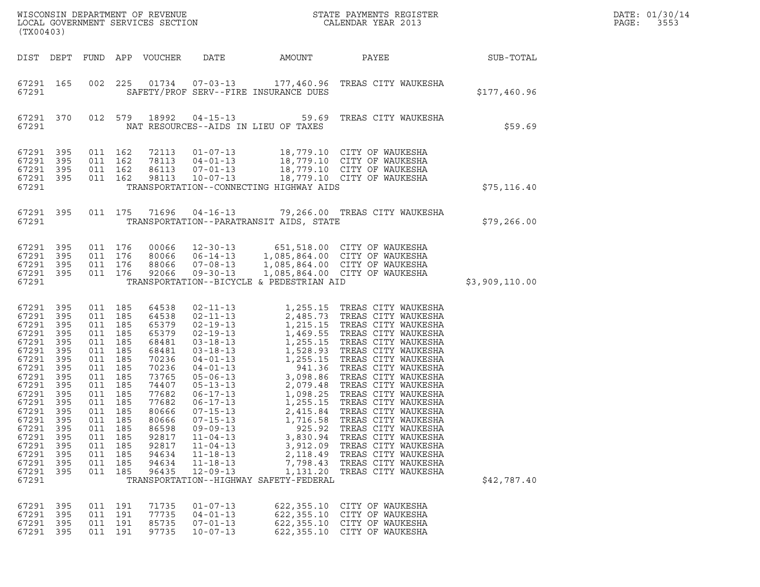WISCONSIN DEPARTMENT OF REVENUE
LOCAL GOVERNMENT SERVICES SECTION
(TX00403)

STATE PAYMENTS REGISTER
CALENDAR YEAR 2013

| DIST | DEPT | FUND | APP | VOUCHER | DATE | AMOUNT | PAYEE | SUB-TOTAL |
|---|---|---|---|---|---|---|---|---|
| 67291 | 165 | 002 | 225 | 01734 | 07-03-13 | 177,460.96 | TREAS CITY WAUKESHA | |
| 67291 | | | | | SAFETY/PROF SERV--FIRE INSURANCE DUES | | | $177,460.96 |
| 67291 | 370 | 012 | 579 | 18992 | 04-15-13 | 59.69 | TREAS CITY WAUKESHA | |
| 67291 | | | | | NAT RESOURCES--AIDS IN LIEU OF TAXES | | | $59.69 |
| 67291 | 395 | 011 | 162 | 72113 | 01-07-13 | 18,779.10 | CITY OF WAUKESHA | |
| 67291 | 395 | 011 | 162 | 78113 | 04-01-13 | 18,779.10 | CITY OF WAUKESHA | |
| 67291 | 395 | 011 | 162 | 86113 | 07-01-13 | 18,779.10 | CITY OF WAUKESHA | |
| 67291 | 395 | 011 | 162 | 98113 | 10-07-13 | 18,779.10 | CITY OF WAUKESHA | |
| 67291 | | | | | TRANSPORTATION--CONNECTING HIGHWAY AIDS | | | $75,116.40 |
| 67291 | 395 | 011 | 175 | 71696 | 04-16-13 | 79,266.00 | TREAS CITY WAUKESHA | |
| 67291 | | | | | TRANSPORTATION--PARATRANSIT AIDS, STATE | | | $79,266.00 |
| 67291 | 395 | 011 | 176 | 00066 | 12-30-13 | 651,518.00 | CITY OF WAUKESHA | |
| 67291 | 395 | 011 | 176 | 80066 | 06-14-13 | 1,085,864.00 | CITY OF WAUKESHA | |
| 67291 | 395 | 011 | 176 | 88066 | 07-08-13 | 1,085,864.00 | CITY OF WAUKESHA | |
| 67291 | 395 | 011 | 176 | 92066 | 09-30-13 | 1,085,864.00 | CITY OF WAUKESHA | |
| 67291 | | | | | TRANSPORTATION--BICYCLE & PEDESTRIAN AID | | | $3,909,110.00 |
| 67291 | 395 | 011 | 185 | 64538 | 02-11-13 | 1,255.15 | TREAS CITY WAUKESHA | |
| 67291 | 395 | 011 | 185 | 64538 | 02-11-13 | 2,485.73 | TREAS CITY WAUKESHA | |
| 67291 | 395 | 011 | 185 | 65379 | 02-19-13 | 1,215.15 | TREAS CITY WAUKESHA | |
| 67291 | 395 | 011 | 185 | 65379 | 02-19-13 | 1,469.55 | TREAS CITY WAUKESHA | |
| 67291 | 395 | 011 | 185 | 68481 | 03-18-13 | 1,255.15 | TREAS CITY WAUKESHA | |
| 67291 | 395 | 011 | 185 | 68481 | 03-18-13 | 1,528.93 | TREAS CITY WAUKESHA | |
| 67291 | 395 | 011 | 185 | 70236 | 04-01-13 | 1,255.15 | TREAS CITY WAUKESHA | |
| 67291 | 395 | 011 | 185 | 70236 | 04-01-13 | 941.36 | TREAS CITY WAUKESHA | |
| 67291 | 395 | 011 | 185 | 73765 | 05-06-13 | 3,098.86 | TREAS CITY WAUKESHA | |
| 67291 | 395 | 011 | 185 | 74407 | 05-13-13 | 2,079.48 | TREAS CITY WAUKESHA | |
| 67291 | 395 | 011 | 185 | 77682 | 06-17-13 | 1,098.25 | TREAS CITY WAUKESHA | |
| 67291 | 395 | 011 | 185 | 77682 | 06-17-13 | 1,255.15 | TREAS CITY WAUKESHA | |
| 67291 | 395 | 011 | 185 | 80666 | 07-15-13 | 2,415.84 | TREAS CITY WAUKESHA | |
| 67291 | 395 | 011 | 185 | 80666 | 07-15-13 | 1,716.58 | TREAS CITY WAUKESHA | |
| 67291 | 395 | 011 | 185 | 86598 | 09-09-13 | 925.92 | TREAS CITY WAUKESHA | |
| 67291 | 395 | 011 | 185 | 92817 | 11-04-13 | 3,830.94 | TREAS CITY WAUKESHA | |
| 67291 | 395 | 011 | 185 | 92817 | 11-04-13 | 3,912.09 | TREAS CITY WAUKESHA | |
| 67291 | 395 | 011 | 185 | 94634 | 11-18-13 | 2,118.49 | TREAS CITY WAUKESHA | |
| 67291 | 395 | 011 | 185 | 94634 | 11-18-13 | 7,798.43 | TREAS CITY WAUKESHA | |
| 67291 | 395 | 011 | 185 | 96435 | 12-09-13 | 1,131.20 | TREAS CITY WAUKESHA | |
| 67291 | | | | | TRANSPORTATION--HIGHWAY SAFETY-FEDERAL | | | $42,787.40 |
| 67291 | 395 | 011 | 191 | 71735 | 01-07-13 | 622,355.10 | CITY OF WAUKESHA | |
| 67291 | 395 | 011 | 191 | 77735 | 04-01-13 | 622,355.10 | CITY OF WAUKESHA | |
| 67291 | 395 | 011 | 191 | 85735 | 07-01-13 | 622,355.10 | CITY OF WAUKESHA | |
| 67291 | 395 | 011 | 191 | 97735 | 10-07-13 | 622,355.10 | CITY OF WAUKESHA | |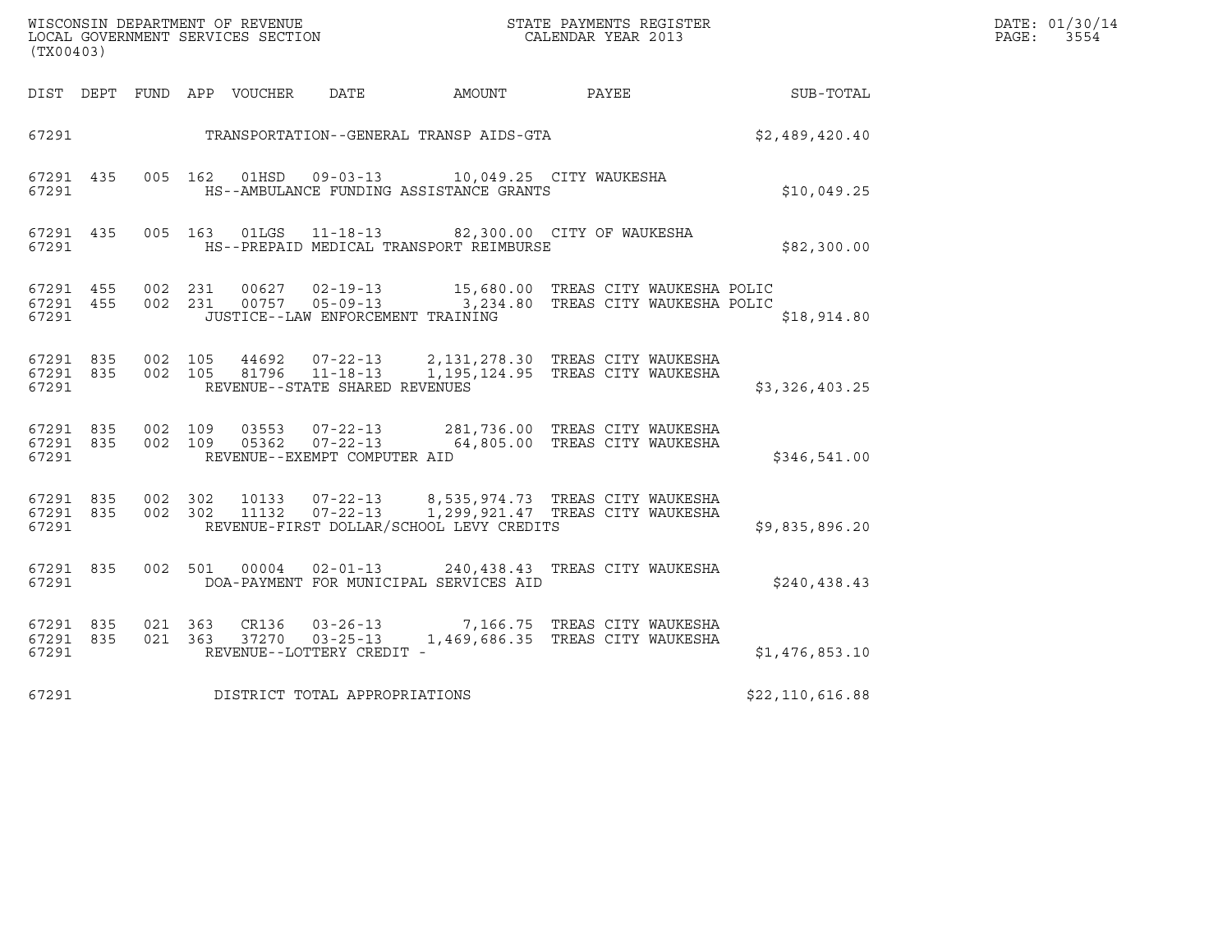WISCONSIN DEPARTMENT OF REVENUE
LOCAL GOVERNMENT SERVICES SECTION
(TX00403)

STATE PAYMENTS REGISTER
CALENDAR YEAR 2013

DATE: 01/30/14
PAGE: 3554

| DIST | DEPT | FUND | APP | VOUCHER | DATE | AMOUNT | PAYEE | SUB-TOTAL |
|---|---|---|---|---|---|---|---|---|
| 67291 | | | | TRANSPORTATION--GENERAL TRANSP AIDS-GTA | | | | $2,489,420.40 |
| 67291 | 435 | 005 | 162 | 01HSD | 09-03-13 | 10,049.25 | CITY WAUKESHA | |
| 67291 | | | | HS--AMBULANCE FUNDING ASSISTANCE GRANTS | | | | $10,049.25 |
| 67291 | 435 | 005 | 163 | 01LGS | 11-18-13 | 82,300.00 | CITY OF WAUKESHA | |
| 67291 | | | | HS--PREPAID MEDICAL TRANSPORT REIMBURSE | | | | $82,300.00 |
| 67291 | 455 | 002 | 231 | 00627 | 02-19-13 | 15,680.00 | TREAS CITY WAUKESHA POLIC | |
| 67291 | 455 | 002 | 231 | 00757 | 05-09-13 | 3,234.80 | TREAS CITY WAUKESHA POLIC | |
| 67291 | | | | JUSTICE--LAW ENFORCEMENT TRAINING | | | | $18,914.80 |
| 67291 | 835 | 002 | 105 | 44692 | 07-22-13 | 2,131,278.30 | TREAS CITY WAUKESHA | |
| 67291 | 835 | 002 | 105 | 81796 | 11-18-13 | 1,195,124.95 | TREAS CITY WAUKESHA | |
| 67291 | | | | REVENUE--STATE SHARED REVENUES | | | | $3,326,403.25 |
| 67291 | 835 | 002 | 109 | 03553 | 07-22-13 | 281,736.00 | TREAS CITY WAUKESHA | |
| 67291 | 835 | 002 | 109 | 05362 | 07-22-13 | 64,805.00 | TREAS CITY WAUKESHA | |
| 67291 | | | | REVENUE--EXEMPT COMPUTER AID | | | | $346,541.00 |
| 67291 | 835 | 002 | 302 | 10133 | 07-22-13 | 8,535,974.73 | TREAS CITY WAUKESHA | |
| 67291 | 835 | 002 | 302 | 11132 | 07-22-13 | 1,299,921.47 | TREAS CITY WAUKESHA | |
| 67291 | | | | REVENUE-FIRST DOLLAR/SCHOOL LEVY CREDITS | | | | $9,835,896.20 |
| 67291 | 835 | 002 | 501 | 00004 | 02-01-13 | 240,438.43 | TREAS CITY WAUKESHA | |
| 67291 | | | | DOA-PAYMENT FOR MUNICIPAL SERVICES AID | | | | $240,438.43 |
| 67291 | 835 | 021 | 363 | CR136 | 03-26-13 | 7,166.75 | TREAS CITY WAUKESHA | |
| 67291 | 835 | 021 | 363 | 37270 | 03-25-13 | 1,469,686.35 | TREAS CITY WAUKESHA | |
| 67291 | | | | REVENUE--LOTTERY CREDIT - | | | | $1,476,853.10 |
| 67291 | | | | DISTRICT TOTAL APPROPRIATIONS | | | | $22,110,616.88 |